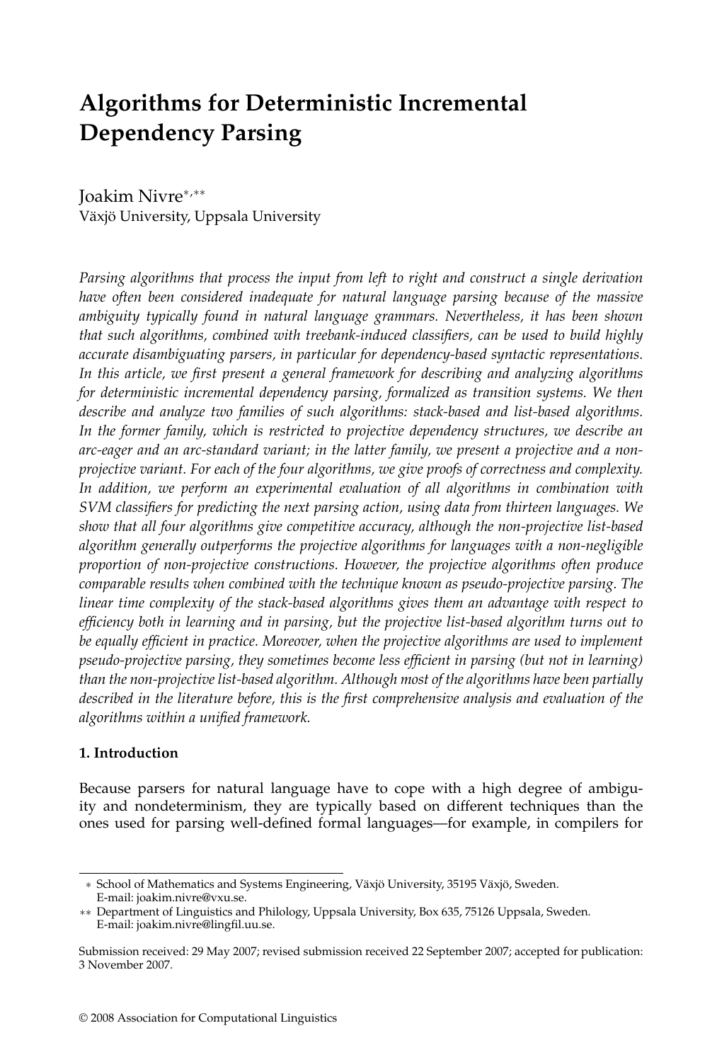# Algorithms for Deterministic Incremental Dependency Parsing

Joakim Nivre[*,**]
Växjö University, Uppsala University

*Parsing algorithms that process the input from left to right and construct a single derivation have often been considered inadequate for natural language parsing because of the massive ambiguity typically found in natural language grammars. Nevertheless, it has been shown that such algorithms, combined with treebank-induced classifiers, can be used to build highly accurate disambiguating parsers, in particular for dependency-based syntactic representations. In this article, we first present a general framework for describing and analyzing algorithms for deterministic incremental dependency parsing, formalized as transition systems. We then describe and analyze two families of such algorithms: stack-based and list-based algorithms. In the former family, which is restricted to projective dependency structures, we describe an arc-eager and an arc-standard variant; in the latter family, we present a projective and a non-projective variant. For each of the four algorithms, we give proofs of correctness and complexity. In addition, we perform an experimental evaluation of all algorithms in combination with SVM classifiers for predicting the next parsing action, using data from thirteen languages. We show that all four algorithms give competitive accuracy, although the non-projective list-based algorithm generally outperforms the projective algorithms for languages with a non-negligible proportion of non-projective constructions. However, the projective algorithms often produce comparable results when combined with the technique known as pseudo-projective parsing. The linear time complexity of the stack-based algorithms gives them an advantage with respect to efficiency both in learning and in parsing, but the projective list-based algorithm turns out to be equally efficient in practice. Moreover, when the projective algorithms are used to implement pseudo-projective parsing, they sometimes become less efficient in parsing (but not in learning) than the non-projective list-based algorithm. Although most of the algorithms have been partially described in the literature before, this is the first comprehensive analysis and evaluation of the algorithms within a unified framework.*

## 1. Introduction

Because parsers for natural language have to cope with a high degree of ambiguity and nondeterminism, they are typically based on different techniques than the ones used for parsing well-defined formal languages—for example, in compilers for

---

[*] School of Mathematics and Systems Engineering, Växjö University, 35195 Växjö, Sweden. E-mail: joakim.nivre@vxu.se.

[**] Department of Linguistics and Philology, Uppsala University, Box 635, 75126 Uppsala, Sweden. E-mail: joakim.nivre@lingfil.uu.se.

Submission received: 29 May 2007; revised submission received 22 September 2007; accepted for publication: 3 November 2007.

© 2008 Association for Computational Linguistics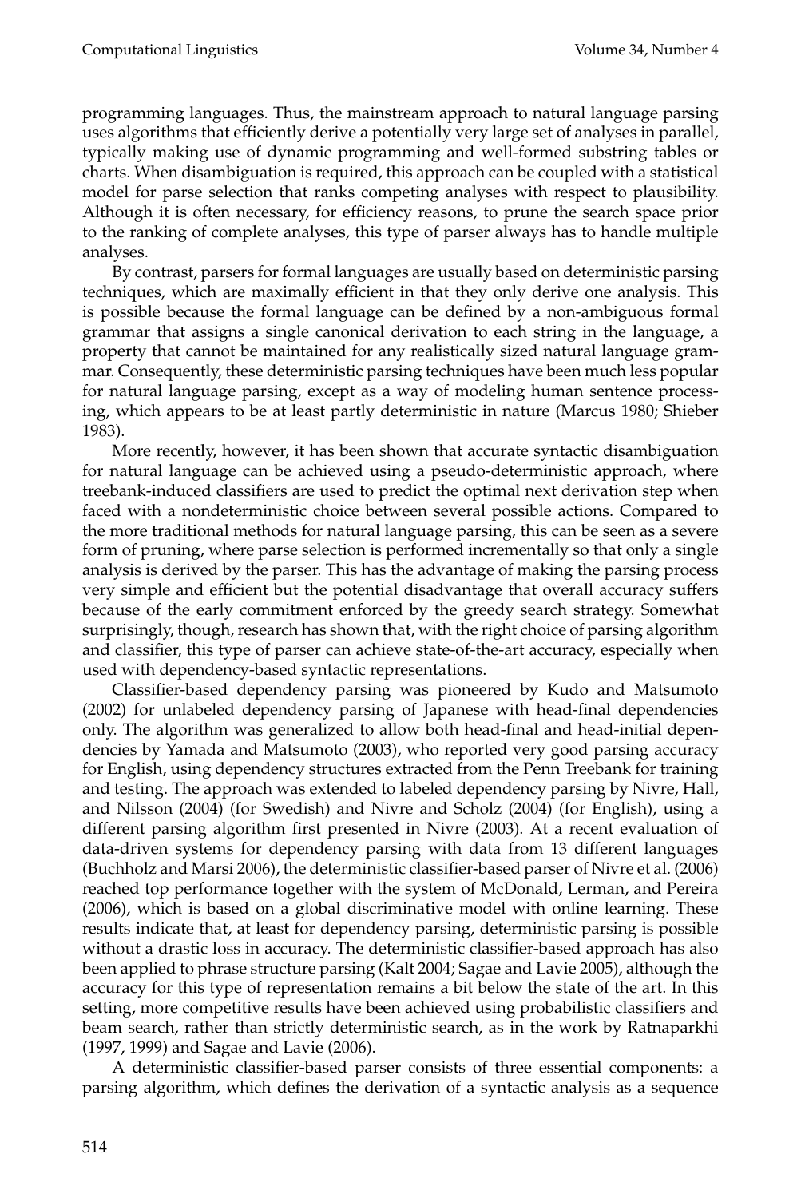programming languages. Thus, the mainstream approach to natural language parsing uses algorithms that efficiently derive a potentially very large set of analyses in parallel, typically making use of dynamic programming and well-formed substring tables or charts. When disambiguation is required, this approach can be coupled with a statistical model for parse selection that ranks competing analyses with respect to plausibility. Although it is often necessary, for efficiency reasons, to prune the search space prior to the ranking of complete analyses, this type of parser always has to handle multiple analyses.

By contrast, parsers for formal languages are usually based on deterministic parsing techniques, which are maximally efficient in that they only derive one analysis. This is possible because the formal language can be defined by a non-ambiguous formal grammar that assigns a single canonical derivation to each string in the language, a property that cannot be maintained for any realistically sized natural language grammar. Consequently, these deterministic parsing techniques have been much less popular for natural language parsing, except as a way of modeling human sentence processing, which appears to be at least partly deterministic in nature (Marcus 1980; Shieber 1983).

More recently, however, it has been shown that accurate syntactic disambiguation for natural language can be achieved using a pseudo-deterministic approach, where treebank-induced classifiers are used to predict the optimal next derivation step when faced with a nondeterministic choice between several possible actions. Compared to the more traditional methods for natural language parsing, this can be seen as a severe form of pruning, where parse selection is performed incrementally so that only a single analysis is derived by the parser. This has the advantage of making the parsing process very simple and efficient but the potential disadvantage that overall accuracy suffers because of the early commitment enforced by the greedy search strategy. Somewhat surprisingly, though, research has shown that, with the right choice of parsing algorithm and classifier, this type of parser can achieve state-of-the-art accuracy, especially when used with dependency-based syntactic representations.

Classifier-based dependency parsing was pioneered by Kudo and Matsumoto (2002) for unlabeled dependency parsing of Japanese with head-final dependencies only. The algorithm was generalized to allow both head-final and head-initial dependencies by Yamada and Matsumoto (2003), who reported very good parsing accuracy for English, using dependency structures extracted from the Penn Treebank for training and testing. The approach was extended to labeled dependency parsing by Nivre, Hall, and Nilsson (2004) (for Swedish) and Nivre and Scholz (2004) (for English), using a different parsing algorithm first presented in Nivre (2003). At a recent evaluation of data-driven systems for dependency parsing with data from 13 different languages (Buchholz and Marsi 2006), the deterministic classifier-based parser of Nivre et al. (2006) reached top performance together with the system of McDonald, Lerman, and Pereira (2006), which is based on a global discriminative model with online learning. These results indicate that, at least for dependency parsing, deterministic parsing is possible without a drastic loss in accuracy. The deterministic classifier-based approach has also been applied to phrase structure parsing (Kalt 2004; Sagae and Lavie 2005), although the accuracy for this type of representation remains a bit below the state of the art. In this setting, more competitive results have been achieved using probabilistic classifiers and beam search, rather than strictly deterministic search, as in the work by Ratnaparkhi (1997, 1999) and Sagae and Lavie (2006).

A deterministic classifier-based parser consists of three essential components: a parsing algorithm, which defines the derivation of a syntactic analysis as a sequence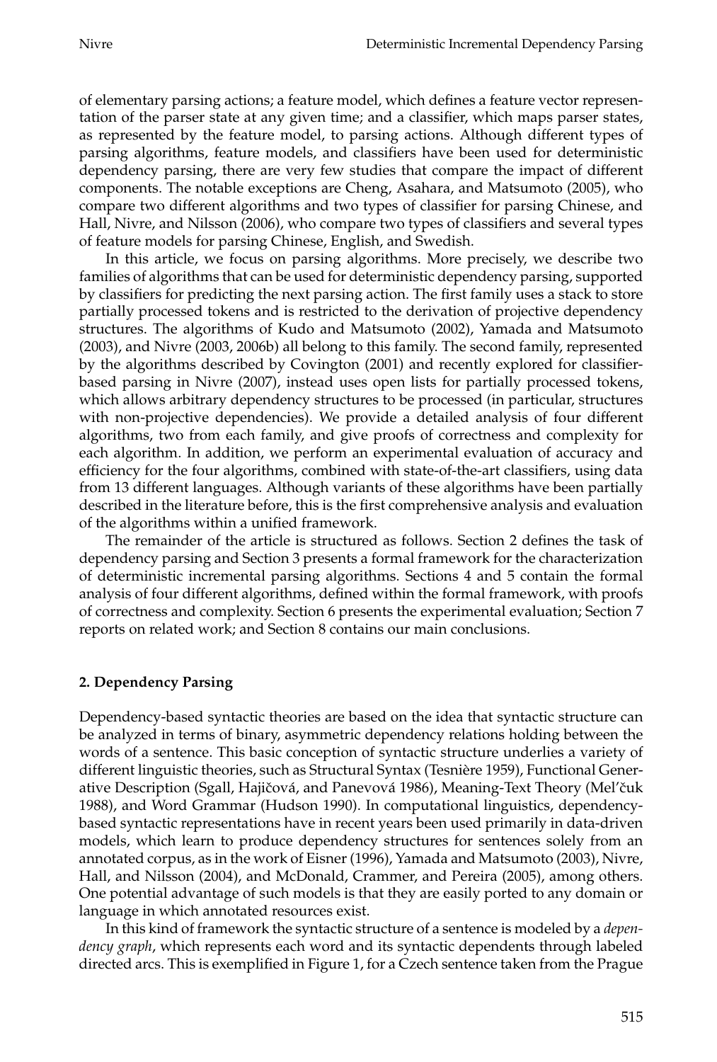of elementary parsing actions; a feature model, which defines a feature vector representation of the parser state at any given time; and a classifier, which maps parser states, as represented by the feature model, to parsing actions. Although different types of parsing algorithms, feature models, and classifiers have been used for deterministic dependency parsing, there are very few studies that compare the impact of different components. The notable exceptions are Cheng, Asahara, and Matsumoto (2005), who compare two different algorithms and two types of classifier for parsing Chinese, and Hall, Nivre, and Nilsson (2006), who compare two types of classifiers and several types of feature models for parsing Chinese, English, and Swedish.

In this article, we focus on parsing algorithms. More precisely, we describe two families of algorithms that can be used for deterministic dependency parsing, supported by classifiers for predicting the next parsing action. The first family uses a stack to store partially processed tokens and is restricted to the derivation of projective dependency structures. The algorithms of Kudo and Matsumoto (2002), Yamada and Matsumoto (2003), and Nivre (2003, 2006b) all belong to this family. The second family, represented by the algorithms described by Covington (2001) and recently explored for classifier-based parsing in Nivre (2007), instead uses open lists for partially processed tokens, which allows arbitrary dependency structures to be processed (in particular, structures with non-projective dependencies). We provide a detailed analysis of four different algorithms, two from each family, and give proofs of correctness and complexity for each algorithm. In addition, we perform an experimental evaluation of accuracy and efficiency for the four algorithms, combined with state-of-the-art classifiers, using data from 13 different languages. Although variants of these algorithms have been partially described in the literature before, this is the first comprehensive analysis and evaluation of the algorithms within a unified framework.

The remainder of the article is structured as follows. Section 2 defines the task of dependency parsing and Section 3 presents a formal framework for the characterization of deterministic incremental parsing algorithms. Sections 4 and 5 contain the formal analysis of four different algorithms, defined within the formal framework, with proofs of correctness and complexity. Section 6 presents the experimental evaluation; Section 7 reports on related work; and Section 8 contains our main conclusions.

## 2. Dependency Parsing

Dependency-based syntactic theories are based on the idea that syntactic structure can be analyzed in terms of binary, asymmetric dependency relations holding between the words of a sentence. This basic conception of syntactic structure underlies a variety of different linguistic theories, such as Structural Syntax (Tesnière 1959), Functional Generative Description (Sgall, Hajičová, and Panevová 1986), Meaning-Text Theory (Mel'čuk 1988), and Word Grammar (Hudson 1990). In computational linguistics, dependency-based syntactic representations have in recent years been used primarily in data-driven models, which learn to produce dependency structures for sentences solely from an annotated corpus, as in the work of Eisner (1996), Yamada and Matsumoto (2003), Nivre, Hall, and Nilsson (2004), and McDonald, Crammer, and Pereira (2005), among others. One potential advantage of such models is that they are easily ported to any domain or language in which annotated resources exist.

In this kind of framework the syntactic structure of a sentence is modeled by a *dependency graph*, which represents each word and its syntactic dependents through labeled directed arcs. This is exemplified in Figure 1, for a Czech sentence taken from the Prague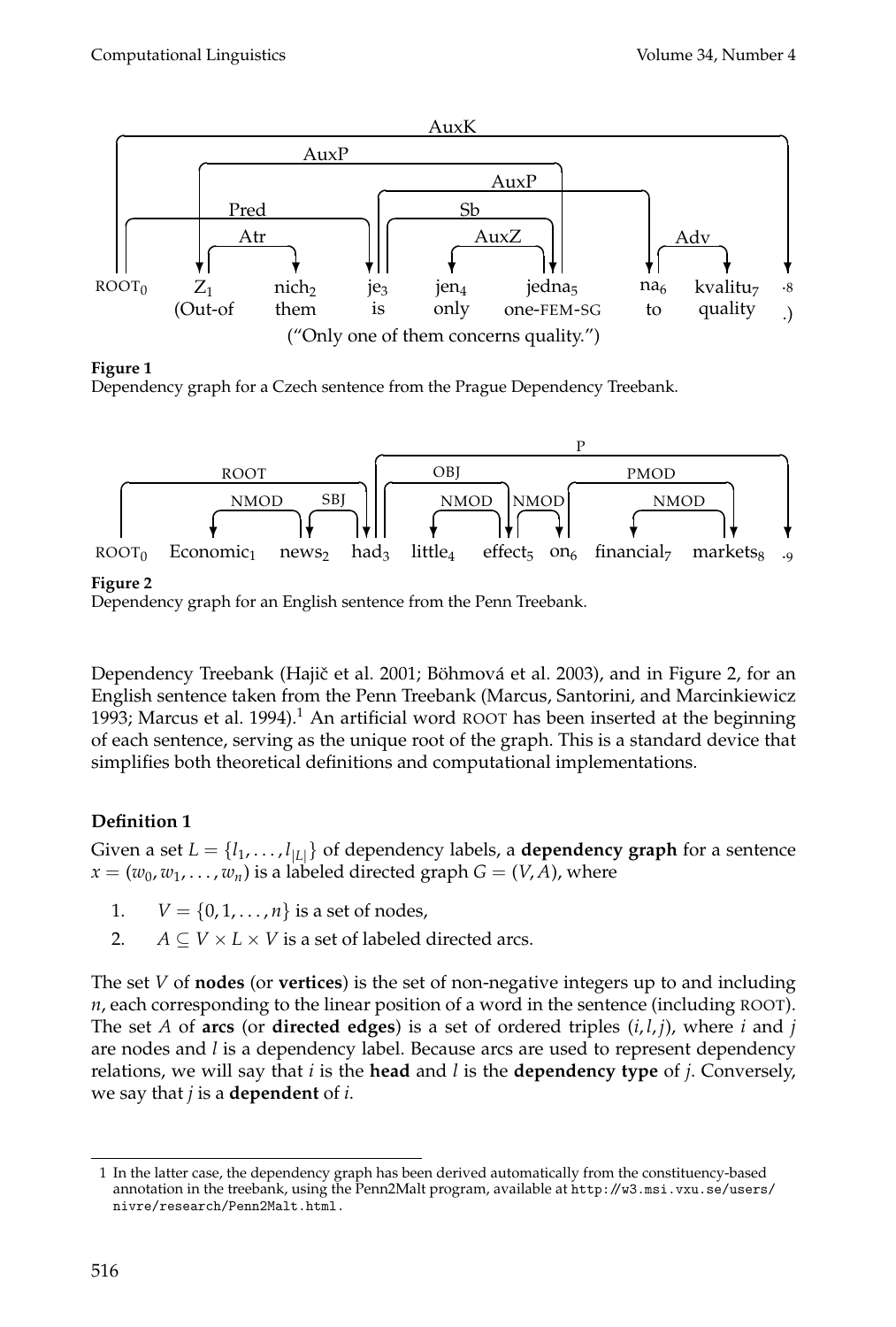**Figure 1**
Dependency graph for a Czech sentence from the Prague Dependency Treebank.

**Figure 2**
Dependency graph for an English sentence from the Penn Treebank.

Dependency Treebank (Hajič et al. 2001; Böhmová et al. 2003), and in Figure 2, for an English sentence taken from the Penn Treebank (Marcus, Santorini, and Marcinkiewicz 1993; Marcus et al. 1994).[1] An artificial word ROOT has been inserted at the beginning of each sentence, serving as the unique root of the graph. This is a standard device that simplifies both theoretical definitions and computational implementations.

**Definition 1**

Given a set $L = \{l_1, \ldots, l_{|L|}\}$ of dependency labels, a **dependency graph** for a sentence $x = (w_0, w_1, \ldots, w_n)$ is a labeled directed graph $G = (V, A)$, where

1. $V = \{0, 1, \ldots, n\}$ is a set of nodes,
2. $A \subseteq V \times L \times V$ is a set of labeled directed arcs.

The set $V$ of **nodes** (or **vertices**) is the set of non-negative integers up to and including $n$, each corresponding to the linear position of a word in the sentence (including ROOT). The set $A$ of **arcs** (or **directed edges**) is a set of ordered triples $(i, l, j)$, where $i$ and $j$ are nodes and $l$ is a dependency label. Because arcs are used to represent dependency relations, we will say that $i$ is the **head** and $l$ is the **dependency type** of $j$. Conversely, we say that $j$ is a **dependent** of $i$.

1 In the latter case, the dependency graph has been derived automatically from the constituency-based annotation in the treebank, using the Penn2Malt program, available at http://w3.msi.vxu.se/users/nivre/research/Penn2Malt.html.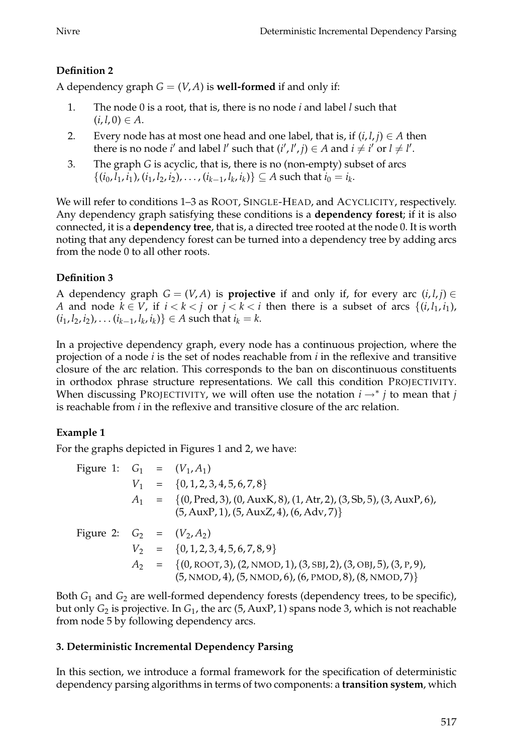**Definition 2**

A dependency graph $G = (V, A)$ is **well-formed** if and only if:

1. The node 0 is a root, that is, there is no node $i$ and label $l$ such that $(i, l, 0) \in A$.
2. Every node has at most one head and one label, that is, if $(i, l, j) \in A$ then there is no node $i'$ and label $l'$ such that $(i', l', j) \in A$ and $i \neq i'$ or $l \neq l'$.
3. The graph $G$ is acyclic, that is, there is no (non-empty) subset of arcs $\{(i_0, l_1, i_1), (i_1, l_2, i_2), \ldots, (i_{k-1}, l_k, i_k)\} \subseteq A$ such that $i_0 = i_k$.

We will refer to conditions 1–3 as ROOT, SINGLE-HEAD, and ACYCLICITY, respectively. Any dependency graph satisfying these conditions is a **dependency forest**; if it is also connected, it is a **dependency tree**, that is, a directed tree rooted at the node 0. It is worth noting that any dependency forest can be turned into a dependency tree by adding arcs from the node 0 to all other roots.

**Definition 3**

A dependency graph $G = (V, A)$ is **projective** if and only if, for every arc $(i, l, j) \in A$ and node $k \in V$, if $i < k < j$ or $j < k < i$ then there is a subset of arcs $\{(i, l_1, i_1), (i_1, l_2, i_2), \ldots (i_{k-1}, l_k, i_k)\} \in A$ such that $i_k = k$.

In a projective dependency graph, every node has a continuous projection, where the projection of a node $i$ is the set of nodes reachable from $i$ in the reflexive and transitive closure of the arc relation. This corresponds to the ban on discontinuous constituents in orthodox phrase structure representations. We call this condition PROJECTIVITY. When discussing PROJECTIVITY, we will often use the notation $i \rightarrow^* j$ to mean that $j$ is reachable from $i$ in the reflexive and transitive closure of the arc relation.

**Example 1**

For the graphs depicted in Figures 1 and 2, we have:

Figure 1:

$$
\begin{aligned}
G_1 &= (V_1, A_1) \\
V_1 &= \{0, 1, 2, 3, 4, 5, 6, 7, 8\} \\
A_1 &= \{(0, \text{Pred}, 3), (0, \text{AuxK}, 8), (1, \text{Atr}, 2), (3, \text{Sb}, 5), (3, \text{AuxP}, 6), \\
&\quad\ (5, \text{AuxP}, 1), (5, \text{AuxZ}, 4), (6, \text{Adv}, 7)\}
\end{aligned}
$$

Figure 2:

$$
\begin{aligned}
G_2 &= (V_2, A_2) \\
V_2 &= \{0, 1, 2, 3, 4, 5, 6, 7, 8, 9\} \\
A_2 &= \{(0, \text{ROOT}, 3), (2, \text{NMOD}, 1), (3, \text{SBJ}, 2), (3, \text{OBJ}, 5), (3, \text{P}, 9), \\
&\quad\ (5, \text{NMOD}, 4), (5, \text{NMOD}, 6), (6, \text{PMOD}, 8), (8, \text{NMOD}, 7)\}
\end{aligned}
$$

Both $G_1$ and $G_2$ are well-formed dependency forests (dependency trees, to be specific), but only $G_2$ is projective. In $G_1$, the arc $(5, \text{AuxP}, 1)$ spans node 3, which is not reachable from node 5 by following dependency arcs.

### 3. Deterministic Incremental Dependency Parsing

In this section, we introduce a formal framework for the specification of deterministic dependency parsing algorithms in terms of two components: a **transition system**, which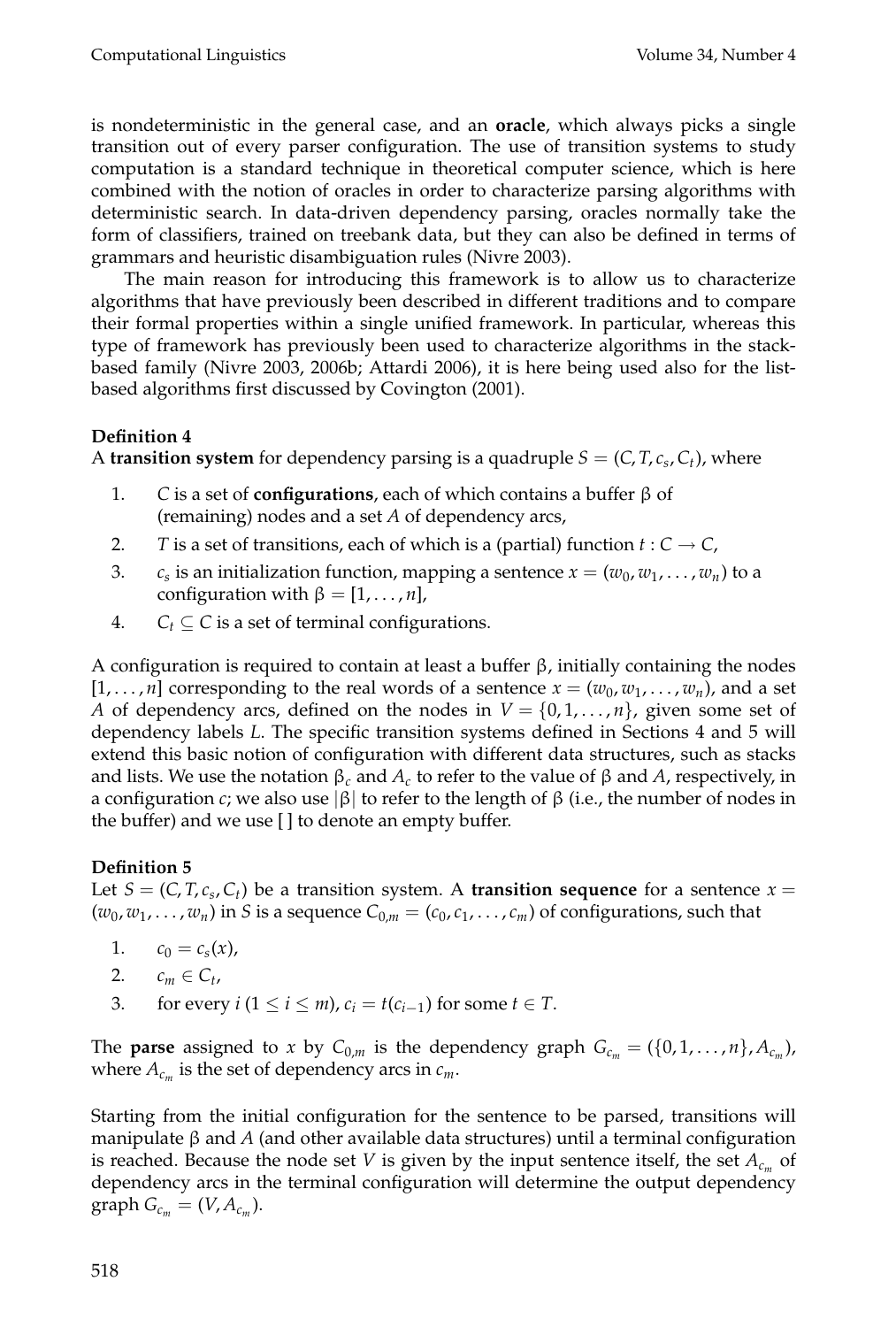is nondeterministic in the general case, and an **oracle**, which always picks a single transition out of every parser configuration. The use of transition systems to study computation is a standard technique in theoretical computer science, which is here combined with the notion of oracles in order to characterize parsing algorithms with deterministic search. In data-driven dependency parsing, oracles normally take the form of classifiers, trained on treebank data, but they can also be defined in terms of grammars and heuristic disambiguation rules (Nivre 2003).

The main reason for introducing this framework is to allow us to characterize algorithms that have previously been described in different traditions and to compare their formal properties within a single unified framework. In particular, whereas this type of framework has previously been used to characterize algorithms in the stack-based family (Nivre 2003, 2006b; Attardi 2006), it is here being used also for the list-based algorithms first discussed by Covington (2001).

**Definition 4**
A **transition system** for dependency parsing is a quadruple $S = (C, T, c_s, C_t)$, where

1. $C$ is a set of **configurations**, each of which contains a buffer $\beta$ of (remaining) nodes and a set $A$ of dependency arcs,
2. $T$ is a set of transitions, each of which is a (partial) function $t : C \rightarrow C$,
3. $c_s$ is an initialization function, mapping a sentence $x = (w_0, w_1, \ldots, w_n)$ to a configuration with $\beta = [1, \ldots, n]$,
4. $C_t \subseteq C$ is a set of terminal configurations.

A configuration is required to contain at least a buffer $\beta$, initially containing the nodes $[1, \ldots, n]$ corresponding to the real words of a sentence $x = (w_0, w_1, \ldots, w_n)$, and a set $A$ of dependency arcs, defined on the nodes in $V = \{0, 1, \ldots, n\}$, given some set of dependency labels $L$. The specific transition systems defined in Sections 4 and 5 will extend this basic notion of configuration with different data structures, such as stacks and lists. We use the notation $\beta_c$ and $A_c$ to refer to the value of $\beta$ and $A$, respectively, in a configuration $c$; we also use $|\beta|$ to refer to the length of $\beta$ (i.e., the number of nodes in the buffer) and we use $[\,]$ to denote an empty buffer.

**Definition 5**
Let $S = (C, T, c_s, C_t)$ be a transition system. A **transition sequence** for a sentence $x = (w_0, w_1, \ldots, w_n)$ in $S$ is a sequence $C_{0,m} = (c_0, c_1, \ldots, c_m)$ of configurations, such that

1. $c_0 = c_s(x)$,
2. $c_m \in C_t$,
3. for every $i$ ($1 \leq i \leq m$), $c_i = t(c_{i-1})$ for some $t \in T$.

The **parse** assigned to $x$ by $C_{0,m}$ is the dependency graph $G_{c_m} = (\{0, 1, \ldots, n\}, A_{c_m})$, where $A_{c_m}$ is the set of dependency arcs in $c_m$.

Starting from the initial configuration for the sentence to be parsed, transitions will manipulate $\beta$ and $A$ (and other available data structures) until a terminal configuration is reached. Because the node set $V$ is given by the input sentence itself, the set $A_{c_m}$ of dependency arcs in the terminal configuration will determine the output dependency graph $G_{c_m} = (V, A_{c_m})$.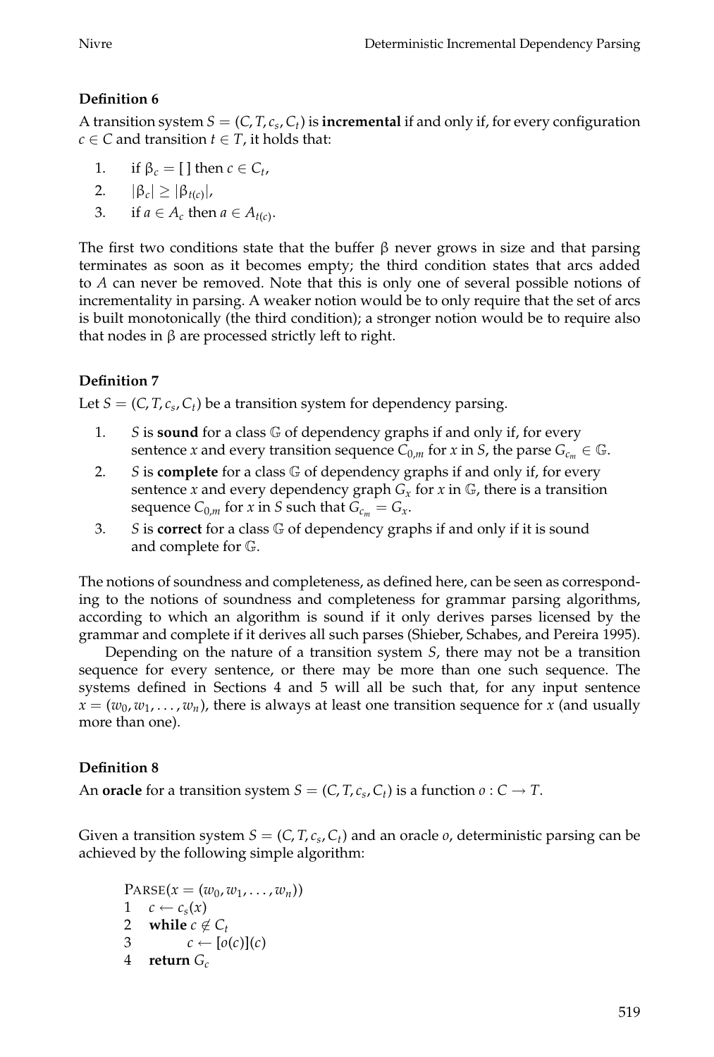**Definition 6**

A transition system $S = (C, T, c_s, C_t)$ is **incremental** if and only if, for every configuration $c \in C$ and transition $t \in T$, it holds that:

1. if $\beta_c = [\,]$ then $c \in C_t$,
2. $|\beta_c| \geq |\beta_{t(c)}|$,
3. if $a \in A_c$ then $a \in A_{t(c)}$.

The first two conditions state that the buffer $\beta$ never grows in size and that parsing terminates as soon as it becomes empty; the third condition states that arcs added to $A$ can never be removed. Note that this is only one of several possible notions of incrementality in parsing. A weaker notion would be to only require that the set of arcs is built monotonically (the third condition); a stronger notion would be to require also that nodes in $\beta$ are processed strictly left to right.

**Definition 7**

Let $S = (C, T, c_s, C_t)$ be a transition system for dependency parsing.

1. $S$ is **sound** for a class $\mathbb{G}$ of dependency graphs if and only if, for every sentence $x$ and every transition sequence $C_{0,m}$ for $x$ in $S$, the parse $G_{c_m} \in \mathbb{G}$.
2. $S$ is **complete** for a class $\mathbb{G}$ of dependency graphs if and only if, for every sentence $x$ and every dependency graph $G_x$ for $x$ in $\mathbb{G}$, there is a transition sequence $C_{0,m}$ for $x$ in $S$ such that $G_{c_m} = G_x$.
3. $S$ is **correct** for a class $\mathbb{G}$ of dependency graphs if and only if it is sound and complete for $\mathbb{G}$.

The notions of soundness and completeness, as defined here, can be seen as corresponding to the notions of soundness and completeness for grammar parsing algorithms, according to which an algorithm is sound if it only derives parses licensed by the grammar and complete if it derives all such parses (Shieber, Schabes, and Pereira 1995).

Depending on the nature of a transition system $S$, there may not be a transition sequence for every sentence, or there may be more than one such sequence. The systems defined in Sections 4 and 5 will all be such that, for any input sentence $x = (w_0, w_1, \ldots, w_n)$, there is always at least one transition sequence for $x$ (and usually more than one).

**Definition 8**

An **oracle** for a transition system $S = (C, T, c_s, C_t)$ is a function $o : C \rightarrow T$.

Given a transition system $S = (C, T, c_s, C_t)$ and an oracle $o$, deterministic parsing can be achieved by the following simple algorithm:

```
PARSE(x = (w_0, w_1, ..., w_n))
1   c ← c_s(x)
2   while c ∉ C_t
3       c ← [o(c)](c)
4   return G_c
```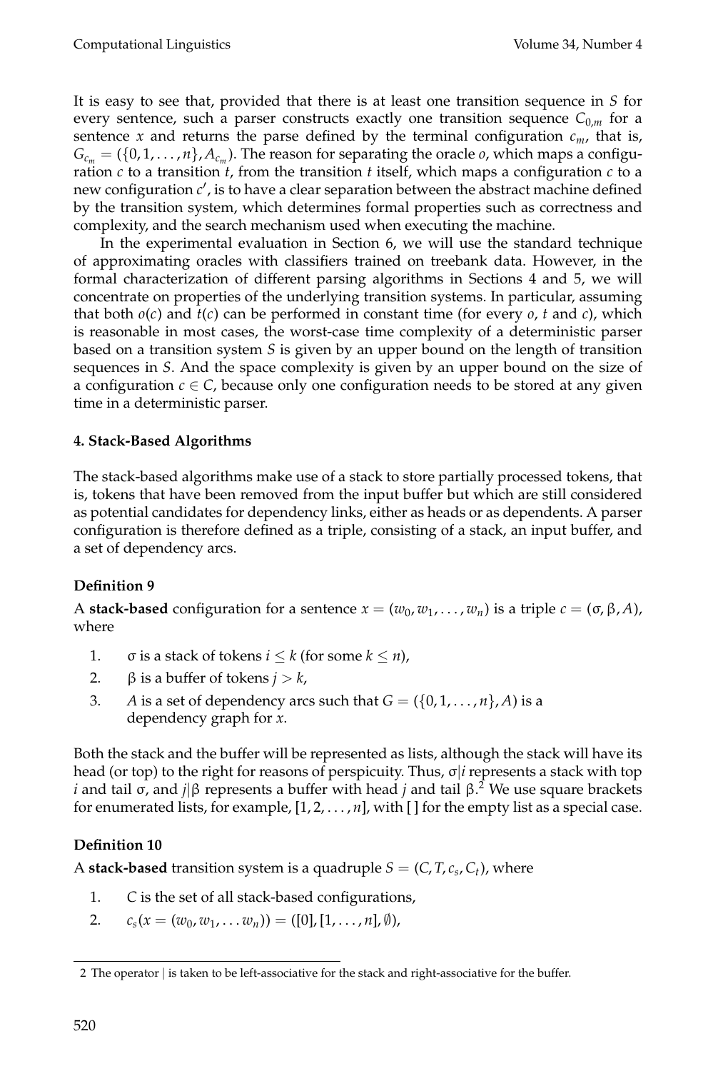It is easy to see that, provided that there is at least one transition sequence in $S$ for every sentence, such a parser constructs exactly one transition sequence $C_{0,m}$ for a sentence $x$ and returns the parse defined by the terminal configuration $c_m$, that is, $G_{c_m} = (\{0, 1, \ldots, n\}, A_{c_m})$. The reason for separating the oracle $o$, which maps a configuration $c$ to a transition $t$, from the transition $t$ itself, which maps a configuration $c$ to a new configuration $c'$, is to have a clear separation between the abstract machine defined by the transition system, which determines formal properties such as correctness and complexity, and the search mechanism used when executing the machine.

In the experimental evaluation in Section 6, we will use the standard technique of approximating oracles with classifiers trained on treebank data. However, in the formal characterization of different parsing algorithms in Sections 4 and 5, we will concentrate on properties of the underlying transition systems. In particular, assuming that both $o(c)$ and $t(c)$ can be performed in constant time (for every $o$, $t$ and $c$), which is reasonable in most cases, the worst-case time complexity of a deterministic parser based on a transition system $S$ is given by an upper bound on the length of transition sequences in $S$. And the space complexity is given by an upper bound on the size of a configuration $c \in C$, because only one configuration needs to be stored at any given time in a deterministic parser.

## 4. Stack-Based Algorithms

The stack-based algorithms make use of a stack to store partially processed tokens, that is, tokens that have been removed from the input buffer but which are still considered as potential candidates for dependency links, either as heads or as dependents. A parser configuration is therefore defined as a triple, consisting of a stack, an input buffer, and a set of dependency arcs.

**Definition 9**

A **stack-based** configuration for a sentence $x = (w_0, w_1, \ldots, w_n)$ is a triple $c = (\sigma, \beta, A)$, where

1. $\sigma$ is a stack of tokens $i \leq k$ (for some $k \leq n$),
2. $\beta$ is a buffer of tokens $j > k$,
3. $A$ is a set of dependency arcs such that $G = (\{0, 1, \ldots, n\}, A)$ is a dependency graph for $x$.

Both the stack and the buffer will be represented as lists, although the stack will have its head (or top) to the right for reasons of perspicuity. Thus, $\sigma|i$ represents a stack with top $i$ and tail $\sigma$, and $j|\beta$ represents a buffer with head $j$ and tail $\beta$.[2] We use square brackets for enumerated lists, for example, $[1, 2, \ldots, n]$, with $[\,]$ for the empty list as a special case.

**Definition 10**

A **stack-based** transition system is a quadruple $S = (C, T, c_s, C_t)$, where

1. $C$ is the set of all stack-based configurations,
2. $c_s(x = (w_0, w_1, \ldots w_n)) = ([0], [1, \ldots, n], \emptyset)$,

---

2 The operator $|$ is taken to be left-associative for the stack and right-associative for the buffer.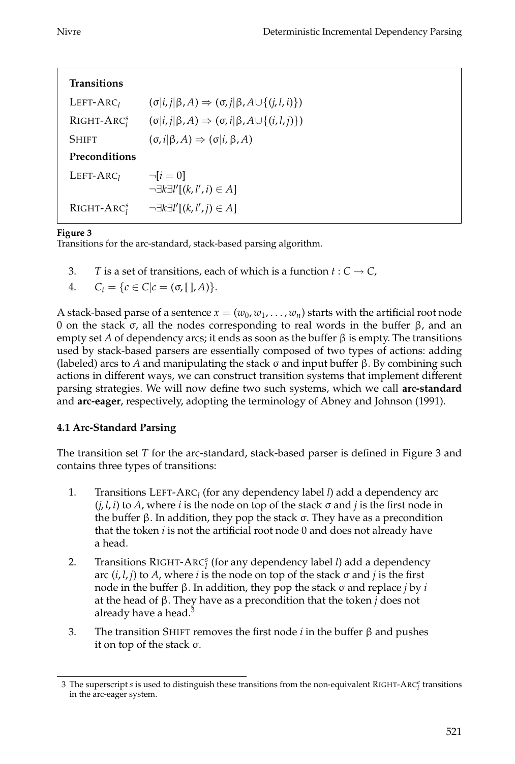| **Transitions** | |
|---|---|
| LEFT-ARC$_l$ | $(\sigma\|i, j\|\beta, A) \Rightarrow (\sigma, j\|\beta, A \cup \{(j, l, i)\})$ |
| RIGHT-ARC$^s_l$ | $(\sigma\|i, j\|\beta, A) \Rightarrow (\sigma, i\|\beta, A \cup \{(i, l, j)\})$ |
| SHIFT | $(\sigma, i\|\beta, A) \Rightarrow (\sigma\|i, \beta, A)$ |
| **Preconditions** | |
| LEFT-ARC$_l$ | $\neg[i = 0]$ <br> $\neg\exists k \exists l'[(k, l', i) \in A]$ |
| RIGHT-ARC$^s_l$ | $\neg\exists k \exists l'[(k, l', j) \in A]$ |

**Figure 3**
Transitions for the arc-standard, stack-based parsing algorithm.

3. $T$ is a set of transitions, each of which is a function $t : C \rightarrow C$,
4. $C_t = \{c \in C | c = (\sigma, [\,], A)\}$.

A stack-based parse of a sentence $x = (w_0, w_1, \ldots, w_n)$ starts with the artificial root node 0 on the stack $\sigma$, all the nodes corresponding to real words in the buffer $\beta$, and an empty set $A$ of dependency arcs; it ends as soon as the buffer $\beta$ is empty. The transitions used by stack-based parsers are essentially composed of two types of actions: adding (labeled) arcs to $A$ and manipulating the stack $\sigma$ and input buffer $\beta$. By combining such actions in different ways, we can construct transition systems that implement different parsing strategies. We will now define two such systems, which we call **arc-standard** and **arc-eager**, respectively, adopting the terminology of Abney and Johnson (1991).

### 4.1 Arc-Standard Parsing

The transition set $T$ for the arc-standard, stack-based parser is defined in Figure 3 and contains three types of transitions:

1. Transitions LEFT-ARC$_l$ (for any dependency label $l$) add a dependency arc $(j, l, i)$ to $A$, where $i$ is the node on top of the stack $\sigma$ and $j$ is the first node in the buffer $\beta$. In addition, they pop the stack $\sigma$. They have as a precondition that the token $i$ is not the artificial root node 0 and does not already have a head.
2. Transitions RIGHT-ARC$^s_l$ (for any dependency label $l$) add a dependency arc $(i, l, j)$ to $A$, where $i$ is the node on top of the stack $\sigma$ and $j$ is the first node in the buffer $\beta$. In addition, they pop the stack $\sigma$ and replace $j$ by $i$ at the head of $\beta$. They have as a precondition that the token $j$ does not already have a head.[3]
3. The transition SHIFT removes the first node $i$ in the buffer $\beta$ and pushes it on top of the stack $\sigma$.

---

3 The superscript $s$ is used to distinguish these transitions from the non-equivalent RIGHT-ARC$^e_l$ transitions in the arc-eager system.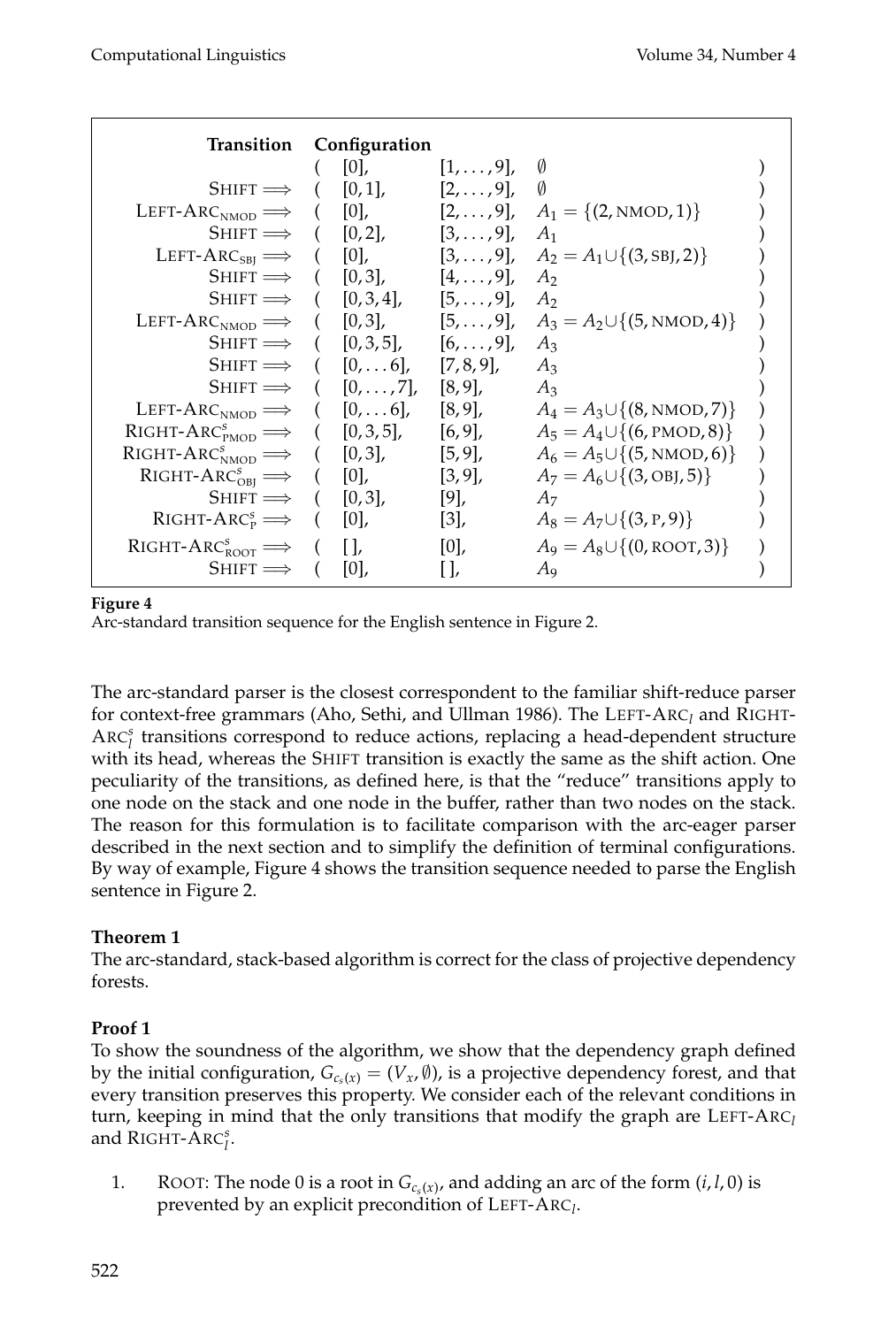| Transition | Configuration | | | |
|---|---|---|---|---|
| | ( [0], | [1, … , 9], | $\emptyset$ | ) |
| SHIFT $\Longrightarrow$ | ( [0, 1], | [2, … , 9], | $\emptyset$ | ) |
| LEFT-ARC$_{\text{NMOD}}$ $\Longrightarrow$ | ( [0], | [2, … , 9], | $A_1 = \{(2, \text{NMOD}, 1)\}$ | ) |
| SHIFT $\Longrightarrow$ | ( [0, 2], | [3, … , 9], | $A_1$ | ) |
| LEFT-ARC$_{\text{SBJ}}$ $\Longrightarrow$ | ( [0], | [3, … , 9], | $A_2 = A_1 \cup \{(3, \text{SBJ}, 2)\}$ | ) |
| SHIFT $\Longrightarrow$ | ( [0, 3], | [4, … , 9], | $A_2$ | ) |
| SHIFT $\Longrightarrow$ | ( [0, 3, 4], | [5, … , 9], | $A_2$ | ) |
| LEFT-ARC$_{\text{NMOD}}$ $\Longrightarrow$ | ( [0, 3], | [5, … , 9], | $A_3 = A_2 \cup \{(5, \text{NMOD}, 4)\}$ | ) |
| SHIFT $\Longrightarrow$ | ( [0, 3, 5], | [6, … , 9], | $A_3$ | ) |
| SHIFT $\Longrightarrow$ | ( [0, … 6], | [7, 8, 9], | $A_3$ | ) |
| SHIFT $\Longrightarrow$ | ( [0, … , 7], | [8, 9], | $A_3$ | ) |
| LEFT-ARC$_{\text{NMOD}}$ $\Longrightarrow$ | ( [0, … 6], | [8, 9], | $A_4 = A_3 \cup \{(8, \text{NMOD}, 7)\}$ | ) |
| RIGHT-ARC$^s_{\text{PMOD}}$ $\Longrightarrow$ | ( [0, 3, 5], | [6, 9], | $A_5 = A_4 \cup \{(6, \text{PMOD}, 8)\}$ | ) |
| RIGHT-ARC$^s_{\text{NMOD}}$ $\Longrightarrow$ | ( [0, 3], | [5, 9], | $A_6 = A_5 \cup \{(5, \text{NMOD}, 6)\}$ | ) |
| RIGHT-ARC$^s_{\text{OBJ}}$ $\Longrightarrow$ | ( [0], | [3, 9], | $A_7 = A_6 \cup \{(3, \text{OBJ}, 5)\}$ | ) |
| SHIFT $\Longrightarrow$ | ( [0, 3], | [9], | $A_7$ | ) |
| RIGHT-ARC$^s_{\text{P}}$ $\Longrightarrow$ | ( [0], | [3], | $A_8 = A_7 \cup \{(3, \text{P}, 9)\}$ | ) |
| RIGHT-ARC$^s_{\text{ROOT}}$ $\Longrightarrow$ | ( [ ], | [0], | $A_9 = A_8 \cup \{(0, \text{ROOT}, 3)\}$ | ) |
| SHIFT $\Longrightarrow$ | ( [0], | [ ], | $A_9$ | ) |

**Figure 4**
Arc-standard transition sequence for the English sentence in Figure 2.

The arc-standard parser is the closest correspondent to the familiar shift-reduce parser for context-free grammars (Aho, Sethi, and Ullman 1986). The LEFT-ARC$_l$ and RIGHT-ARC$^s_l$ transitions correspond to reduce actions, replacing a head-dependent structure with its head, whereas the SHIFT transition is exactly the same as the shift action. One peculiarity of the transitions, as defined here, is that the "reduce" transitions apply to one node on the stack and one node in the buffer, rather than two nodes on the stack. The reason for this formulation is to facilitate comparison with the arc-eager parser described in the next section and to simplify the definition of terminal configurations. By way of example, Figure 4 shows the transition sequence needed to parse the English sentence in Figure 2.

**Theorem 1**
The arc-standard, stack-based algorithm is correct for the class of projective dependency forests.

**Proof 1**
To show the soundness of the algorithm, we show that the dependency graph defined by the initial configuration, $G_{c_s(x)} = (V_x, \emptyset)$, is a projective dependency forest, and that every transition preserves this property. We consider each of the relevant conditions in turn, keeping in mind that the only transitions that modify the graph are LEFT-ARC$_l$ and RIGHT-ARC$^s_l$.

1. ROOT: The node 0 is a root in $G_{c_s(x)}$, and adding an arc of the form $(i, l, 0)$ is prevented by an explicit precondition of LEFT-ARC$_l$.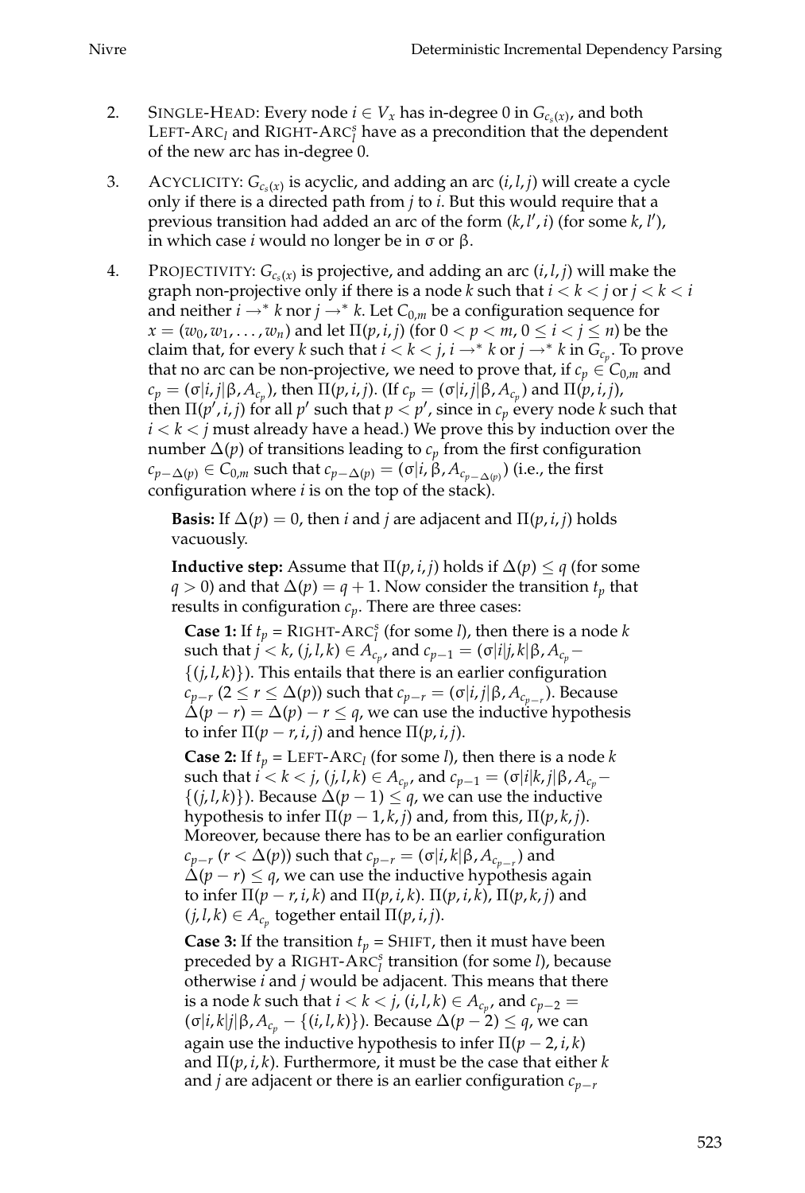2. SINGLE-HEAD: Every node $i \in V_x$ has in-degree 0 in $G_{c_s(x)}$, and both LEFT-ARC$_l$ and RIGHT-ARC$^s_l$ have as a precondition that the dependent of the new arc has in-degree 0.

3. ACYCLICITY: $G_{c_s(x)}$ is acyclic, and adding an arc $(i, l, j)$ will create a cycle only if there is a directed path from $j$ to $i$. But this would require that a previous transition had added an arc of the form $(k, l', i)$ (for some $k$, $l'$), in which case $i$ would no longer be in σ or β.

4. PROJECTIVITY: $G_{c_s(x)}$ is projective, and adding an arc $(i, l, j)$ will make the graph non-projective only if there is a node $k$ such that $i < k < j$ or $j < k < i$ and neither $i \rightarrow^* k$ nor $j \rightarrow^* k$. Let $C_{0,m}$ be a configuration sequence for $x = (w_0, w_1, \ldots, w_n)$ and let $\Pi(p, i, j)$ (for $0 < p < m$, $0 \leq i < j \leq n$) be the claim that, for every $k$ such that $i < k < j$, $i \rightarrow^* k$ or $j \rightarrow^* k$ in $G_{c_p}$. To prove that no arc can be non-projective, we need to prove that, if $c_p \in C_{0,m}$ and $c_p = (\sigma|i, j|\beta, A_{c_p})$, then $\Pi(p, i, j)$. (If $c_p = (\sigma|i, j|\beta, A_{c_p})$ and $\Pi(p, i, j)$, then $\Pi(p', i, j)$ for all $p'$ such that $p < p'$, since in $c_p$ every node $k$ such that $i < k < j$ must already have a head.) We prove this by induction over the number $\Delta(p)$ of transitions leading to $c_p$ from the first configuration $c_{p-\Delta(p)} \in C_{0,m}$ such that $c_{p-\Delta(p)} = (\sigma|i, \beta, A_{c_{p-\Delta(p)}})$ (i.e., the first configuration where $i$ is on the top of the stack).

   **Basis:** If $\Delta(p) = 0$, then $i$ and $j$ are adjacent and $\Pi(p, i, j)$ holds vacuously.

   **Inductive step:** Assume that $\Pi(p, i, j)$ holds if $\Delta(p) \leq q$ (for some $q > 0$) and that $\Delta(p) = q + 1$. Now consider the transition $t_p$ that results in configuration $c_p$. There are three cases:

   **Case 1:** If $t_p$ = RIGHT-ARC$^s_l$ (for some $l$), then there is a node $k$ such that $j < k$, $(j, l, k) \in A_{c_p}$, and $c_{p-1} = (\sigma|i|j, k|\beta, A_{c_p} - \{(j, l, k)\})$. This entails that there is an earlier configuration $c_{p-r}$ ($2 \leq r \leq \Delta(p)$) such that $c_{p-r} = (\sigma|i, j|\beta, A_{c_{p-r}})$. Because $\Delta(p - r) = \Delta(p) - r \leq q$, we can use the inductive hypothesis to infer $\Pi(p - r, i, j)$ and hence $\Pi(p, i, j)$.

   **Case 2:** If $t_p$ = LEFT-ARC$_l$ (for some $l$), then there is a node $k$ such that $i < k < j$, $(j, l, k) \in A_{c_p}$, and $c_{p-1} = (\sigma|i|k, j|\beta, A_{c_p} - \{(j, l, k)\})$. Because $\Delta(p - 1) \leq q$, we can use the inductive hypothesis to infer $\Pi(p - 1, k, j)$ and, from this, $\Pi(p, k, j)$. Moreover, because there has to be an earlier configuration $c_{p-r}$ ($r < \Delta(p)$) such that $c_{p-r} = (\sigma|i, k|\beta, A_{c_{p-r}})$ and $\Delta(p - r) \leq q$, we can use the inductive hypothesis again to infer $\Pi(p - r, i, k)$ and $\Pi(p, i, k)$. $\Pi(p, i, k)$, $\Pi(p, k, j)$ and $(j, l, k) \in A_{c_p}$ together entail $\Pi(p, i, j)$.

   **Case 3:** If the transition $t_p$ = SHIFT, then it must have been preceded by a RIGHT-ARC$^s_l$ transition (for some $l$), because otherwise $i$ and $j$ would be adjacent. This means that there is a node $k$ such that $i < k < j$, $(i, l, k) \in A_{c_p}$, and $c_{p-2} = (\sigma|i, k|j|\beta, A_{c_p} - \{(i, l, k)\})$. Because $\Delta(p - 2) \leq q$, we can again use the inductive hypothesis to infer $\Pi(p - 2, i, k)$ and $\Pi(p, i, k)$. Furthermore, it must be the case that either $k$ and $j$ are adjacent or there is an earlier configuration $c_{p-r}$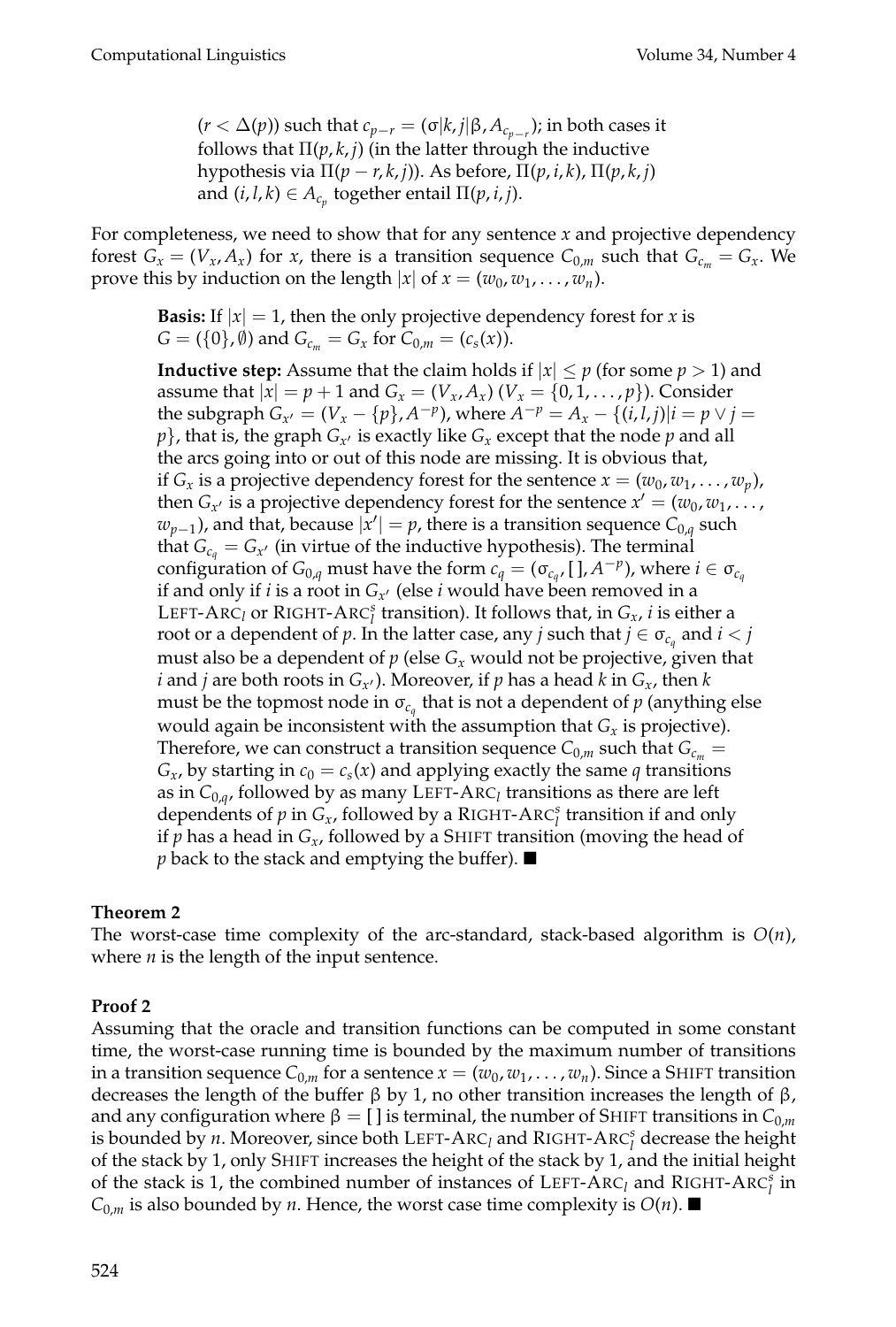$(r < \Delta(p))$ such that $c_{p-r} = (\sigma|k, j|\beta, A_{c_{p-r}})$; in both cases it follows that $\Pi(p, k, j)$ (in the latter through the inductive hypothesis via $\Pi(p - r, k, j)$). As before, $\Pi(p, i, k)$, $\Pi(p, k, j)$ and $(i, l, k) \in A_{c_p}$ together entail $\Pi(p, i, j)$.

For completeness, we need to show that for any sentence $x$ and projective dependency forest $G_x = (V_x, A_x)$ for $x$, there is a transition sequence $C_{0,m}$ such that $G_{c_m} = G_x$. We prove this by induction on the length $|x|$ of $x = (w_0, w_1, \ldots, w_n)$.

> **Basis:** If $|x| = 1$, then the only projective dependency forest for $x$ is $G = (\{0\}, \emptyset)$ and $G_{c_m} = G_x$ for $C_{0,m} = (c_s(x))$.
>
> **Inductive step:** Assume that the claim holds if $|x| \leq p$ (for some $p > 1$) and assume that $|x| = p + 1$ and $G_x = (V_x, A_x)$ $(V_x = \{0, 1, \ldots, p\})$. Consider the subgraph $G_{x'} = (V_x - \{p\}, A^{-p})$, where $A^{-p} = A_x - \{(i, l, j) | i = p \vee j = p\}$, that is, the graph $G_{x'}$ is exactly like $G_x$ except that the node $p$ and all the arcs going into or out of this node are missing. It is obvious that, if $G_x$ is a projective dependency forest for the sentence $x = (w_0, w_1, \ldots, w_p)$, then $G_{x'}$ is a projective dependency forest for the sentence $x' = (w_0, w_1, \ldots, w_{p-1})$, and that, because $|x'| = p$, there is a transition sequence $C_{0,q}$ such that $G_{c_q} = G_{x'}$ (in virtue of the inductive hypothesis). The terminal configuration of $G_{0,q}$ must have the form $c_q = (\sigma_{c_q}, [\,], A^{-p})$, where $i \in \sigma_{c_q}$ if and only if $i$ is a root in $G_{x'}$ (else $i$ would have been removed in a LEFT-ARC$_l$ or RIGHT-ARC$_l^s$ transition). It follows that, in $G_x$, $i$ is either a root or a dependent of $p$. In the latter case, any $j$ such that $j \in \sigma_{c_q}$ and $i < j$ must also be a dependent of $p$ (else $G_x$ would not be projective, given that $i$ and $j$ are both roots in $G_{x'}$). Moreover, if $p$ has a head $k$ in $G_x$, then $k$ must be the topmost node in $\sigma_{c_q}$ that is not a dependent of $p$ (anything else would again be inconsistent with the assumption that $G_x$ is projective). Therefore, we can construct a transition sequence $C_{0,m}$ such that $G_{c_m} = G_x$, by starting in $c_0 = c_s(x)$ and applying exactly the same $q$ transitions as in $C_{0,q}$, followed by as many LEFT-ARC$_l$ transitions as there are left dependents of $p$ in $G_x$, followed by a RIGHT-ARC$_l^s$ transition if and only if $p$ has a head in $G_x$, followed by a SHIFT transition (moving the head of $p$ back to the stack and emptying the buffer). ■

**Theorem 2**
The worst-case time complexity of the arc-standard, stack-based algorithm is $O(n)$, where $n$ is the length of the input sentence.

**Proof 2**
Assuming that the oracle and transition functions can be computed in some constant time, the worst-case running time is bounded by the maximum number of transitions in a transition sequence $C_{0,m}$ for a sentence $x = (w_0, w_1, \ldots, w_n)$. Since a SHIFT transition decreases the length of the buffer $\beta$ by 1, no other transition increases the length of $\beta$, and any configuration where $\beta = [\,]$ is terminal, the number of SHIFT transitions in $C_{0,m}$ is bounded by $n$. Moreover, since both LEFT-ARC$_l$ and RIGHT-ARC$_l^s$ decrease the height of the stack by 1, only SHIFT increases the height of the stack by 1, and the initial height of the stack is 1, the combined number of instances of LEFT-ARC$_l$ and RIGHT-ARC$_l^s$ in $C_{0,m}$ is also bounded by $n$. Hence, the worst case time complexity is $O(n)$. ■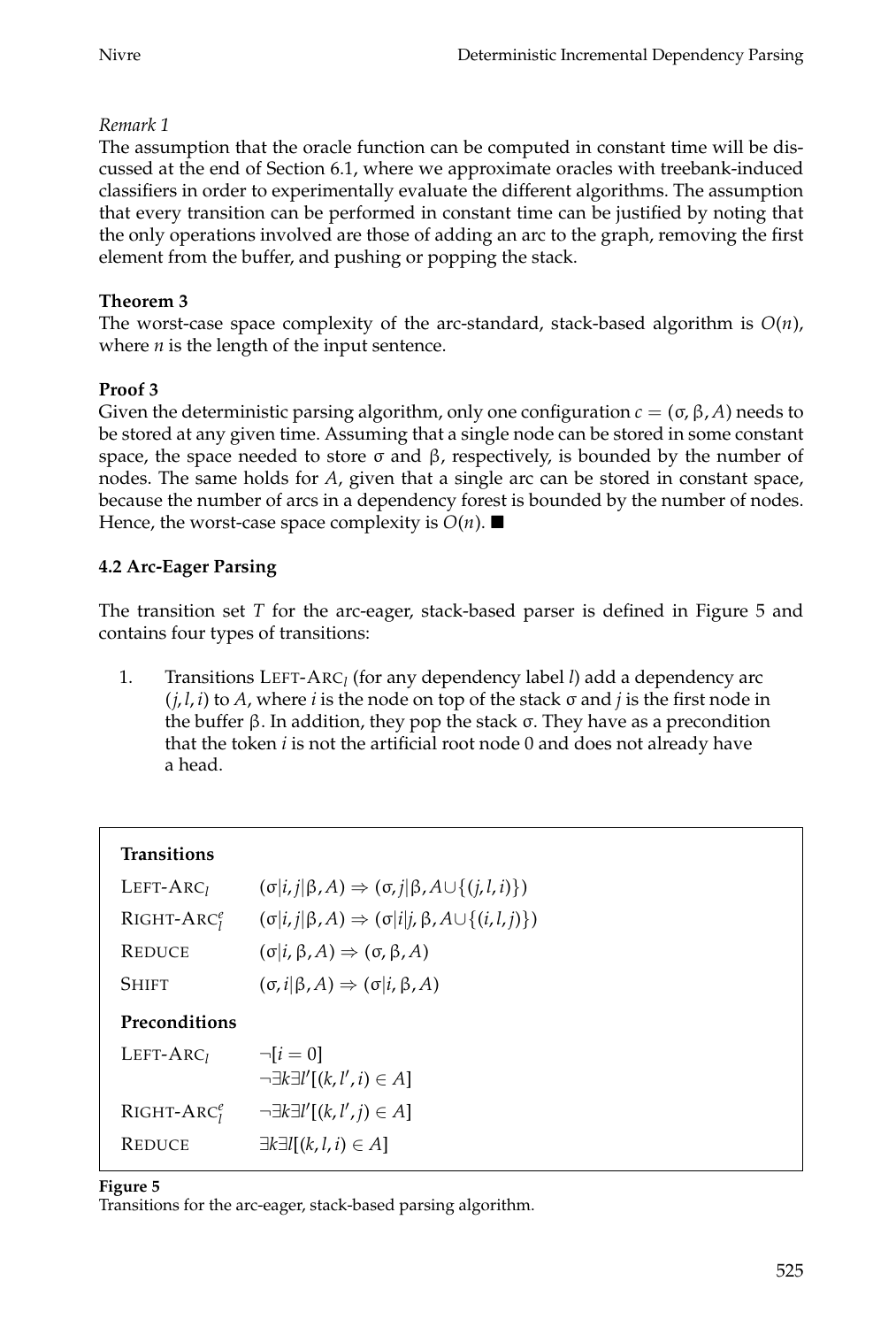*Remark 1*
The assumption that the oracle function can be computed in constant time will be discussed at the end of Section 6.1, where we approximate oracles with treebank-induced classifiers in order to experimentally evaluate the different algorithms. The assumption that every transition can be performed in constant time can be justified by noting that the only operations involved are those of adding an arc to the graph, removing the first element from the buffer, and pushing or popping the stack.

**Theorem 3**
The worst-case space complexity of the arc-standard, stack-based algorithm is $O(n)$, where $n$ is the length of the input sentence.

**Proof 3**
Given the deterministic parsing algorithm, only one configuration $c = (\sigma, \beta, A)$ needs to be stored at any given time. Assuming that a single node can be stored in some constant space, the space needed to store $\sigma$ and $\beta$, respectively, is bounded by the number of nodes. The same holds for $A$, given that a single arc can be stored in constant space, because the number of arcs in a dependency forest is bounded by the number of nodes. Hence, the worst-case space complexity is $O(n)$. ■

### 4.2 Arc-Eager Parsing

The transition set $T$ for the arc-eager, stack-based parser is defined in Figure 5 and contains four types of transitions:

1. Transitions LEFT-ARC$_l$ (for any dependency label $l$) add a dependency arc $(j, l, i)$ to $A$, where $i$ is the node on top of the stack $\sigma$ and $j$ is the first node in the buffer $\beta$. In addition, they pop the stack $\sigma$. They have as a precondition that the token $i$ is not the artificial root node 0 and does not already have a head.

**Transitions**

| | |
|---|---|
| LEFT-ARC$_l$ | $(\sigma\|i, j\|\beta, A) \Rightarrow (\sigma, j\|\beta, A \cup \{(j, l, i)\})$ |
| RIGHT-ARC$^e_l$ | $(\sigma\|i, j\|\beta, A) \Rightarrow (\sigma\|i\|j, \beta, A \cup \{(i, l, j)\})$ |
| REDUCE | $(\sigma\|i, \beta, A) \Rightarrow (\sigma, \beta, A)$ |
| SHIFT | $(\sigma, i\|\beta, A) \Rightarrow (\sigma\|i, \beta, A)$ |

**Preconditions**

| | |
|---|---|
| LEFT-ARC$_l$ | $\neg[i = 0]$ |
| | $\neg\exists k \exists l' [(k, l', i) \in A]$ |
| RIGHT-ARC$^e_l$ | $\neg\exists k \exists l' [(k, l', j) \in A]$ |
| REDUCE | $\exists k \exists l [(k, l, i) \in A]$ |

**Figure 5**
Transitions for the arc-eager, stack-based parsing algorithm.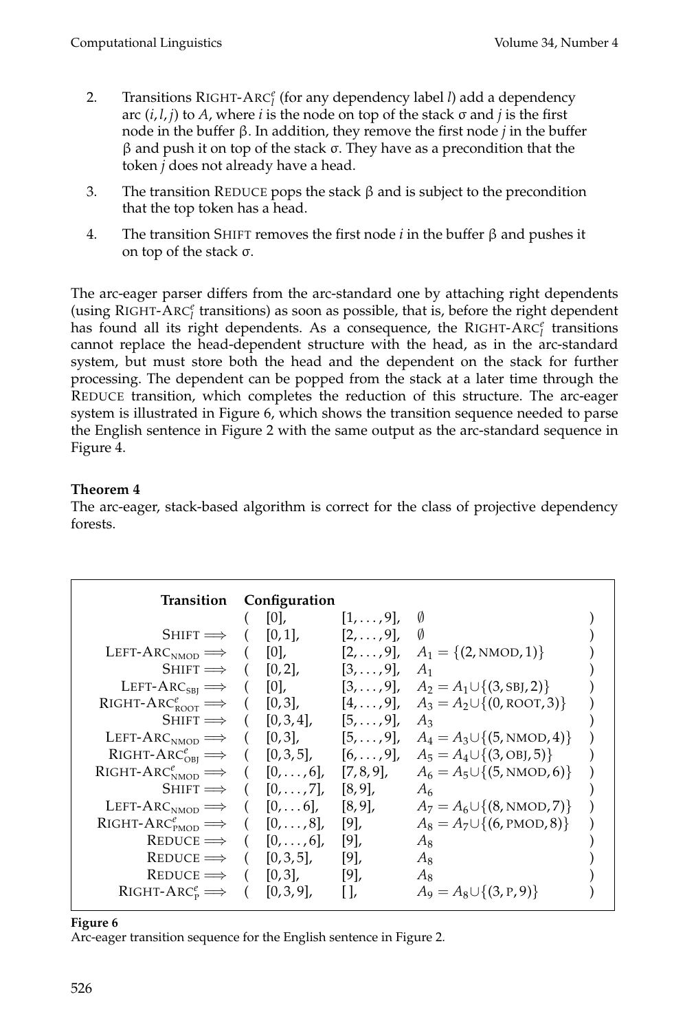2. Transitions RIGHT-ARC$^e_l$ (for any dependency label $l$) add a dependency arc $(i, l, j)$ to $A$, where $i$ is the node on top of the stack $\sigma$ and $j$ is the first node in the buffer $\beta$. In addition, they remove the first node $j$ in the buffer $\beta$ and push it on top of the stack $\sigma$. They have as a precondition that the token $j$ does not already have a head.

3. The transition REDUCE pops the stack $\beta$ and is subject to the precondition that the top token has a head.

4. The transition SHIFT removes the first node $i$ in the buffer $\beta$ and pushes it on top of the stack $\sigma$.

The arc-eager parser differs from the arc-standard one by attaching right dependents (using RIGHT-ARC$^e_l$ transitions) as soon as possible, that is, before the right dependent has found all its right dependents. As a consequence, the RIGHT-ARC$^e_l$ transitions cannot replace the head-dependent structure with the head, as in the arc-standard system, but must store both the head and the dependent on the stack for further processing. The dependent can be popped from the stack at a later time through the REDUCE transition, which completes the reduction of this structure. The arc-eager system is illustrated in Figure 6, which shows the transition sequence needed to parse the English sentence in Figure 2 with the same output as the arc-standard sequence in Figure 4.

**Theorem 4**
The arc-eager, stack-based algorithm is correct for the class of projective dependency forests.

| Transition | Configuration | | |
|---|---|---|---|
| | ( $[0]$, | $[1, \ldots, 9]$, | $\emptyset$ ) |
| SHIFT $\Longrightarrow$ | ( $[0, 1]$, | $[2, \ldots, 9]$, | $\emptyset$ ) |
| LEFT-ARC$_{\text{NMOD}}$ $\Longrightarrow$ | ( $[0]$, | $[2, \ldots, 9]$, | $A_1 = \{(2, \text{NMOD}, 1)\}$ ) |
| SHIFT $\Longrightarrow$ | ( $[0, 2]$, | $[3, \ldots, 9]$, | $A_1$ ) |
| LEFT-ARC$_{\text{SBJ}}$ $\Longrightarrow$ | ( $[0]$, | $[3, \ldots, 9]$, | $A_2 = A_1 \cup \{(3, \text{SBJ}, 2)\}$ ) |
| RIGHT-ARC$^e_{\text{ROOT}}$ $\Longrightarrow$ | ( $[0, 3]$, | $[4, \ldots, 9]$, | $A_3 = A_2 \cup \{(0, \text{ROOT}, 3)\}$ ) |
| SHIFT $\Longrightarrow$ | ( $[0, 3, 4]$, | $[5, \ldots, 9]$, | $A_3$ ) |
| LEFT-ARC$_{\text{NMOD}}$ $\Longrightarrow$ | ( $[0, 3]$, | $[5, \ldots, 9]$, | $A_4 = A_3 \cup \{(5, \text{NMOD}, 4)\}$ ) |
| RIGHT-ARC$^e_{\text{OBJ}}$ $\Longrightarrow$ | ( $[0, 3, 5]$, | $[6, \ldots, 9]$, | $A_5 = A_4 \cup \{(3, \text{OBJ}, 5)\}$ ) |
| RIGHT-ARC$^e_{\text{NMOD}}$ $\Longrightarrow$ | ( $[0, \ldots, 6]$, | $[7, 8, 9]$, | $A_6 = A_5 \cup \{(5, \text{NMOD}, 6)\}$ ) |
| SHIFT $\Longrightarrow$ | ( $[0, \ldots, 7]$, | $[8, 9]$, | $A_6$ ) |
| LEFT-ARC$_{\text{NMOD}}$ $\Longrightarrow$ | ( $[0, \ldots 6]$, | $[8, 9]$, | $A_7 = A_6 \cup \{(8, \text{NMOD}, 7)\}$ ) |
| RIGHT-ARC$^e_{\text{PMOD}}$ $\Longrightarrow$ | ( $[0, \ldots, 8]$, | $[9]$, | $A_8 = A_7 \cup \{(6, \text{PMOD}, 8)\}$ ) |
| REDUCE $\Longrightarrow$ | ( $[0, \ldots, 6]$, | $[9]$, | $A_8$ ) |
| REDUCE $\Longrightarrow$ | ( $[0, 3, 5]$, | $[9]$, | $A_8$ ) |
| REDUCE $\Longrightarrow$ | ( $[0, 3]$, | $[9]$, | $A_8$ ) |
| RIGHT-ARC$^e_{\text{P}}$ $\Longrightarrow$ | ( $[0, 3, 9]$, | $[\,]$, | $A_9 = A_8 \cup \{(3, \text{P}, 9)\}$ ) |

**Figure 6**
Arc-eager transition sequence for the English sentence in Figure 2.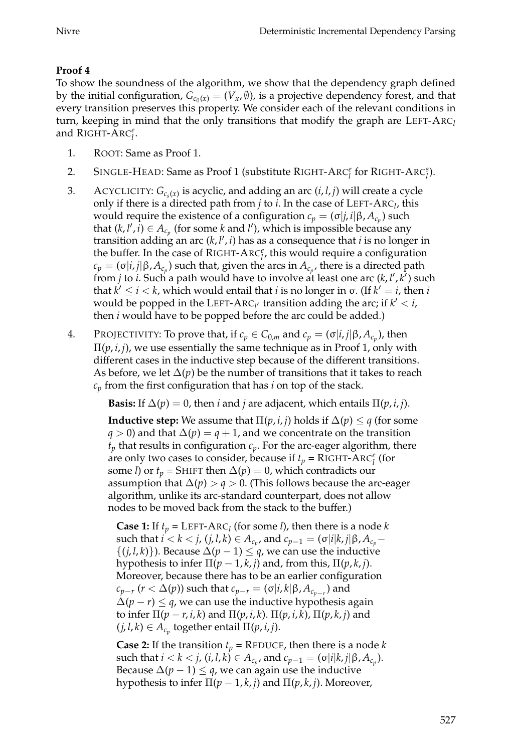**Proof 4**

To show the soundness of the algorithm, we show that the dependency graph defined by the initial configuration, $G_{c_0(x)} = (V_x, \emptyset)$, is a projective dependency forest, and that every transition preserves this property. We consider each of the relevant conditions in turn, keeping in mind that the only transitions that modify the graph are LEFT-ARC$_l$ and RIGHT-ARC$^e_l$.

1. ROOT: Same as Proof 1.
2. SINGLE-HEAD: Same as Proof 1 (substitute RIGHT-ARC$^e_l$ for RIGHT-ARC$^s_l$).
3. ACYCLICITY: $G_{c_s(x)}$ is acyclic, and adding an arc $(i, l, j)$ will create a cycle only if there is a directed path from $j$ to $i$. In the case of LEFT-ARC$_l$, this would require the existence of a configuration $c_p = (\sigma|j, i|\beta, A_{c_p})$ such that $(k, l', i) \in A_{c_p}$ (for some $k$ and $l'$), which is impossible because any transition adding an arc $(k, l', i)$ has as a consequence that $i$ is no longer in the buffer. In the case of RIGHT-ARC$^e_l$, this would require a configuration $c_p = (\sigma|i, j|\beta, A_{c_p})$ such that, given the arcs in $A_{c_p}$, there is a directed path from $j$ to $i$. Such a path would have to involve at least one arc $(k, l', k')$ such that $k' \leq i < k$, which would entail that $i$ is no longer in $\sigma$. (If $k' = i$, then $i$ would be popped in the LEFT-ARC$_{l'}$ transition adding the arc; if $k' < i$, then $i$ would have to be popped before the arc could be added.)
4. PROJECTIVITY: To prove that, if $c_p \in C_{0,m}$ and $c_p = (\sigma|i, j|\beta, A_{c_p})$, then $\Pi(p, i, j)$, we use essentially the same technique as in Proof 1, only with different cases in the inductive step because of the different transitions. As before, we let $\Delta(p)$ be the number of transitions that it takes to reach $c_p$ from the first configuration that has $i$ on top of the stack.

   **Basis:** If $\Delta(p) = 0$, then $i$ and $j$ are adjacent, which entails $\Pi(p, i, j)$.

   **Inductive step:** We assume that $\Pi(p, i, j)$ holds if $\Delta(p) \leq q$ (for some $q > 0$) and that $\Delta(p) = q + 1$, and we concentrate on the transition $t_p$ that results in configuration $c_p$. For the arc-eager algorithm, there are only two cases to consider, because if $t_p$ = RIGHT-ARC$^e_l$ (for some $l$) or $t_p$ = SHIFT then $\Delta(p) = 0$, which contradicts our assumption that $\Delta(p) > q > 0$. (This follows because the arc-eager algorithm, unlike its arc-standard counterpart, does not allow nodes to be moved back from the stack to the buffer.)

   **Case 1:** If $t_p$ = LEFT-ARC$_l$ (for some $l$), then there is a node $k$ such that $i < k < j$, $(j, l, k) \in A_{c_p}$, and $c_{p-1} = (\sigma|i|k, j|\beta, A_{c_p} - \{(j, l, k)\})$. Because $\Delta(p-1) \leq q$, we can use the inductive hypothesis to infer $\Pi(p-1, k, j)$ and, from this, $\Pi(p, k, j)$. Moreover, because there has to be an earlier configuration $c_{p-r}$ ($r < \Delta(p)$) such that $c_{p-r} = (\sigma|i, k|\beta, A_{c_{p-r}})$ and $\Delta(p-r) \leq q$, we can use the inductive hypothesis again to infer $\Pi(p-r, i, k)$ and $\Pi(p, i, k)$. $\Pi(p, i, k)$, $\Pi(p, k, j)$ and $(j, l, k) \in A_{c_p}$ together entail $\Pi(p, i, j)$.

   **Case 2:** If the transition $t_p$ = REDUCE, then there is a node $k$ such that $i < k < j$, $(i, l, k) \in A_{c_p}$, and $c_{p-1} = (\sigma|i|k, j|\beta, A_{c_p})$. Because $\Delta(p-1) \leq q$, we can again use the inductive hypothesis to infer $\Pi(p-1, k, j)$ and $\Pi(p, k, j)$. Moreover,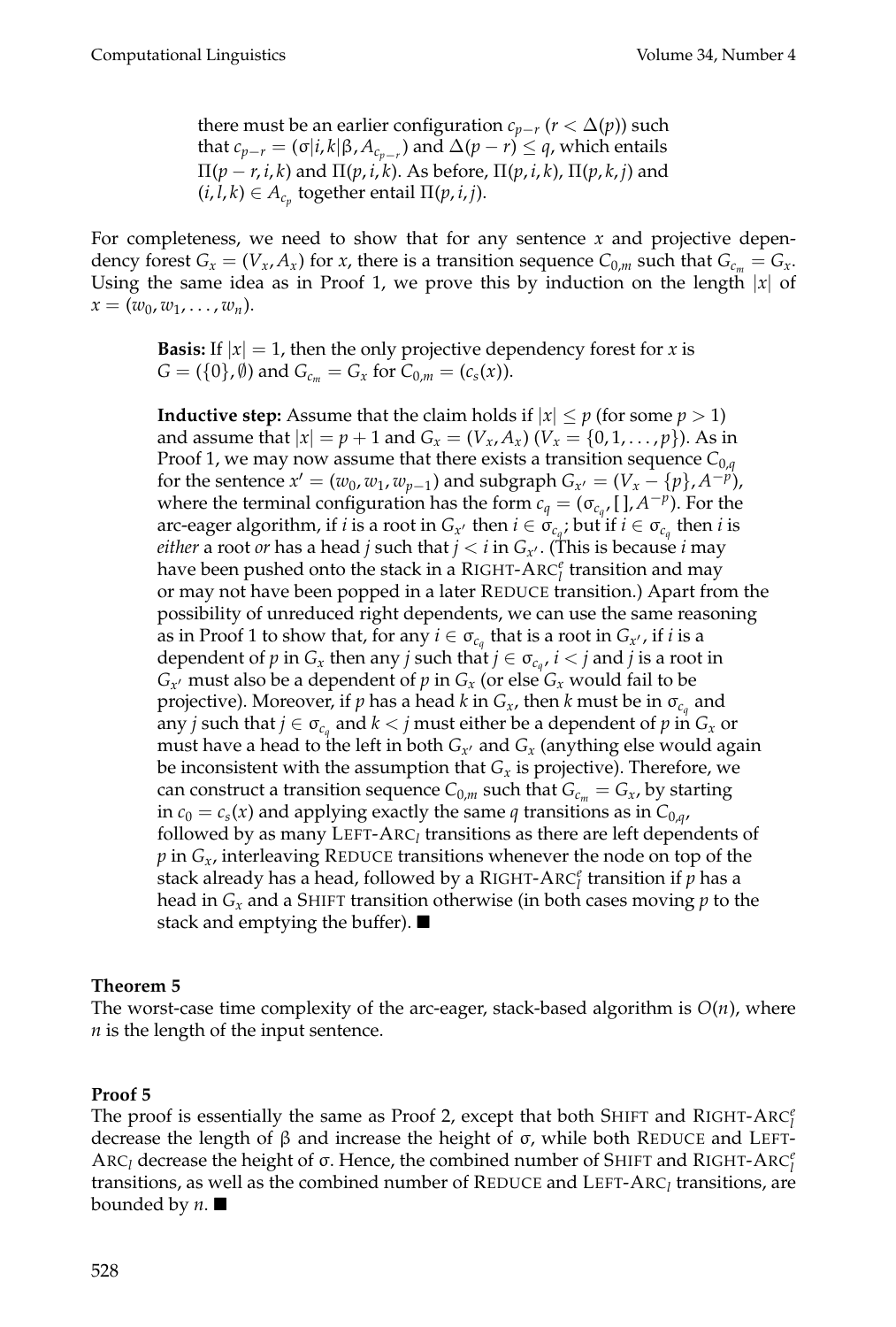> there must be an earlier configuration $c_{p-r}$ ($r < \Delta(p)$) such that $c_{p-r} = (\sigma|i, k|\beta, A_{c_{p-r}})$ and $\Delta(p-r) \leq q$, which entails $\Pi(p-r, i, k)$ and $\Pi(p, i, k)$. As before, $\Pi(p, i, k)$, $\Pi(p, k, j)$ and $(i, l, k) \in A_{c_p}$ together entail $\Pi(p, i, j)$.

For completeness, we need to show that for any sentence $x$ and projective dependency forest $G_x = (V_x, A_x)$ for $x$, there is a transition sequence $C_{0,m}$ such that $G_{c_m} = G_x$. Using the same idea as in Proof 1, we prove this by induction on the length $|x|$ of $x = (w_0, w_1, \ldots, w_n)$.

> **Basis:** If $|x| = 1$, then the only projective dependency forest for $x$ is $G = (\{0\}, \emptyset)$ and $G_{c_m} = G_x$ for $C_{0,m} = (c_s(x))$.
>
> **Inductive step:** Assume that the claim holds if $|x| \leq p$ (for some $p > 1$) and assume that $|x| = p + 1$ and $G_x = (V_x, A_x)$ ($V_x = \{0, 1, \ldots, p\}$). As in Proof 1, we may now assume that there exists a transition sequence $C_{0,q}$ for the sentence $x' = (w_0, w_1, w_{p-1})$ and subgraph $G_{x'} = (V_x - \{p\}, A^{-p})$, where the terminal configuration has the form $c_q = (\sigma_{c_q}, [\,], A^{-p})$. For the arc-eager algorithm, if $i$ is a root in $G_{x'}$ then $i \in \sigma_{c_q}$; but if $i \in \sigma_{c_q}$ then $i$ is *either* a root *or* has a head $j$ such that $j < i$ in $G_{x'}$. (This is because $i$ may have been pushed onto the stack in a RIGHT-ARC$^e_l$ transition and may or may not have been popped in a later REDUCE transition.) Apart from the possibility of unreduced right dependents, we can use the same reasoning as in Proof 1 to show that, for any $i \in \sigma_{c_q}$ that is a root in $G_{x'}$, if $i$ is a dependent of $p$ in $G_x$ then any $j$ such that $j \in \sigma_{c_q}$, $i < j$ and $j$ is a root in $G_{x'}$ must also be a dependent of $p$ in $G_x$ (or else $G_x$ would fail to be projective). Moreover, if $p$ has a head $k$ in $G_x$, then $k$ must be in $\sigma_{c_q}$ and any $j$ such that $j \in \sigma_{c_q}$ and $k < j$ must either be a dependent of $p$ in $G_x$ or must have a head to the left in both $G_{x'}$ and $G_x$ (anything else would again be inconsistent with the assumption that $G_x$ is projective). Therefore, we can construct a transition sequence $C_{0,m}$ such that $G_{c_m} = G_x$, by starting in $c_0 = c_s(x)$ and applying exactly the same $q$ transitions as in $C_{0,q}$, followed by as many LEFT-ARC$_l$ transitions as there are left dependents of $p$ in $G_x$, interleaving REDUCE transitions whenever the node on top of the stack already has a head, followed by a RIGHT-ARC$^e_l$ transition if $p$ has a head in $G_x$ and a SHIFT transition otherwise (in both cases moving $p$ to the stack and emptying the buffer). ■

**Theorem 5**
The worst-case time complexity of the arc-eager, stack-based algorithm is $O(n)$, where $n$ is the length of the input sentence.

**Proof 5**
The proof is essentially the same as Proof 2, except that both SHIFT and RIGHT-ARC$^e_l$ decrease the length of $\beta$ and increase the height of $\sigma$, while both REDUCE and LEFT-ARC$_l$ decrease the height of $\sigma$. Hence, the combined number of SHIFT and RIGHT-ARC$^e_l$ transitions, as well as the combined number of REDUCE and LEFT-ARC$_l$ transitions, are bounded by $n$. ■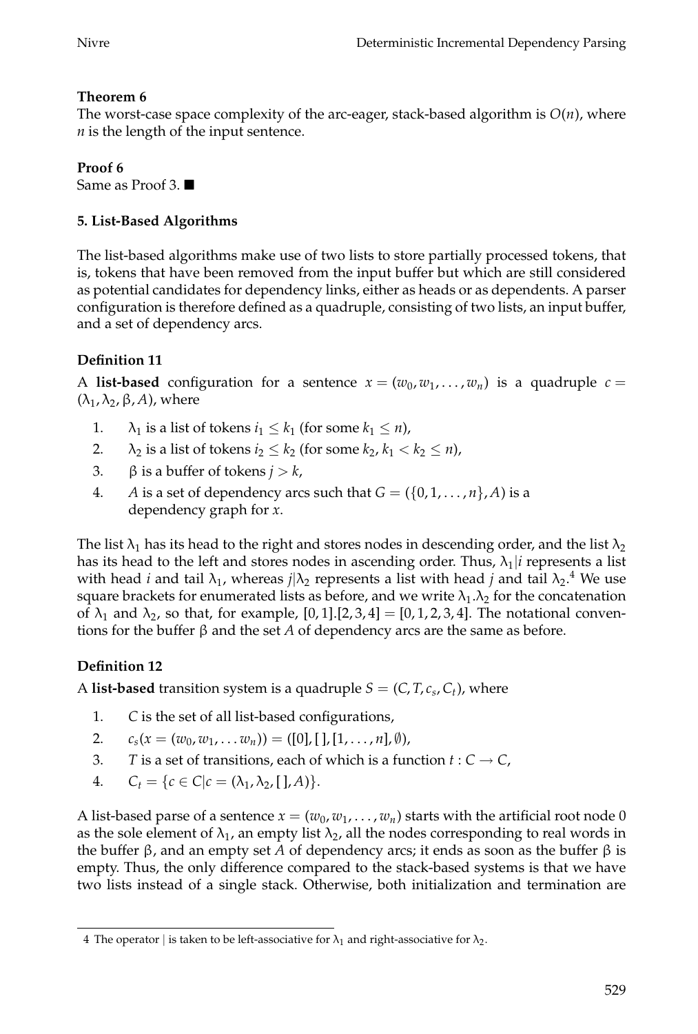**Theorem 6**
The worst-case space complexity of the arc-eager, stack-based algorithm is $O(n)$, where $n$ is the length of the input sentence.

**Proof 6**
Same as Proof 3. ■

### 5. List-Based Algorithms

The list-based algorithms make use of two lists to store partially processed tokens, that is, tokens that have been removed from the input buffer but which are still considered as potential candidates for dependency links, either as heads or as dependents. A parser configuration is therefore defined as a quadruple, consisting of two lists, an input buffer, and a set of dependency arcs.

**Definition 11**
A **list-based** configuration for a sentence $x = (w_0, w_1, \ldots, w_n)$ is a quadruple $c = (\lambda_1, \lambda_2, \beta, A)$, where

1. $\lambda_1$ is a list of tokens $i_1 \leq k_1$ (for some $k_1 \leq n$),
2. $\lambda_2$ is a list of tokens $i_2 \leq k_2$ (for some $k_2, k_1 < k_2 \leq n$),
3. $\beta$ is a buffer of tokens $j > k$,
4. $A$ is a set of dependency arcs such that $G = (\{0, 1, \ldots, n\}, A)$ is a dependency graph for $x$.

The list $\lambda_1$ has its head to the right and stores nodes in descending order, and the list $\lambda_2$ has its head to the left and stores nodes in ascending order. Thus, $\lambda_1|i$ represents a list with head $i$ and tail $\lambda_1$, whereas $j|\lambda_2$ represents a list with head $j$ and tail $\lambda_2$.[4] We use square brackets for enumerated lists as before, and we write $\lambda_1.\lambda_2$ for the concatenation of $\lambda_1$ and $\lambda_2$, so that, for example, $[0, 1].[2, 3, 4] = [0, 1, 2, 3, 4]$. The notational conventions for the buffer $\beta$ and the set $A$ of dependency arcs are the same as before.

**Definition 12**
A **list-based** transition system is a quadruple $S = (C, T, c_s, C_t)$, where

1. $C$ is the set of all list-based configurations,
2. $c_s(x = (w_0, w_1, \ldots w_n)) = ([0], [\,], [1, \ldots, n], \emptyset)$,
3. $T$ is a set of transitions, each of which is a function $t : C \rightarrow C$,
4. $C_t = \{c \in C | c = (\lambda_1, \lambda_2, [\,], A)\}$.

A list-based parse of a sentence $x = (w_0, w_1, \ldots, w_n)$ starts with the artificial root node 0 as the sole element of $\lambda_1$, an empty list $\lambda_2$, all the nodes corresponding to real words in the buffer $\beta$, and an empty set $A$ of dependency arcs; it ends as soon as the buffer $\beta$ is empty. Thus, the only difference compared to the stack-based systems is that we have two lists instead of a single stack. Otherwise, both initialization and termination are

---

4 The operator | is taken to be left-associative for $\lambda_1$ and right-associative for $\lambda_2$.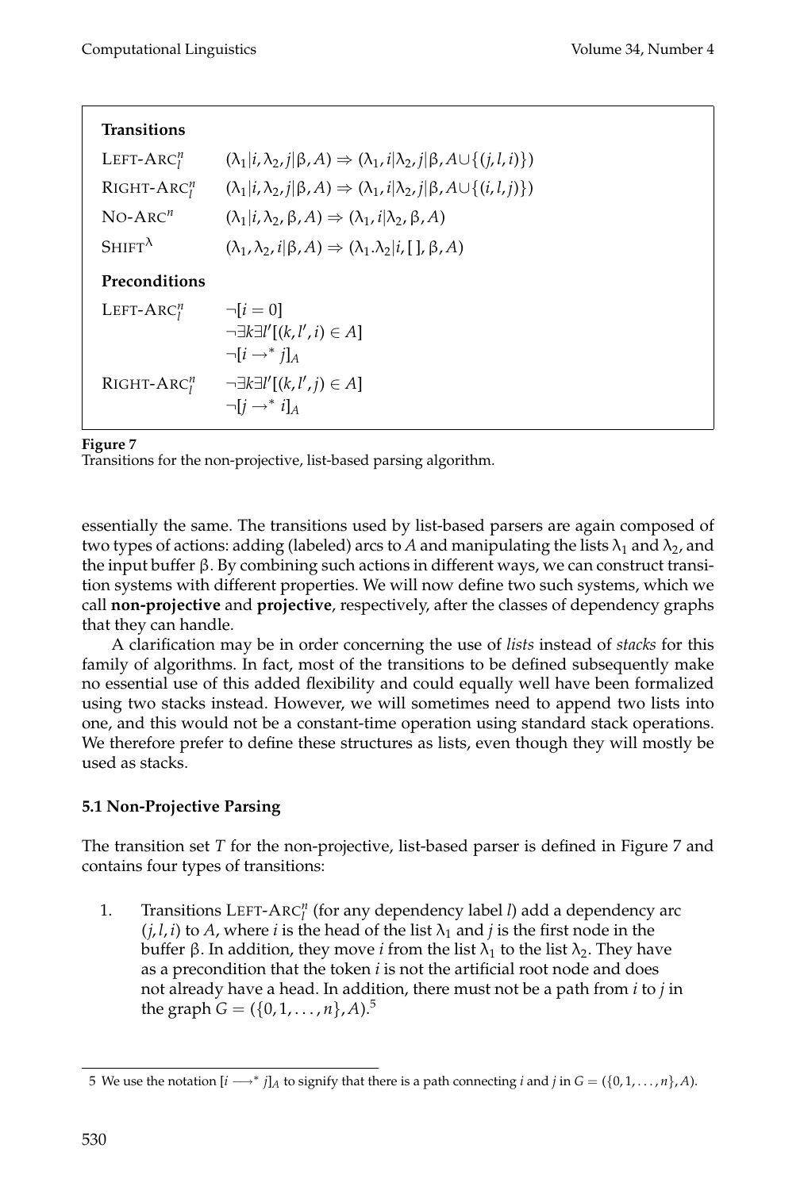**Transitions**

| | |
|---|---|
| LEFT-ARC$^n_l$ | $(\lambda_1 \mid i, \lambda_2, j \mid \beta, A) \Rightarrow (\lambda_1, i \mid \lambda_2, j \mid \beta, A \cup \{(j, l, i)\})$ |
| RIGHT-ARC$^n_l$ | $(\lambda_1 \mid i, \lambda_2, j \mid \beta, A) \Rightarrow (\lambda_1, i \mid \lambda_2, j \mid \beta, A \cup \{(i, l, j)\})$ |
| NO-ARC$^n$ | $(\lambda_1 \mid i, \lambda_2, \beta, A) \Rightarrow (\lambda_1, i \mid \lambda_2, \beta, A)$ |
| SHIFT$^\lambda$ | $(\lambda_1, \lambda_2, i \mid \beta, A) \Rightarrow (\lambda_1 . \lambda_2 \mid i, [\,], \beta, A)$ |

**Preconditions**

| | |
|---|---|
| LEFT-ARC$^n_l$ | $\neg[i = 0]$ <br> $\neg\exists k \exists l' [(k, l', i) \in A]$ <br> $\neg[i \rightarrow^* j]_A$ |
| RIGHT-ARC$^n_l$ | $\neg\exists k \exists l' [(k, l', j) \in A]$ <br> $\neg[j \rightarrow^* i]_A$ |

**Figure 7**
Transitions for the non-projective, list-based parsing algorithm.

essentially the same. The transitions used by list-based parsers are again composed of two types of actions: adding (labeled) arcs to $A$ and manipulating the lists $\lambda_1$ and $\lambda_2$, and the input buffer $\beta$. By combining such actions in different ways, we can construct transition systems with different properties. We will now define two such systems, which we call **non-projective** and **projective**, respectively, after the classes of dependency graphs that they can handle.

A clarification may be in order concerning the use of *lists* instead of *stacks* for this family of algorithms. In fact, most of the transitions to be defined subsequently make no essential use of this added flexibility and could equally well have been formalized using two stacks instead. However, we will sometimes need to append two lists into one, and this would not be a constant-time operation using standard stack operations. We therefore prefer to define these structures as lists, even though they will mostly be used as stacks.

### 5.1 Non-Projective Parsing

The transition set $T$ for the non-projective, list-based parser is defined in Figure 7 and contains four types of transitions:

1. Transitions LEFT-ARC$^n_l$ (for any dependency label $l$) add a dependency arc $(j, l, i)$ to $A$, where $i$ is the head of the list $\lambda_1$ and $j$ is the first node in the buffer $\beta$. In addition, they move $i$ from the list $\lambda_1$ to the list $\lambda_2$. They have as a precondition that the token $i$ is not the artificial root node and does not already have a head. In addition, there must not be a path from $i$ to $j$ in the graph $G = (\{0, 1, \ldots, n\}, A)$.[5]

[5] We use the notation $[i \longrightarrow^* j]_A$ to signify that there is a path connecting $i$ and $j$ in $G = (\{0, 1, \ldots, n\}, A)$.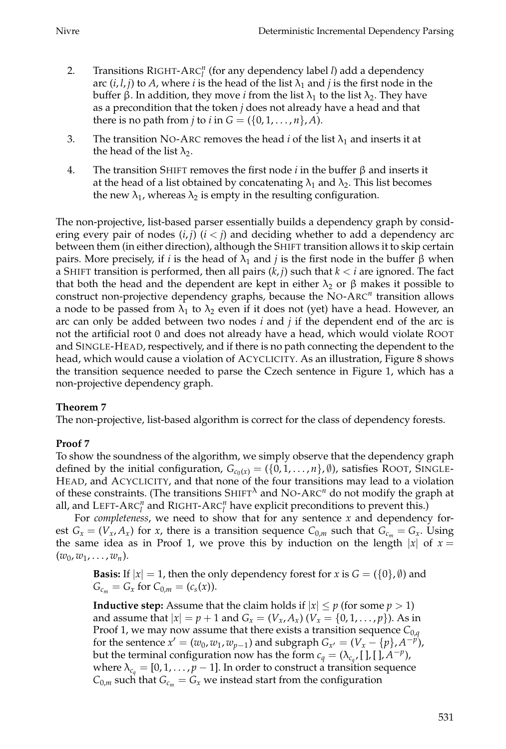2. Transitions RIGHT-ARC$_l^n$ (for any dependency label $l$) add a dependency arc $(i, l, j)$ to $A$, where $i$ is the head of the list $\lambda_1$ and $j$ is the first node in the buffer $\beta$. In addition, they move $i$ from the list $\lambda_1$ to the list $\lambda_2$. They have as a precondition that the token $j$ does not already have a head and that there is no path from $j$ to $i$ in $G = (\{0, 1, \ldots, n\}, A)$.

3. The transition NO-ARC removes the head $i$ of the list $\lambda_1$ and inserts it at the head of the list $\lambda_2$.

4. The transition SHIFT removes the first node $i$ in the buffer $\beta$ and inserts it at the head of a list obtained by concatenating $\lambda_1$ and $\lambda_2$. This list becomes the new $\lambda_1$, whereas $\lambda_2$ is empty in the resulting configuration.

The non-projective, list-based parser essentially builds a dependency graph by considering every pair of nodes $(i, j)$ $(i < j)$ and deciding whether to add a dependency arc between them (in either direction), although the SHIFT transition allows it to skip certain pairs. More precisely, if $i$ is the head of $\lambda_1$ and $j$ is the first node in the buffer $\beta$ when a SHIFT transition is performed, then all pairs $(k, j)$ such that $k < i$ are ignored. The fact that both the head and the dependent are kept in either $\lambda_2$ or $\beta$ makes it possible to construct non-projective dependency graphs, because the NO-ARC$^n$ transition allows a node to be passed from $\lambda_1$ to $\lambda_2$ even if it does not (yet) have a head. However, an arc can only be added between two nodes $i$ and $j$ if the dependent end of the arc is not the artificial root 0 and does not already have a head, which would violate ROOT and SINGLE-HEAD, respectively, and if there is no path connecting the dependent to the head, which would cause a violation of ACYCLICITY. As an illustration, Figure 8 shows the transition sequence needed to parse the Czech sentence in Figure 1, which has a non-projective dependency graph.

**Theorem 7**
The non-projective, list-based algorithm is correct for the class of dependency forests.

**Proof 7**
To show the soundness of the algorithm, we simply observe that the dependency graph defined by the initial configuration, $G_{c_0(x)} = (\{0, 1, \ldots, n\}, \emptyset)$, satisfies ROOT, SINGLE-HEAD, and ACYCLICITY, and that none of the four transitions may lead to a violation of these constraints. (The transitions SHIFT$^\lambda$ and NO-ARC$^n$ do not modify the graph at all, and LEFT-ARC$_l^n$ and RIGHT-ARC$_l^n$ have explicit preconditions to prevent this.)

For *completeness*, we need to show that for any sentence $x$ and dependency forest $G_x = (V_x, A_x)$ for $x$, there is a transition sequence $C_{0,m}$ such that $G_{c_m} = G_x$. Using the same idea as in Proof 1, we prove this by induction on the length $|x|$ of $x = (w_0, w_1, \ldots, w_n)$.

> **Basis:** If $|x| = 1$, then the only dependency forest for $x$ is $G = (\{0\}, \emptyset)$ and $G_{c_m} = G_x$ for $C_{0,m} = (c_s(x))$.
>
> **Inductive step:** Assume that the claim holds if $|x| \leq p$ (for some $p > 1$) and assume that $|x| = p + 1$ and $G_x = (V_x, A_x)$ $(V_x = \{0, 1, \ldots, p\})$. As in Proof 1, we may now assume that there exists a transition sequence $C_{0,q}$ for the sentence $x' = (w_0, w_1, w_{p-1})$ and subgraph $G_{x'} = (V_x - \{p\}, A^{-p})$, but the terminal configuration now has the form $c_q = (\lambda_{c_q}, [\,], [\,], A^{-p})$, where $\lambda_{c_q} = [0, 1, \ldots, p-1]$. In order to construct a transition sequence $C_{0,m}$ such that $G_{c_m} = G_x$ we instead start from the configuration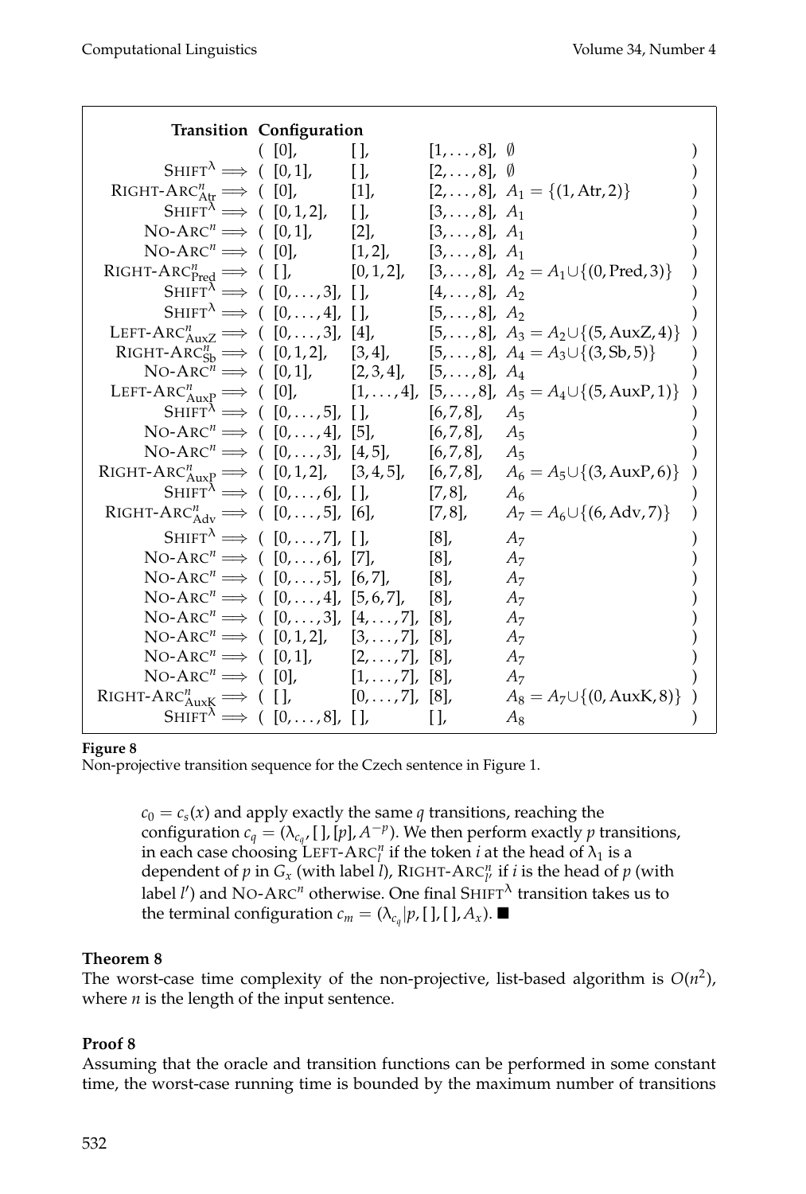| Transition | Configuration | | | | |
|---|---|---|---|---|---|
| | ( $[0]$, | $[\,]$, | $[1,\ldots,8]$, | $\emptyset$ | ) |
| $\text{SHIFT}^{\lambda} \Longrightarrow$ | ( $[0,1]$, | $[\,]$, | $[2,\ldots,8]$, | $\emptyset$ | ) |
| $\text{RIGHT-ARC}^{n}_{\text{Atr}} \Longrightarrow$ | ( $[0]$, | $[1]$, | $[2,\ldots,8]$, | $A_1 = \{(1,\text{Atr},2)\}$ | ) |
| $\text{SHIFT}^{\lambda} \Longrightarrow$ | ( $[0,1,2]$, | $[\,]$, | $[3,\ldots,8]$, | $A_1$ | ) |
| $\text{NO-ARC}^{n} \Longrightarrow$ | ( $[0,1]$, | $[2]$, | $[3,\ldots,8]$, | $A_1$ | ) |
| $\text{NO-ARC}^{n} \Longrightarrow$ | ( $[0]$, | $[1,2]$, | $[3,\ldots,8]$, | $A_1$ | ) |
| $\text{RIGHT-ARC}^{n}_{\text{Pred}} \Longrightarrow$ | ( $[\,]$, | $[0,1,2]$, | $[3,\ldots,8]$, | $A_2 = A_1 \cup \{(0,\text{Pred},3)\}$ | ) |
| $\text{SHIFT}^{\lambda} \Longrightarrow$ | ( $[0,\ldots,3]$, | $[\,]$, | $[4,\ldots,8]$, | $A_2$ | ) |
| $\text{SHIFT}^{\lambda} \Longrightarrow$ | ( $[0,\ldots,4]$, | $[\,]$, | $[5,\ldots,8]$, | $A_2$ | ) |
| $\text{LEFT-ARC}^{n}_{\text{AuxZ}} \Longrightarrow$ | ( $[0,\ldots,3]$, | $[4]$, | $[5,\ldots,8]$, | $A_3 = A_2 \cup \{(5,\text{AuxZ},4)\}$ | ) |
| $\text{RIGHT-ARC}^{n}_{\text{Sb}} \Longrightarrow$ | ( $[0,1,2]$, | $[3,4]$, | $[5,\ldots,8]$, | $A_4 = A_3 \cup \{(3,\text{Sb},5)\}$ | ) |
| $\text{NO-ARC}^{n} \Longrightarrow$ | ( $[0,1]$, | $[2,3,4]$, | $[5,\ldots,8]$, | $A_4$ | ) |
| $\text{LEFT-ARC}^{n}_{\text{AuxP}} \Longrightarrow$ | ( $[0]$, | $[1,\ldots,4]$, | $[5,\ldots,8]$, | $A_5 = A_4 \cup \{(5,\text{AuxP},1)\}$ | ) |
| $\text{SHIFT}^{\lambda} \Longrightarrow$ | ( $[0,\ldots,5]$, | $[\,]$, | $[6,7,8]$, | $A_5$ | ) |
| $\text{NO-ARC}^{n} \Longrightarrow$ | ( $[0,\ldots,4]$, | $[5]$, | $[6,7,8]$, | $A_5$ | ) |
| $\text{NO-ARC}^{n} \Longrightarrow$ | ( $[0,\ldots,3]$, | $[4,5]$, | $[6,7,8]$, | $A_5$ | ) |
| $\text{RIGHT-ARC}^{n}_{\text{AuxP}} \Longrightarrow$ | ( $[0,1,2]$, | $[3,4,5]$, | $[6,7,8]$, | $A_6 = A_5 \cup \{(3,\text{AuxP},6)\}$ | ) |
| $\text{SHIFT}^{\lambda} \Longrightarrow$ | ( $[0,\ldots,6]$, | $[\,]$, | $[7,8]$, | $A_6$ | ) |
| $\text{RIGHT-ARC}^{n}_{\text{Adv}} \Longrightarrow$ | ( $[0,\ldots,5]$, | $[6]$, | $[7,8]$, | $A_7 = A_6 \cup \{(6,\text{Adv},7)\}$ | ) |
| $\text{SHIFT}^{\lambda} \Longrightarrow$ | ( $[0,\ldots,7]$, | $[\,]$, | $[8]$, | $A_7$ | ) |
| $\text{NO-ARC}^{n} \Longrightarrow$ | ( $[0,\ldots,6]$, | $[7]$, | $[8]$, | $A_7$ | ) |
| $\text{NO-ARC}^{n} \Longrightarrow$ | ( $[0,\ldots,5]$, | $[6,7]$, | $[8]$, | $A_7$ | ) |
| $\text{NO-ARC}^{n} \Longrightarrow$ | ( $[0,\ldots,4]$, | $[5,6,7]$, | $[8]$, | $A_7$ | ) |
| $\text{NO-ARC}^{n} \Longrightarrow$ | ( $[0,\ldots,3]$, | $[4,\ldots,7]$, | $[8]$, | $A_7$ | ) |
| $\text{NO-ARC}^{n} \Longrightarrow$ | ( $[0,1,2]$, | $[3,\ldots,7]$, | $[8]$, | $A_7$ | ) |
| $\text{NO-ARC}^{n} \Longrightarrow$ | ( $[0,1]$, | $[2,\ldots,7]$, | $[8]$, | $A_7$ | ) |
| $\text{NO-ARC}^{n} \Longrightarrow$ | ( $[0]$, | $[1,\ldots,7]$, | $[8]$, | $A_7$ | ) |
| $\text{RIGHT-ARC}^{n}_{\text{AuxK}} \Longrightarrow$ | ( $[\,]$, | $[0,\ldots,7]$, | $[8]$, | $A_8 = A_7 \cup \{(0,\text{AuxK},8)\}$ | ) |
| $\text{SHIFT}^{\lambda} \Longrightarrow$ | ( $[0,\ldots,8]$, | $[\,]$, | $[\,]$, | $A_8$ | ) |

**Figure 8**
Non-projective transition sequence for the Czech sentence in Figure 1.

> $c_0 = c_s(x)$ and apply exactly the same $q$ transitions, reaching the configuration $c_q = (\lambda_{c_q}, [\,], [p], A^{-p})$. We then perform exactly $p$ transitions, in each case choosing $\text{LEFT-ARC}^n_l$ if the token $i$ at the head of $\lambda_1$ is a dependent of $p$ in $G_x$ (with label $l$), $\text{RIGHT-ARC}^n_{l'}$ if $i$ is the head of $p$ (with label $l'$) and $\text{NO-ARC}^n$ otherwise. One final $\text{SHIFT}^{\lambda}$ transition takes us to the terminal configuration $c_m = (\lambda_{c_q}|p, [\,], [\,], A_x)$. ■

**Theorem 8**
The worst-case time complexity of the non-projective, list-based algorithm is $O(n^2)$, where $n$ is the length of the input sentence.

**Proof 8**
Assuming that the oracle and transition functions can be performed in some constant time, the worst-case running time is bounded by the maximum number of transitions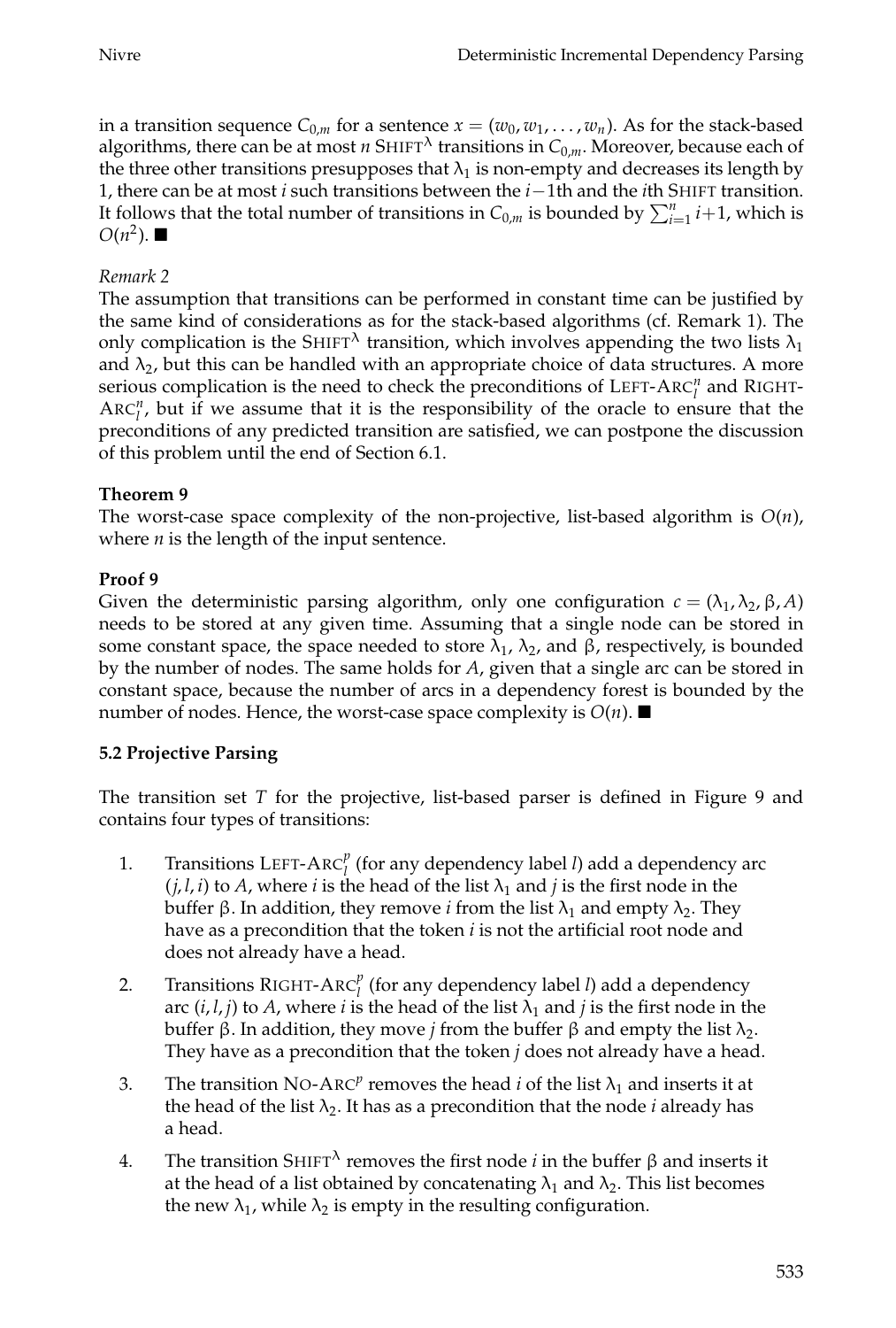in a transition sequence $C_{0,m}$ for a sentence $x = (w_0, w_1, \ldots, w_n)$. As for the stack-based algorithms, there can be at most $n$ SHIFT$^\lambda$ transitions in $C_{0,m}$. Moreover, because each of the three other transitions presupposes that $\lambda_1$ is non-empty and decreases its length by 1, there can be at most $i$ such transitions between the $i-1$th and the $i$th SHIFT transition. It follows that the total number of transitions in $C_{0,m}$ is bounded by $\sum_{i=1}^{n} i+1$, which is $O(n^2)$. ■

*Remark 2*

The assumption that transitions can be performed in constant time can be justified by the same kind of considerations as for the stack-based algorithms (cf. Remark 1). The only complication is the SHIFT$^\lambda$ transition, which involves appending the two lists $\lambda_1$ and $\lambda_2$, but this can be handled with an appropriate choice of data structures. A more serious complication is the need to check the preconditions of LEFT-ARC$_l^n$ and RIGHT-ARC$_l^n$, but if we assume that it is the responsibility of the oracle to ensure that the preconditions of any predicted transition are satisfied, we can postpone the discussion of this problem until the end of Section 6.1.

**Theorem 9**

The worst-case space complexity of the non-projective, list-based algorithm is $O(n)$, where $n$ is the length of the input sentence.

**Proof 9**

Given the deterministic parsing algorithm, only one configuration $c = (\lambda_1, \lambda_2, \beta, A)$ needs to be stored at any given time. Assuming that a single node can be stored in some constant space, the space needed to store $\lambda_1$, $\lambda_2$, and $\beta$, respectively, is bounded by the number of nodes. The same holds for $A$, given that a single arc can be stored in constant space, because the number of arcs in a dependency forest is bounded by the number of nodes. Hence, the worst-case space complexity is $O(n)$. ■

### 5.2 Projective Parsing

The transition set $T$ for the projective, list-based parser is defined in Figure 9 and contains four types of transitions:

1. Transitions LEFT-ARC$_l^p$ (for any dependency label $l$) add a dependency arc $(j, l, i)$ to $A$, where $i$ is the head of the list $\lambda_1$ and $j$ is the first node in the buffer $\beta$. In addition, they remove $i$ from the list $\lambda_1$ and empty $\lambda_2$. They have as a precondition that the token $i$ is not the artificial root node and does not already have a head.
2. Transitions RIGHT-ARC$_l^p$ (for any dependency label $l$) add a dependency arc $(i, l, j)$ to $A$, where $i$ is the head of the list $\lambda_1$ and $j$ is the first node in the buffer $\beta$. In addition, they move $j$ from the buffer $\beta$ and empty the list $\lambda_2$. They have as a precondition that the token $j$ does not already have a head.
3. The transition NO-ARC$^p$ removes the head $i$ of the list $\lambda_1$ and inserts it at the head of the list $\lambda_2$. It has as a precondition that the node $i$ already has a head.
4. The transition SHIFT$^\lambda$ removes the first node $i$ in the buffer $\beta$ and inserts it at the head of a list obtained by concatenating $\lambda_1$ and $\lambda_2$. This list becomes the new $\lambda_1$, while $\lambda_2$ is empty in the resulting configuration.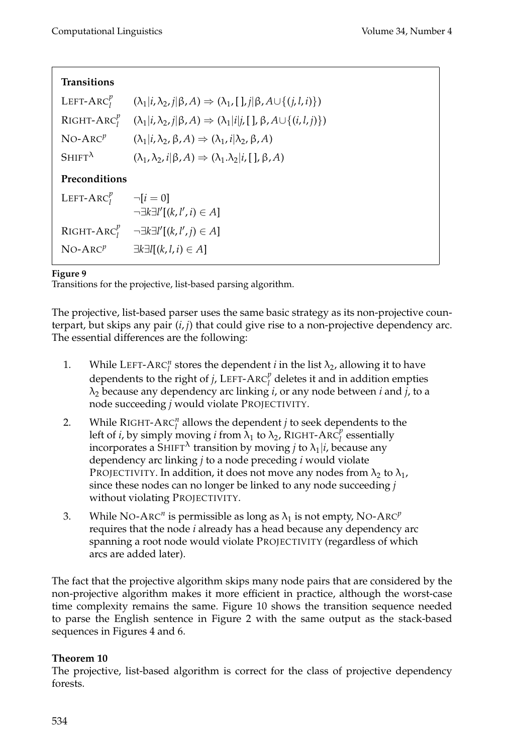**Transitions**

| | |
|---|---|
| LEFT-ARC$^p_l$ | $(\lambda_1\|i, \lambda_2, j\|\beta, A) \Rightarrow (\lambda_1, [\,], j\|\beta, A\cup\{(j,l,i)\})$ |
| RIGHT-ARC$^p_l$ | $(\lambda_1\|i, \lambda_2, j\|\beta, A) \Rightarrow (\lambda_1\|i\|j, [\,], \beta, A\cup\{(i,l,j)\})$ |
| NO-ARC$^p$ | $(\lambda_1\|i, \lambda_2, \beta, A) \Rightarrow (\lambda_1, i\|\lambda_2, \beta, A)$ |
| SHIFT$^\lambda$ | $(\lambda_1, \lambda_2, i\|\beta, A) \Rightarrow (\lambda_1.\lambda_2\|i, [\,], \beta, A)$ |

**Preconditions**

| | |
|---|---|
| LEFT-ARC$^p_l$ | $\neg[i = 0]$ |
| | $\neg\exists k \exists l'[(k, l', i) \in A]$ |
| RIGHT-ARC$^p_l$ | $\neg\exists k \exists l'[(k, l', j) \in A]$ |
| NO-ARC$^p$ | $\exists k \exists l[(k, l, i) \in A]$ |

**Figure 9**
Transitions for the projective, list-based parsing algorithm.

The projective, list-based parser uses the same basic strategy as its non-projective counterpart, but skips any pair $(i, j)$ that could give rise to a non-projective dependency arc. The essential differences are the following:

1. While LEFT-ARC$^n_l$ stores the dependent $i$ in the list $\lambda_2$, allowing it to have dependents to the right of $j$, LEFT-ARC$^p_l$ deletes it and in addition empties $\lambda_2$ because any dependency arc linking $i$, or any node between $i$ and $j$, to a node succeeding $j$ would violate PROJECTIVITY.

2. While RIGHT-ARC$^n_l$ allows the dependent $j$ to seek dependents to the left of $i$, by simply moving $i$ from $\lambda_1$ to $\lambda_2$, RIGHT-ARC$^p_l$ essentially incorporates a SHIFT$^\lambda$ transition by moving $j$ to $\lambda_1|i$, because any dependency arc linking $j$ to a node preceding $i$ would violate PROJECTIVITY. In addition, it does not move any nodes from $\lambda_2$ to $\lambda_1$, since these nodes can no longer be linked to any node succeeding $j$ without violating PROJECTIVITY.

3. While NO-ARC$^n$ is permissible as long as $\lambda_1$ is not empty, NO-ARC$^p$ requires that the node $i$ already has a head because any dependency arc spanning a root node would violate PROJECTIVITY (regardless of which arcs are added later).

The fact that the projective algorithm skips many node pairs that are considered by the non-projective algorithm makes it more efficient in practice, although the worst-case time complexity remains the same. Figure 10 shows the transition sequence needed to parse the English sentence in Figure 2 with the same output as the stack-based sequences in Figures 4 and 6.

**Theorem 10**
The projective, list-based algorithm is correct for the class of projective dependency forests.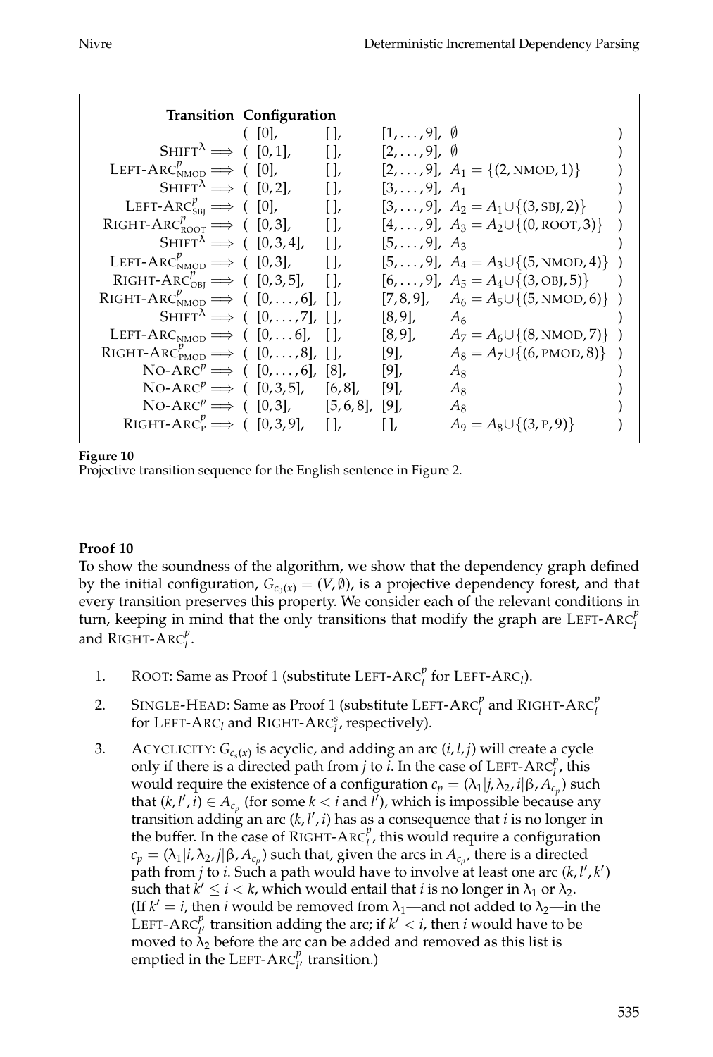| Transition | Configuration | | | | |
|---|---|---|---|---|---|
| | ( | $[0]$, | $[\,]$, | $[1,\ldots,9]$, | $\emptyset$ ) |
| $\text{SHIFT}^{\lambda} \Longrightarrow$ | ( | $[0,1]$, | $[\,]$, | $[2,\ldots,9]$, | $\emptyset$ ) |
| $\text{LEFT-ARC}^{p}_{\text{NMOD}} \Longrightarrow$ | ( | $[0]$, | $[\,]$, | $[2,\ldots,9]$, | $A_1 = \{(2,\text{NMOD},1)\}$ ) |
| $\text{SHIFT}^{\lambda} \Longrightarrow$ | ( | $[0,2]$, | $[\,]$, | $[3,\ldots,9]$, | $A_1$ ) |
| $\text{LEFT-ARC}^{p}_{\text{SBJ}} \Longrightarrow$ | ( | $[0]$, | $[\,]$, | $[3,\ldots,9]$, | $A_2 = A_1 \cup \{(3,\text{SBJ},2)\}$ ) |
| $\text{RIGHT-ARC}^{p}_{\text{ROOT}} \Longrightarrow$ | ( | $[0,3]$, | $[\,]$, | $[4,\ldots,9]$, | $A_3 = A_2 \cup \{(0,\text{ROOT},3)\}$ ) |
| $\text{SHIFT}^{\lambda} \Longrightarrow$ | ( | $[0,3,4]$, | $[\,]$, | $[5,\ldots,9]$, | $A_3$ ) |
| $\text{LEFT-ARC}^{p}_{\text{NMOD}} \Longrightarrow$ | ( | $[0,3]$, | $[\,]$, | $[5,\ldots,9]$, | $A_4 = A_3 \cup \{(5,\text{NMOD},4)\}$ ) |
| $\text{RIGHT-ARC}^{p}_{\text{OBJ}} \Longrightarrow$ | ( | $[0,3,5]$, | $[\,]$, | $[6,\ldots,9]$, | $A_5 = A_4 \cup \{(3,\text{OBJ},5)\}$ ) |
| $\text{RIGHT-ARC}^{p}_{\text{NMOD}} \Longrightarrow$ | ( | $[0,\ldots,6]$, | $[\,]$, | $[7,8,9]$, | $A_6 = A_5 \cup \{(5,\text{NMOD},6)\}$ ) |
| $\text{SHIFT}^{\lambda} \Longrightarrow$ | ( | $[0,\ldots,7]$, | $[\,]$, | $[8,9]$, | $A_6$ ) |
| $\text{LEFT-ARC}_{\text{NMOD}} \Longrightarrow$ | ( | $[0,\ldots 6]$, | $[\,]$, | $[8,9]$, | $A_7 = A_6 \cup \{(8,\text{NMOD},7)\}$ ) |
| $\text{RIGHT-ARC}^{p}_{\text{PMOD}} \Longrightarrow$ | ( | $[0,\ldots,8]$, | $[\,]$, | $[9]$, | $A_8 = A_7 \cup \{(6,\text{PMOD},8)\}$ ) |
| $\text{NO-ARC}^{p} \Longrightarrow$ | ( | $[0,\ldots,6]$, | $[8]$, | $[9]$, | $A_8$ ) |
| $\text{NO-ARC}^{p} \Longrightarrow$ | ( | $[0,3,5]$, | $[6,8]$, | $[9]$, | $A_8$ ) |
| $\text{NO-ARC}^{p} \Longrightarrow$ | ( | $[0,3]$, | $[5,6,8]$, | $[9]$, | $A_8$ ) |
| $\text{RIGHT-ARC}^{p}_{\text{P}} \Longrightarrow$ | ( | $[0,3,9]$, | $[\,]$, | $[\,]$, | $A_9 = A_8 \cup \{(3,\text{P},9)\}$ ) |

**Figure 10**
Projective transition sequence for the English sentence in Figure 2.

**Proof 10**
To show the soundness of the algorithm, we show that the dependency graph defined by the initial configuration, $G_{c_0(x)} = (V, \emptyset)$, is a projective dependency forest, and that every transition preserves this property. We consider each of the relevant conditions in turn, keeping in mind that the only transitions that modify the graph are $\text{LEFT-ARC}^{p}_{l}$ and $\text{RIGHT-ARC}^{p}_{l}$.

1. ROOT: Same as Proof 1 (substitute $\text{LEFT-ARC}^{p}_{l}$ for $\text{LEFT-ARC}_{l}$).
2. SINGLE-HEAD: Same as Proof 1 (substitute $\text{LEFT-ARC}^{p}_{l}$ and $\text{RIGHT-ARC}^{p}_{l}$ for $\text{LEFT-ARC}_{l}$ and $\text{RIGHT-ARC}^{s}_{l}$, respectively).
3. ACYCLICITY: $G_{c_s(x)}$ is acyclic, and adding an arc $(i, l, j)$ will create a cycle only if there is a directed path from $j$ to $i$. In the case of $\text{LEFT-ARC}^{p}_{l}$, this would require the existence of a configuration $c_p = (\lambda_1|j, \lambda_2, i|\beta, A_{c_p})$ such that $(k, l', i) \in A_{c_p}$ (for some $k < i$ and $l'$), which is impossible because any transition adding an arc $(k, l', i)$ has as a consequence that $i$ is no longer in the buffer. In the case of $\text{RIGHT-ARC}^{p}_{l}$, this would require a configuration $c_p = (\lambda_1|i, \lambda_2, j|\beta, A_{c_p})$ such that, given the arcs in $A_{c_p}$, there is a directed path from $j$ to $i$. Such a path would have to involve at least one arc $(k, l', k')$ such that $k' \leq i < k$, which would entail that $i$ is no longer in $\lambda_1$ or $\lambda_2$. (If $k' = i$, then $i$ would be removed from $\lambda_1$—and not added to $\lambda_2$—in the $\text{LEFT-ARC}^{p}_{l'}$ transition adding the arc; if $k' < i$, then $i$ would have to be moved to $\lambda_2$ before the arc can be added and removed as this list is emptied in the $\text{LEFT-ARC}^{p}_{l'}$ transition.)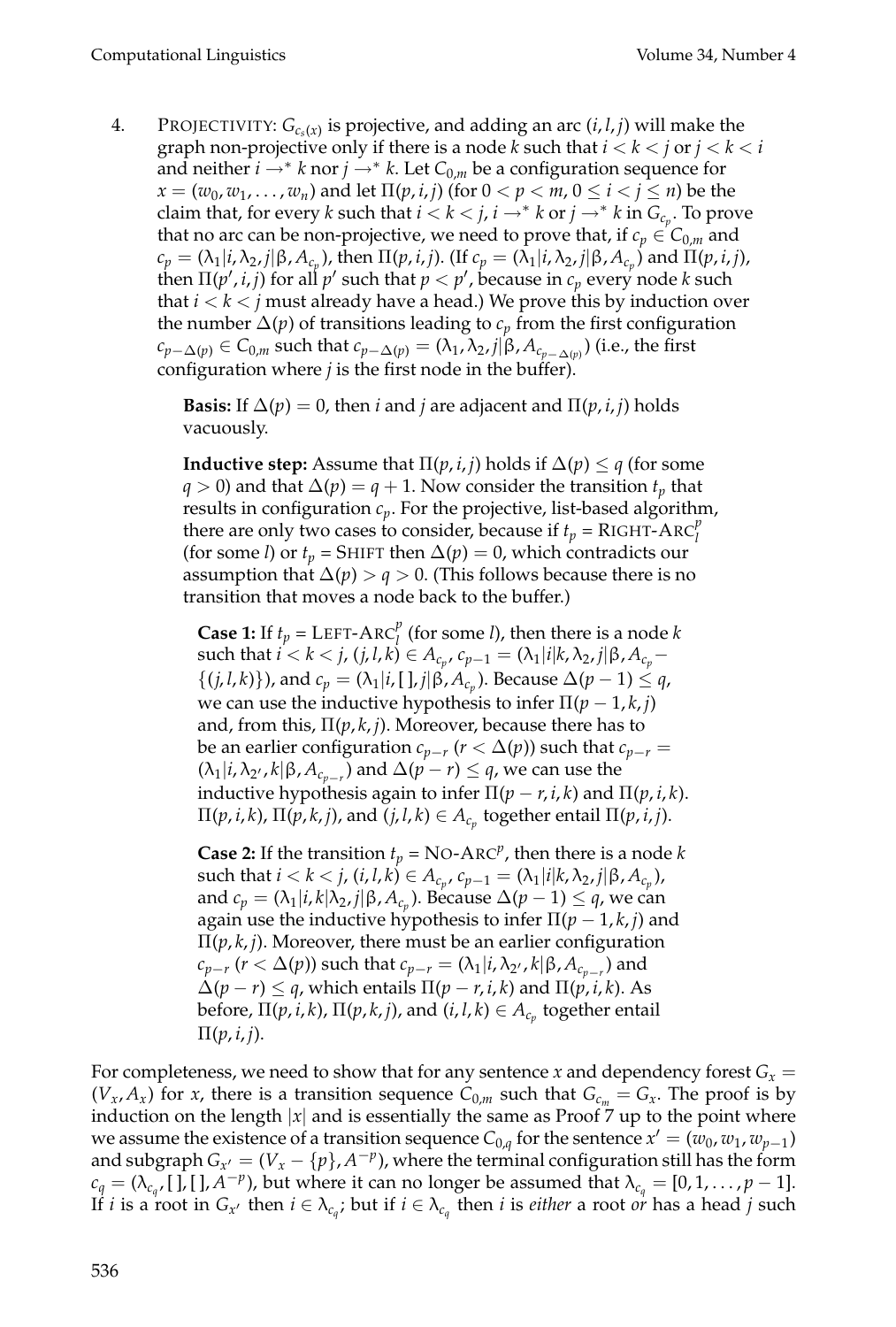4. PROJECTIVITY: $G_{c_s(x)}$ is projective, and adding an arc $(i, l, j)$ will make the graph non-projective only if there is a node $k$ such that $i < k < j$ or $j < k < i$ and neither $i \rightarrow^* k$ nor $j \rightarrow^* k$. Let $C_{0,m}$ be a configuration sequence for $x = (w_0, w_1, \ldots, w_n)$ and let $\Pi(p, i, j)$ (for $0 < p < m$, $0 \leq i < j \leq n$) be the claim that, for every $k$ such that $i < k < j$, $i \rightarrow^* k$ or $j \rightarrow^* k$ in $G_{c_p}$. To prove that no arc can be non-projective, we need to prove that, if $c_p \in C_{0,m}$ and $c_p = (\lambda_1|i, \lambda_2, j|\beta, A_{c_p})$, then $\Pi(p, i, j)$. (If $c_p = (\lambda_1|i, \lambda_2, j|\beta, A_{c_p})$ and $\Pi(p, i, j)$, then $\Pi(p', i, j)$ for all $p'$ such that $p < p'$, because in $c_p$ every node $k$ such that $i < k < j$ must already have a head.) We prove this by induction over the number $\Delta(p)$ of transitions leading to $c_p$ from the first configuration $c_{p-\Delta(p)} \in C_{0,m}$ such that $c_{p-\Delta(p)} = (\lambda_1, \lambda_2, j|\beta, A_{c_{p-\Delta(p)}})$ (i.e., the first configuration where $j$ is the first node in the buffer).

   **Basis:** If $\Delta(p) = 0$, then $i$ and $j$ are adjacent and $\Pi(p, i, j)$ holds vacuously.

   **Inductive step:** Assume that $\Pi(p, i, j)$ holds if $\Delta(p) \leq q$ (for some $q > 0$) and that $\Delta(p) = q + 1$. Now consider the transition $t_p$ that results in configuration $c_p$. For the projective, list-based algorithm, there are only two cases to consider, because if $t_p$ = RIGHT-ARC$_l^p$ (for some $l$) or $t_p$ = SHIFT then $\Delta(p) = 0$, which contradicts our assumption that $\Delta(p) > q > 0$. (This follows because there is no transition that moves a node back to the buffer.)

   **Case 1:** If $t_p$ = LEFT-ARC$_l^p$ (for some $l$), then there is a node $k$ such that $i < k < j$, $(j, l, k) \in A_{c_p}$, $c_{p-1} = (\lambda_1|i|k, \lambda_2, j|\beta, A_{c_p} - \{(j, l, k)\})$, and $c_p = (\lambda_1|i, [\,], j|\beta, A_{c_p})$. Because $\Delta(p-1) \leq q$, we can use the inductive hypothesis to infer $\Pi(p-1, k, j)$ and, from this, $\Pi(p, k, j)$. Moreover, because there has to be an earlier configuration $c_{p-r}$ ($r < \Delta(p)$) such that $c_{p-r} = (\lambda_1|i, \lambda_{2'}, k|\beta, A_{c_{p-r}})$ and $\Delta(p-r) \leq q$, we can use the inductive hypothesis again to infer $\Pi(p-r, i, k)$ and $\Pi(p, i, k)$. $\Pi(p, i, k)$, $\Pi(p, k, j)$, and $(j, l, k) \in A_{c_p}$ together entail $\Pi(p, i, j)$.

   **Case 2:** If the transition $t_p$ = NO-ARC$^p$, then there is a node $k$ such that $i < k < j$, $(i, l, k) \in A_{c_p}$, $c_{p-1} = (\lambda_1|i|k, \lambda_2, j|\beta, A_{c_p})$, and $c_p = (\lambda_1|i, k|\lambda_2, j|\beta, A_{c_p})$. Because $\Delta(p-1) \leq q$, we can again use the inductive hypothesis to infer $\Pi(p-1, k, j)$ and $\Pi(p, k, j)$. Moreover, there must be an earlier configuration $c_{p-r}$ ($r < \Delta(p)$) such that $c_{p-r} = (\lambda_1|i, \lambda_{2'}, k|\beta, A_{c_{p-r}})$ and $\Delta(p-r) \leq q$, which entails $\Pi(p-r, i, k)$ and $\Pi(p, i, k)$. As before, $\Pi(p, i, k)$, $\Pi(p, k, j)$, and $(i, l, k) \in A_{c_p}$ together entail $\Pi(p, i, j)$.

For completeness, we need to show that for any sentence $x$ and dependency forest $G_x = (V_x, A_x)$ for $x$, there is a transition sequence $C_{0,m}$ such that $G_{c_m} = G_x$. The proof is by induction on the length $|x|$ and is essentially the same as Proof 7 up to the point where we assume the existence of a transition sequence $C_{0,q}$ for the sentence $x' = (w_0, w_1, w_{p-1})$ and subgraph $G_{x'} = (V_x - \{p\}, A^{-p})$, where the terminal configuration still has the form $c_q = (\lambda_{c_q}, [\,], [\,], A^{-p})$, but where it can no longer be assumed that $\lambda_{c_q} = [0, 1, \ldots, p-1]$. If $i$ is a root in $G_{x'}$ then $i \in \lambda_{c_q}$; but if $i \in \lambda_{c_q}$ then $i$ is *either* a root *or* has a head $j$ such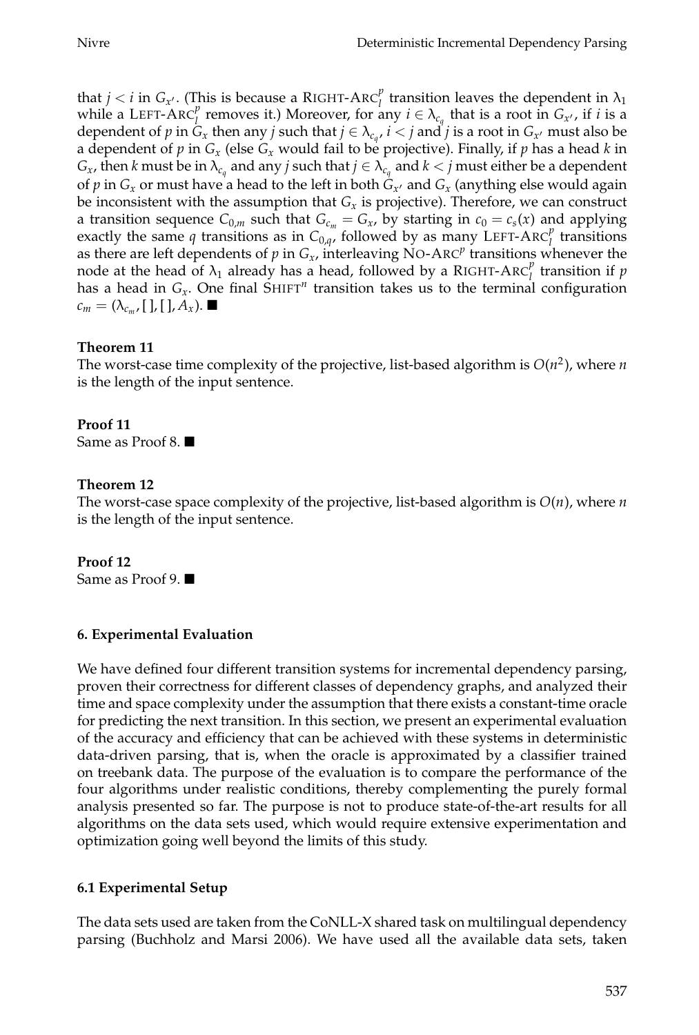that $j < i$ in $G_{x'}$. (This is because a RIGHT-ARC$^p_l$ transition leaves the dependent in $\lambda_1$ while a LEFT-ARC$^p_l$ removes it.) Moreover, for any $i \in \lambda_{c_q}$ that is a root in $G_{x'}$, if $i$ is a dependent of $p$ in $G_x$ then any $j$ such that $j \in \lambda_{c_q}$, $i < j$ and $j$ is a root in $G_{x'}$ must also be a dependent of $p$ in $G_x$ (else $G_x$ would fail to be projective). Finally, if $p$ has a head $k$ in $G_x$, then $k$ must be in $\lambda_{c_q}$ and any $j$ such that $j \in \lambda_{c_q}$ and $k < j$ must either be a dependent of $p$ in $G_x$ or must have a head to the left in both $G_{x'}$ and $G_x$ (anything else would again be inconsistent with the assumption that $G_x$ is projective). Therefore, we can construct a transition sequence $C_{0,m}$ such that $G_{c_m} = G_x$, by starting in $c_0 = c_s(x)$ and applying exactly the same $q$ transitions as in $C_{0,q}$, followed by as many LEFT-ARC$^p_l$ transitions as there are left dependents of $p$ in $G_x$, interleaving NO-ARC$^p$ transitions whenever the node at the head of $\lambda_1$ already has a head, followed by a RIGHT-ARC$^p_l$ transition if $p$ has a head in $G_x$. One final SHIFT$^n$ transition takes us to the terminal configuration $c_m = (\lambda_{c_m}, [\,], [\,], A_x)$. ■

**Theorem 11**
The worst-case time complexity of the projective, list-based algorithm is $O(n^2)$, where $n$ is the length of the input sentence.

**Proof 11**
Same as Proof 8. ■

**Theorem 12**
The worst-case space complexity of the projective, list-based algorithm is $O(n)$, where $n$ is the length of the input sentence.

**Proof 12**
Same as Proof 9. ■

## 6. Experimental Evaluation

We have defined four different transition systems for incremental dependency parsing, proven their correctness for different classes of dependency graphs, and analyzed their time and space complexity under the assumption that there exists a constant-time oracle for predicting the next transition. In this section, we present an experimental evaluation of the accuracy and efficiency that can be achieved with these systems in deterministic data-driven parsing, that is, when the oracle is approximated by a classifier trained on treebank data. The purpose of the evaluation is to compare the performance of the four algorithms under realistic conditions, thereby complementing the purely formal analysis presented so far. The purpose is not to produce state-of-the-art results for all algorithms on the data sets used, which would require extensive experimentation and optimization going well beyond the limits of this study.

### 6.1 Experimental Setup

The data sets used are taken from the CoNLL-X shared task on multilingual dependency parsing (Buchholz and Marsi 2006). We have used all the available data sets, taken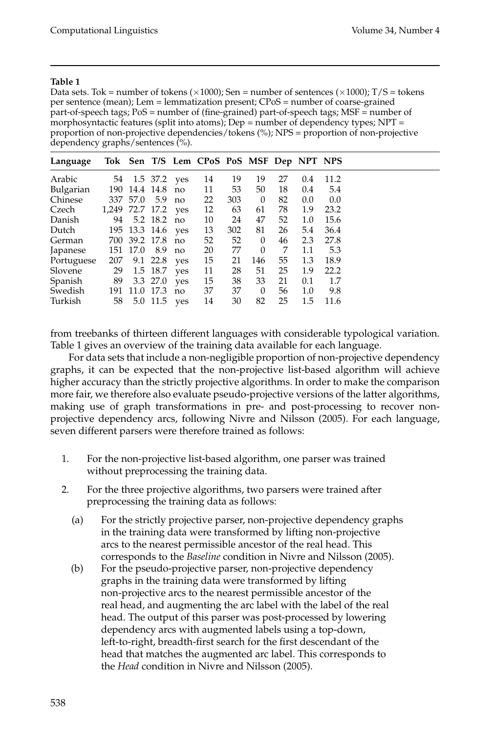**Table 1**

Data sets. Tok = number of tokens (×1000); Sen = number of sentences (×1000); T/S = tokens per sentence (mean); Lem = lemmatization present; CPoS = number of coarse-grained part-of-speech tags; PoS = number of (fine-grained) part-of-speech tags; MSF = number of morphosyntactic features (split into atoms); Dep = number of dependency types; NPT = proportion of non-projective dependencies/tokens (%); NPS = proportion of non-projective dependency graphs/sentences (%).

| Language | Tok | Sen | T/S | Lem | CPoS | PoS | MSF | Dep | NPT | NPS |
|---|---|---|---|---|---|---|---|---|---|---|
| Arabic | 54 | 1.5 | 37.2 | yes | 14 | 19 | 19 | 27 | 0.4 | 11.2 |
| Bulgarian | 190 | 14.4 | 14.8 | no | 11 | 53 | 50 | 18 | 0.4 | 5.4 |
| Chinese | 337 | 57.0 | 5.9 | no | 22 | 303 | 0 | 82 | 0.0 | 0.0 |
| Czech | 1,249 | 72.7 | 17.2 | yes | 12 | 63 | 61 | 78 | 1.9 | 23.2 |
| Danish | 94 | 5.2 | 18.2 | no | 10 | 24 | 47 | 52 | 1.0 | 15.6 |
| Dutch | 195 | 13.3 | 14.6 | yes | 13 | 302 | 81 | 26 | 5.4 | 36.4 |
| German | 700 | 39.2 | 17.8 | no | 52 | 52 | 0 | 46 | 2.3 | 27.8 |
| Japanese | 151 | 17.0 | 8.9 | no | 20 | 77 | 0 | 7 | 1.1 | 5.3 |
| Portuguese | 207 | 9.1 | 22.8 | yes | 15 | 21 | 146 | 55 | 1.3 | 18.9 |
| Slovene | 29 | 1.5 | 18.7 | yes | 11 | 28 | 51 | 25 | 1.9 | 22.2 |
| Spanish | 89 | 3.3 | 27.0 | yes | 15 | 38 | 33 | 21 | 0.1 | 1.7 |
| Swedish | 191 | 11.0 | 17.3 | no | 37 | 37 | 0 | 56 | 1.0 | 9.8 |
| Turkish | 58 | 5.0 | 11.5 | yes | 14 | 30 | 82 | 25 | 1.5 | 11.6 |

from treebanks of thirteen different languages with considerable typological variation. Table 1 gives an overview of the training data available for each language.

For data sets that include a non-negligible proportion of non-projective dependency graphs, it can be expected that the non-projective list-based algorithm will achieve higher accuracy than the strictly projective algorithms. In order to make the comparison more fair, we therefore also evaluate pseudo-projective versions of the latter algorithms, making use of graph transformations in pre- and post-processing to recover non-projective dependency arcs, following Nivre and Nilsson (2005). For each language, seven different parsers were therefore trained as follows:

1. For the non-projective list-based algorithm, one parser was trained without preprocessing the training data.
2. For the three projective algorithms, two parsers were trained after preprocessing the training data as follows:
   (a) For the strictly projective parser, non-projective dependency graphs in the training data were transformed by lifting non-projective arcs to the nearest permissible ancestor of the real head. This corresponds to the *Baseline* condition in Nivre and Nilsson (2005).
   (b) For the pseudo-projective parser, non-projective dependency graphs in the training data were transformed by lifting non-projective arcs to the nearest permissible ancestor of the real head, and augmenting the arc label with the label of the real head. The output of this parser was post-processed by lowering dependency arcs with augmented labels using a top-down, left-to-right, breadth-first search for the first descendant of the head that matches the augmented arc label. This corresponds to the *Head* condition in Nivre and Nilsson (2005).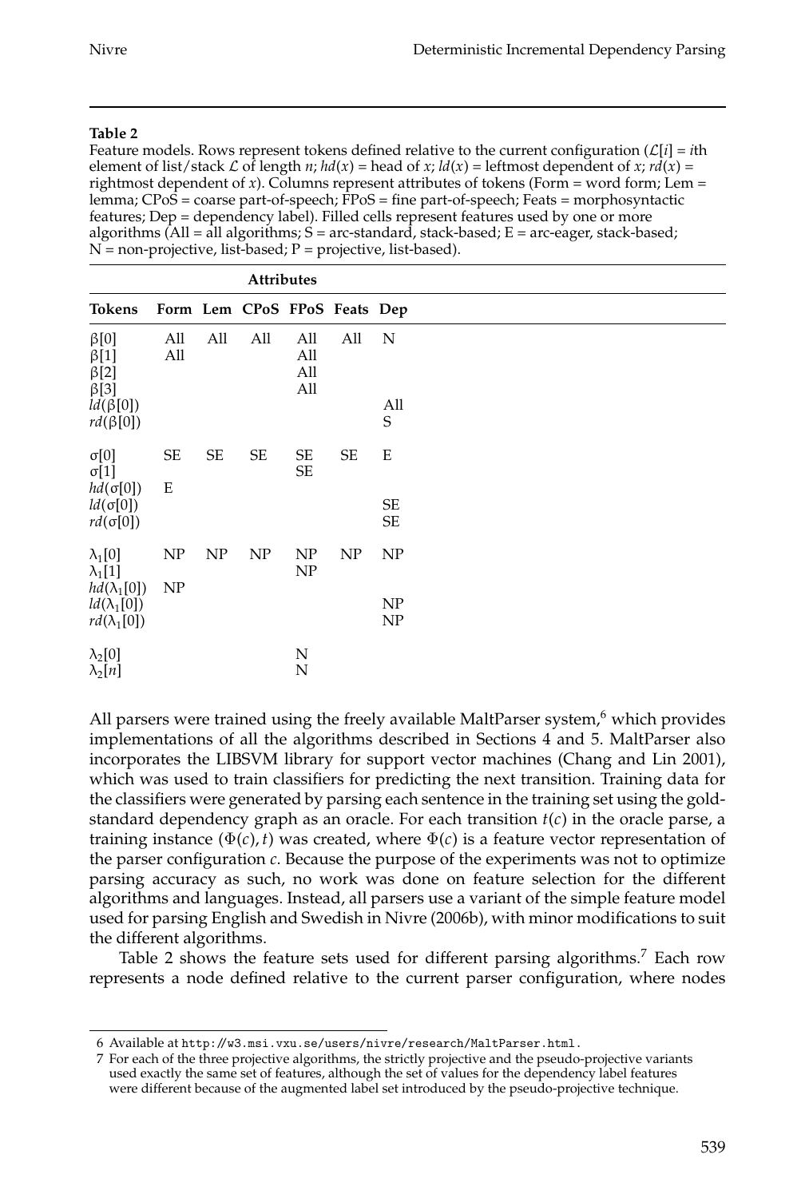**Table 2**

Feature models. Rows represent tokens defined relative to the current configuration ($\mathcal{L}[i]$ = $i$th element of list/stack $\mathcal{L}$ of length $n$; $hd(x)$ = head of $x$; $ld(x)$ = leftmost dependent of $x$; $rd(x)$ = rightmost dependent of $x$). Columns represent attributes of tokens (Form = word form; Lem = lemma; CPoS = coarse part-of-speech; FPoS = fine part-of-speech; Feats = morphosyntactic features; Dep = dependency label). Filled cells represent features used by one or more algorithms (All = all algorithms; S = arc-standard, stack-based; E = arc-eager, stack-based; N = non-projective, list-based; P = projective, list-based).

| | Attributes | | | | | |
|---|---|---|---|---|---|---|
| **Tokens** | **Form** | **Lem** | **CPoS** | **FPoS** | **Feats** | **Dep** |
| $\beta[0]$ | All | All | All | All | All | N |
| $\beta[1]$ | All | | | All | | |
| $\beta[2]$ | | | | All | | |
| $\beta[3]$ | | | | All | | |
| $ld(\beta[0])$ | | | | | | All |
| $rd(\beta[0])$ | | | | | | S |
| $\sigma[0]$ | SE | SE | SE | SE | SE | E |
| $\sigma[1]$ | | | | SE | | |
| $hd(\sigma[0])$ | E | | | | | |
| $ld(\sigma[0])$ | | | | | | SE |
| $rd(\sigma[0])$ | | | | | | SE |
| $\lambda_1[0]$ | NP | NP | NP | NP | NP | NP |
| $\lambda_1[1]$ | | | | NP | | |
| $hd(\lambda_1[0])$ | NP | | | | | |
| $ld(\lambda_1[0])$ | | | | | | NP |
| $rd(\lambda_1[0])$ | | | | | | NP |
| $\lambda_2[0]$ | | | | N | | |
| $\lambda_2[n]$ | | | | N | | |

All parsers were trained using the freely available MaltParser system,[6] which provides implementations of all the algorithms described in Sections 4 and 5. MaltParser also incorporates the LIBSVM library for support vector machines (Chang and Lin 2001), which was used to train classifiers for predicting the next transition. Training data for the classifiers were generated by parsing each sentence in the training set using the gold-standard dependency graph as an oracle. For each transition $t(c)$ in the oracle parse, a training instance $(\Phi(c), t)$ was created, where $\Phi(c)$ is a feature vector representation of the parser configuration $c$. Because the purpose of the experiments was not to optimize parsing accuracy as such, no work was done on feature selection for the different algorithms and languages. Instead, all parsers use a variant of the simple feature model used for parsing English and Swedish in Nivre (2006b), with minor modifications to suit the different algorithms.

Table 2 shows the feature sets used for different parsing algorithms.[7] Each row represents a node defined relative to the current parser configuration, where nodes

6 Available at http://w3.msi.vxu.se/users/nivre/research/MaltParser.html.

7 For each of the three projective algorithms, the strictly projective and the pseudo-projective variants used exactly the same set of features, although the set of values for the dependency label features were different because of the augmented label set introduced by the pseudo-projective technique.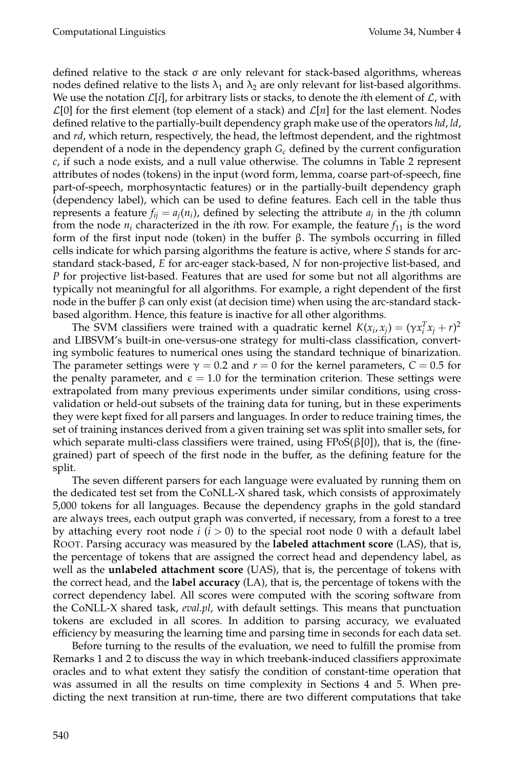defined relative to the stack $\sigma$ are only relevant for stack-based algorithms, whereas nodes defined relative to the lists $\lambda_1$ and $\lambda_2$ are only relevant for list-based algorithms. We use the notation $\mathcal{L}[i]$, for arbitrary lists or stacks, to denote the $i$th element of $\mathcal{L}$, with $\mathcal{L}[0]$ for the first element (top element of a stack) and $\mathcal{L}[n]$ for the last element. Nodes defined relative to the partially-built dependency graph make use of the operators *hd*, *ld*, and *rd*, which return, respectively, the head, the leftmost dependent, and the rightmost dependent of a node in the dependency graph $G_c$ defined by the current configuration $c$, if such a node exists, and a null value otherwise. The columns in Table 2 represent attributes of nodes (tokens) in the input (word form, lemma, coarse part-of-speech, fine part-of-speech, morphosyntactic features) or in the partially-built dependency graph (dependency label), which can be used to define features. Each cell in the table thus represents a feature $f_{ij} = a_j(n_i)$, defined by selecting the attribute $a_j$ in the $j$th column from the node $n_i$ characterized in the $i$th row. For example, the feature $f_{11}$ is the word form of the first input node (token) in the buffer $\beta$. The symbols occurring in filled cells indicate for which parsing algorithms the feature is active, where *S* stands for arc-standard stack-based, *E* for arc-eager stack-based, *N* for non-projective list-based, and *P* for projective list-based. Features that are used for some but not all algorithms are typically not meaningful for all algorithms. For example, a right dependent of the first node in the buffer $\beta$ can only exist (at decision time) when using the arc-standard stack-based algorithm. Hence, this feature is inactive for all other algorithms.

The SVM classifiers were trained with a quadratic kernel $K(x_i, x_j) = (\gamma x_i^T x_j + r)^2$ and LIBSVM's built-in one-versus-one strategy for multi-class classification, converting symbolic features to numerical ones using the standard technique of binarization. The parameter settings were $\gamma = 0.2$ and $r = 0$ for the kernel parameters, $C = 0.5$ for the penalty parameter, and $\epsilon = 1.0$ for the termination criterion. These settings were extrapolated from many previous experiments under similar conditions, using cross-validation or held-out subsets of the training data for tuning, but in these experiments they were kept fixed for all parsers and languages. In order to reduce training times, the set of training instances derived from a given training set was split into smaller sets, for which separate multi-class classifiers were trained, using FPoS($\beta[0]$), that is, the (fine-grained) part of speech of the first node in the buffer, as the defining feature for the split.

The seven different parsers for each language were evaluated by running them on the dedicated test set from the CoNLL-X shared task, which consists of approximately 5,000 tokens for all languages. Because the dependency graphs in the gold standard are always trees, each output graph was converted, if necessary, from a forest to a tree by attaching every root node $i$ ($i > 0$) to the special root node 0 with a default label ROOT. Parsing accuracy was measured by the **labeled attachment score** (LAS), that is, the percentage of tokens that are assigned the correct head and dependency label, as well as the **unlabeled attachment score** (UAS), that is, the percentage of tokens with the correct head, and the **label accuracy** (LA), that is, the percentage of tokens with the correct dependency label. All scores were computed with the scoring software from the CoNLL-X shared task, *eval.pl*, with default settings. This means that punctuation tokens are excluded in all scores. In addition to parsing accuracy, we evaluated efficiency by measuring the learning time and parsing time in seconds for each data set.

Before turning to the results of the evaluation, we need to fulfill the promise from Remarks 1 and 2 to discuss the way in which treebank-induced classifiers approximate oracles and to what extent they satisfy the condition of constant-time operation that was assumed in all the results on time complexity in Sections 4 and 5. When predicting the next transition at run-time, there are two different computations that take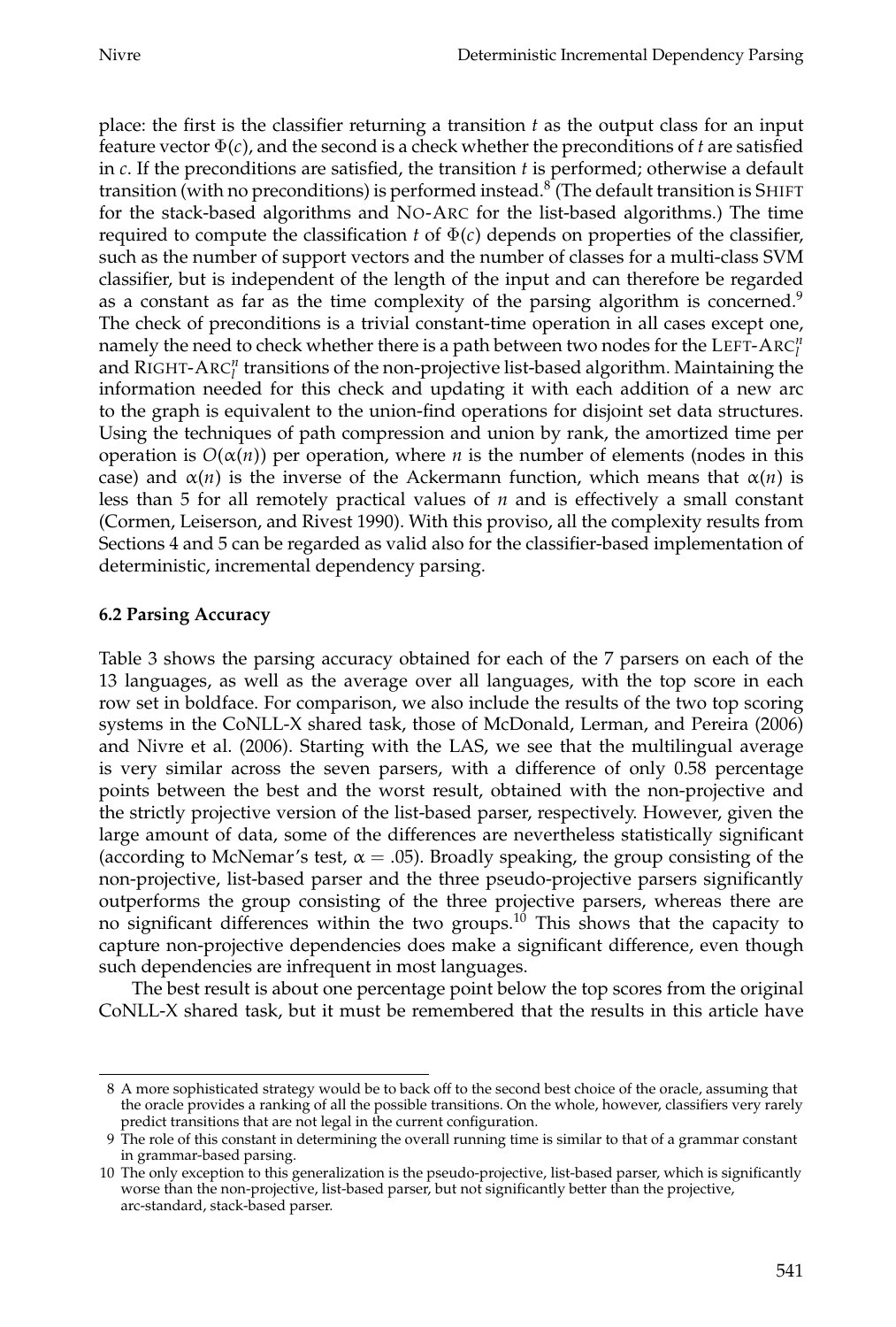place: the first is the classifier returning a transition $t$ as the output class for an input feature vector $\Phi(c)$, and the second is a check whether the preconditions of $t$ are satisfied in $c$. If the preconditions are satisfied, the transition $t$ is performed; otherwise a default transition (with no preconditions) is performed instead.[8] (The default transition is SHIFT for the stack-based algorithms and NO-ARC for the list-based algorithms.) The time required to compute the classification $t$ of $\Phi(c)$ depends on properties of the classifier, such as the number of support vectors and the number of classes for a multi-class SVM classifier, but is independent of the length of the input and can therefore be regarded as a constant as far as the time complexity of the parsing algorithm is concerned.[9] The check of preconditions is a trivial constant-time operation in all cases except one, namely the need to check whether there is a path between two nodes for the LEFT-ARC$_l^n$ and RIGHT-ARC$_l^n$ transitions of the non-projective list-based algorithm. Maintaining the information needed for this check and updating it with each addition of a new arc to the graph is equivalent to the union-find operations for disjoint set data structures. Using the techniques of path compression and union by rank, the amortized time per operation is $O(\alpha(n))$ per operation, where $n$ is the number of elements (nodes in this case) and $\alpha(n)$ is the inverse of the Ackermann function, which means that $\alpha(n)$ is less than 5 for all remotely practical values of $n$ and is effectively a small constant (Cormen, Leiserson, and Rivest 1990). With this proviso, all the complexity results from Sections 4 and 5 can be regarded as valid also for the classifier-based implementation of deterministic, incremental dependency parsing.

### 6.2 Parsing Accuracy

Table 3 shows the parsing accuracy obtained for each of the 7 parsers on each of the 13 languages, as well as the average over all languages, with the top score in each row set in boldface. For comparison, we also include the results of the two top scoring systems in the CoNLL-X shared task, those of McDonald, Lerman, and Pereira (2006) and Nivre et al. (2006). Starting with the LAS, we see that the multilingual average is very similar across the seven parsers, with a difference of only 0.58 percentage points between the best and the worst result, obtained with the non-projective and the strictly projective version of the list-based parser, respectively. However, given the large amount of data, some of the differences are nevertheless statistically significant (according to McNemar's test, $\alpha = .05$). Broadly speaking, the group consisting of the non-projective, list-based parser and the three pseudo-projective parsers significantly outperforms the group consisting of the three projective parsers, whereas there are no significant differences within the two groups.[10] This shows that the capacity to capture non-projective dependencies does make a significant difference, even though such dependencies are infrequent in most languages.

The best result is about one percentage point below the top scores from the original CoNLL-X shared task, but it must be remembered that the results in this article have

---

[8] A more sophisticated strategy would be to back off to the second best choice of the oracle, assuming that the oracle provides a ranking of all the possible transitions. On the whole, however, classifiers very rarely predict transitions that are not legal in the current configuration.

[9] The role of this constant in determining the overall running time is similar to that of a grammar constant in grammar-based parsing.

[10] The only exception to this generalization is the pseudo-projective, list-based parser, which is significantly worse than the non-projective, list-based parser, but not significantly better than the projective, arc-standard, stack-based parser.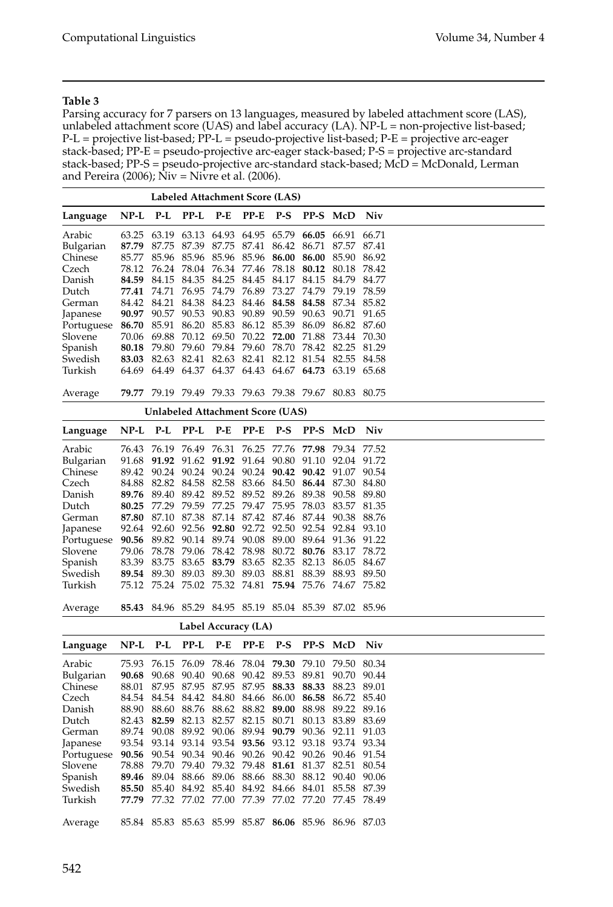**Table 3**

Parsing accuracy for 7 parsers on 13 languages, measured by labeled attachment score (LAS), unlabeled attachment score (UAS) and label accuracy (LA). NP-L = non-projective list-based; P-L = projective list-based; PP-L = pseudo-projective list-based; P-E = projective arc-eager stack-based; PP-E = pseudo-projective arc-eager stack-based; P-S = projective arc-standard stack-based; PP-S = pseudo-projective arc-standard stack-based; McD = McDonald, Lerman and Pereira (2006); Niv = Nivre et al. (2006).

| Labeled Attachment Score (LAS) | | | | | | | | | |
|---|---|---|---|---|---|---|---|---|---|
| **Language** | **NP-L** | **P-L** | **PP-L** | **P-E** | **PP-E** | **P-S** | **PP-S** | **McD** | **Niv** |
| Arabic | 63.25 | 63.19 | 63.13 | 64.93 | 64.95 | 65.79 | **66.05** | 66.91 | 66.71 |
| Bulgarian | **87.79** | 87.75 | 87.39 | 87.75 | 87.41 | 86.42 | 86.71 | 87.57 | 87.41 |
| Chinese | 85.77 | 85.96 | 85.96 | 85.96 | 85.96 | **86.00** | **86.00** | 85.90 | 86.92 |
| Czech | 78.12 | 76.24 | 78.04 | 76.34 | 77.46 | 78.18 | **80.12** | 80.18 | 78.42 |
| Danish | **84.59** | 84.15 | 84.35 | 84.25 | 84.45 | 84.17 | 84.15 | 84.79 | 84.77 |
| Dutch | **77.41** | 74.71 | 76.95 | 74.79 | 76.89 | 73.27 | 74.79 | 79.19 | 78.59 |
| German | 84.42 | 84.21 | 84.38 | 84.23 | 84.46 | **84.58** | **84.58** | 87.34 | 85.82 |
| Japanese | **90.97** | 90.57 | 90.53 | 90.83 | 90.89 | 90.59 | 90.63 | 90.71 | 91.65 |
| Portuguese | **86.70** | 85.91 | 86.20 | 85.83 | 86.12 | 85.39 | 86.09 | 86.82 | 87.60 |
| Slovene | 70.06 | 69.88 | 70.12 | 69.50 | 70.22 | **72.00** | 71.88 | 73.44 | 70.30 |
| Spanish | **80.18** | 79.80 | 79.60 | 79.84 | 79.60 | 78.70 | 78.42 | 82.25 | 81.29 |
| Swedish | **83.03** | 82.63 | 82.41 | 82.63 | 82.41 | 82.12 | 81.54 | 82.55 | 84.58 |
| Turkish | 64.69 | 64.49 | 64.37 | 64.37 | 64.43 | 64.67 | **64.73** | 63.19 | 65.68 |
| Average | **79.77** | 79.19 | 79.49 | 79.33 | 79.63 | 79.38 | 79.67 | 80.83 | 80.75 |

| Unlabeled Attachment Score (UAS) | | | | | | | | | |
|---|---|---|---|---|---|---|---|---|---|
| **Language** | **NP-L** | **P-L** | **PP-L** | **P-E** | **PP-E** | **P-S** | **PP-S** | **McD** | **Niv** |
| Arabic | 76.43 | 76.19 | 76.49 | 76.31 | 76.25 | 77.76 | **77.98** | 79.34 | 77.52 |
| Bulgarian | 91.68 | **91.92** | 91.62 | **91.92** | 91.64 | 90.80 | 91.10 | 92.04 | 91.72 |
| Chinese | 89.42 | 90.24 | 90.24 | 90.24 | 90.24 | **90.42** | **90.42** | 91.07 | 90.54 |
| Czech | 84.88 | 82.82 | 84.58 | 82.58 | 83.66 | 84.50 | **86.44** | 87.30 | 84.80 |
| Danish | **89.76** | 89.40 | 89.42 | 89.52 | 89.52 | 89.26 | 89.38 | 90.58 | 89.80 |
| Dutch | **80.25** | 77.29 | 79.59 | 77.25 | 79.47 | 75.95 | 78.03 | 83.57 | 81.35 |
| German | **87.80** | 87.10 | 87.38 | 87.14 | 87.42 | 87.46 | 87.44 | 90.38 | 88.76 |
| Japanese | 92.64 | 92.60 | 92.56 | **92.80** | 92.72 | 92.50 | 92.54 | 92.84 | 93.10 |
| Portuguese | **90.56** | 89.82 | 90.14 | 89.74 | 90.08 | 89.00 | 89.64 | 91.36 | 91.22 |
| Slovene | 79.06 | 78.78 | 79.06 | 78.42 | 78.98 | 80.72 | **80.76** | 83.17 | 78.72 |
| Spanish | 83.39 | 83.75 | 83.65 | **83.79** | 83.65 | 82.35 | 82.13 | 86.05 | 84.67 |
| Swedish | **89.54** | 89.30 | 89.03 | 89.30 | 89.03 | 88.81 | 88.39 | 88.93 | 89.50 |
| Turkish | 75.12 | 75.24 | 75.02 | 75.32 | 74.81 | **75.94** | 75.76 | 74.67 | 75.82 |
| Average | **85.43** | 84.96 | 85.29 | 84.95 | 85.19 | 85.04 | 85.39 | 87.02 | 85.96 |

| Label Accuracy (LA) | | | | | | | | | |
|---|---|---|---|---|---|---|---|---|---|
| **Language** | **NP-L** | **P-L** | **PP-L** | **P-E** | **PP-E** | **P-S** | **PP-S** | **McD** | **Niv** |
| Arabic | 75.93 | 76.15 | 76.09 | 78.46 | 78.04 | **79.30** | 79.10 | 79.50 | 80.34 |
| Bulgarian | **90.68** | 90.68 | 90.40 | 90.68 | 90.42 | 89.53 | 89.81 | 90.70 | 90.44 |
| Chinese | 88.01 | 87.95 | 87.95 | 87.95 | 87.95 | **88.33** | **88.33** | 88.23 | 89.01 |
| Czech | 84.54 | 84.54 | 84.42 | 84.80 | 84.66 | 86.00 | **86.58** | 86.72 | 85.40 |
| Danish | 88.90 | 88.60 | 88.76 | 88.62 | 88.82 | **89.00** | 88.98 | 89.22 | 89.16 |
| Dutch | 82.43 | **82.59** | 82.13 | 82.57 | 82.15 | 80.71 | 80.13 | 83.89 | 83.69 |
| German | 89.74 | 90.08 | 89.92 | 90.06 | 89.94 | **90.79** | 90.36 | 92.11 | 91.03 |
| Japanese | 93.54 | 93.14 | 93.14 | 93.54 | **93.56** | 93.12 | 93.18 | 93.74 | 93.34 |
| Portuguese | **90.56** | 90.54 | 90.34 | 90.46 | 90.26 | 90.42 | 90.26 | 90.46 | 91.54 |
| Slovene | 78.88 | 79.70 | 79.40 | 79.32 | 79.48 | **81.61** | 81.37 | 82.51 | 80.54 |
| Spanish | **89.46** | 89.04 | 88.66 | 89.06 | 88.66 | 88.30 | 88.12 | 90.40 | 90.06 |
| Swedish | **85.50** | 85.40 | 84.92 | 85.40 | 84.92 | 84.66 | 84.01 | 85.58 | 87.39 |
| Turkish | **77.79** | 77.32 | 77.02 | 77.00 | 77.39 | 77.02 | 77.20 | 77.45 | 78.49 |
| Average | 85.84 | 85.83 | 85.63 | 85.99 | 85.87 | **86.06** | 85.96 | 86.96 | 87.03 |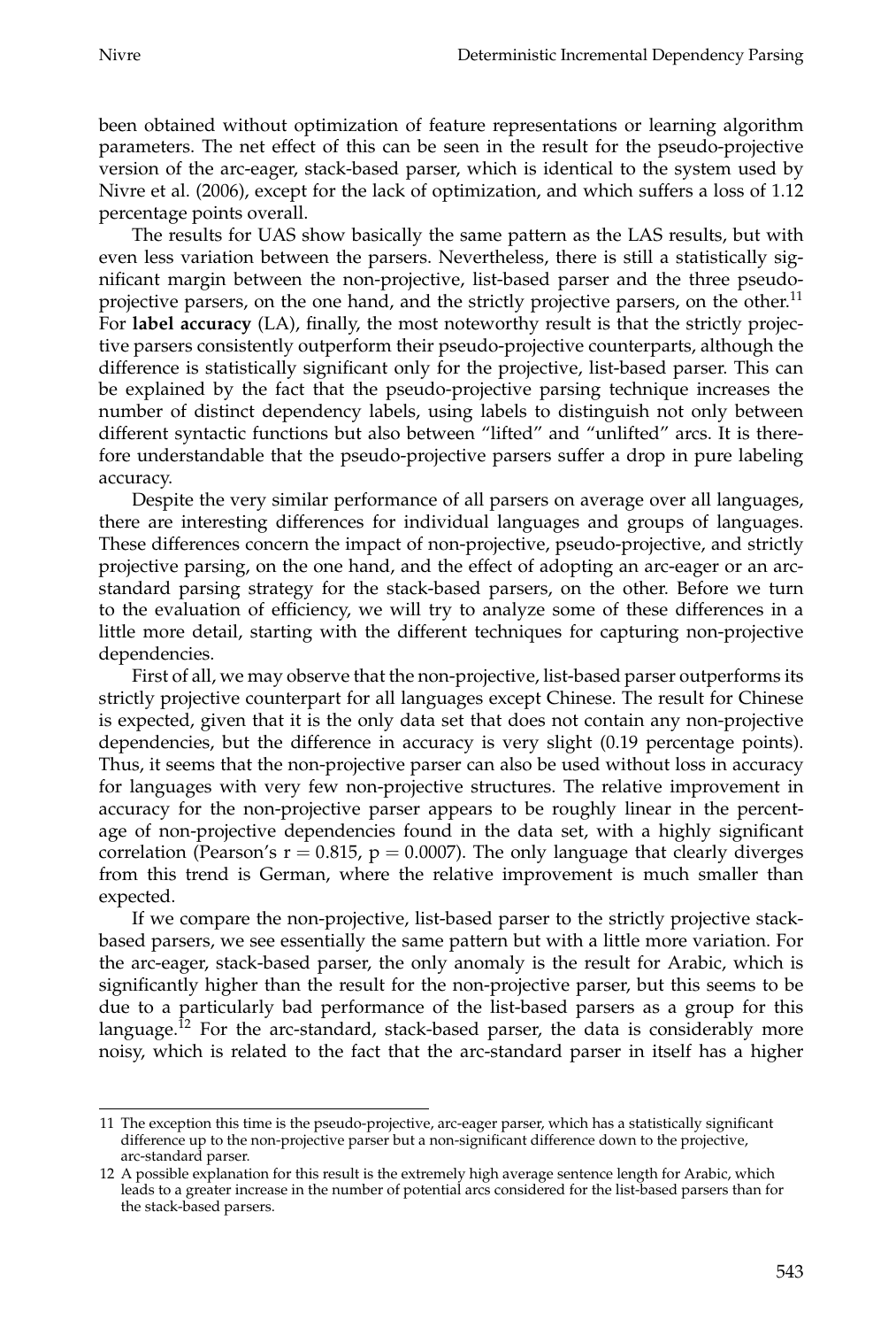been obtained without optimization of feature representations or learning algorithm parameters. The net effect of this can be seen in the result for the pseudo-projective version of the arc-eager, stack-based parser, which is identical to the system used by Nivre et al. (2006), except for the lack of optimization, and which suffers a loss of 1.12 percentage points overall.

The results for UAS show basically the same pattern as the LAS results, but with even less variation between the parsers. Nevertheless, there is still a statistically significant margin between the non-projective, list-based parser and the three pseudo-projective parsers, on the one hand, and the strictly projective parsers, on the other.[11] For **label accuracy** (LA), finally, the most noteworthy result is that the strictly projective parsers consistently outperform their pseudo-projective counterparts, although the difference is statistically significant only for the projective, list-based parser. This can be explained by the fact that the pseudo-projective parsing technique increases the number of distinct dependency labels, using labels to distinguish not only between different syntactic functions but also between "lifted" and "unlifted" arcs. It is therefore understandable that the pseudo-projective parsers suffer a drop in pure labeling accuracy.

Despite the very similar performance of all parsers on average over all languages, there are interesting differences for individual languages and groups of languages. These differences concern the impact of non-projective, pseudo-projective, and strictly projective parsing, on the one hand, and the effect of adopting an arc-eager or an arc-standard parsing strategy for the stack-based parsers, on the other. Before we turn to the evaluation of efficiency, we will try to analyze some of these differences in a little more detail, starting with the different techniques for capturing non-projective dependencies.

First of all, we may observe that the non-projective, list-based parser outperforms its strictly projective counterpart for all languages except Chinese. The result for Chinese is expected, given that it is the only data set that does not contain any non-projective dependencies, but the difference in accuracy is very slight (0.19 percentage points). Thus, it seems that the non-projective parser can also be used without loss in accuracy for languages with very few non-projective structures. The relative improvement in accuracy for the non-projective parser appears to be roughly linear in the percentage of non-projective dependencies found in the data set, with a highly significant correlation (Pearson's $r = 0.815$, $p = 0.0007$). The only language that clearly diverges from this trend is German, where the relative improvement is much smaller than expected.

If we compare the non-projective, list-based parser to the strictly projective stack-based parsers, we see essentially the same pattern but with a little more variation. For the arc-eager, stack-based parser, the only anomaly is the result for Arabic, which is significantly higher than the result for the non-projective parser, but this seems to be due to a particularly bad performance of the list-based parsers as a group for this language.[12] For the arc-standard, stack-based parser, the data is considerably more noisy, which is related to the fact that the arc-standard parser in itself has a higher

---

11 The exception this time is the pseudo-projective, arc-eager parser, which has a statistically significant difference up to the non-projective parser but a non-significant difference down to the projective, arc-standard parser.

12 A possible explanation for this result is the extremely high average sentence length for Arabic, which leads to a greater increase in the number of potential arcs considered for the list-based parsers than for the stack-based parsers.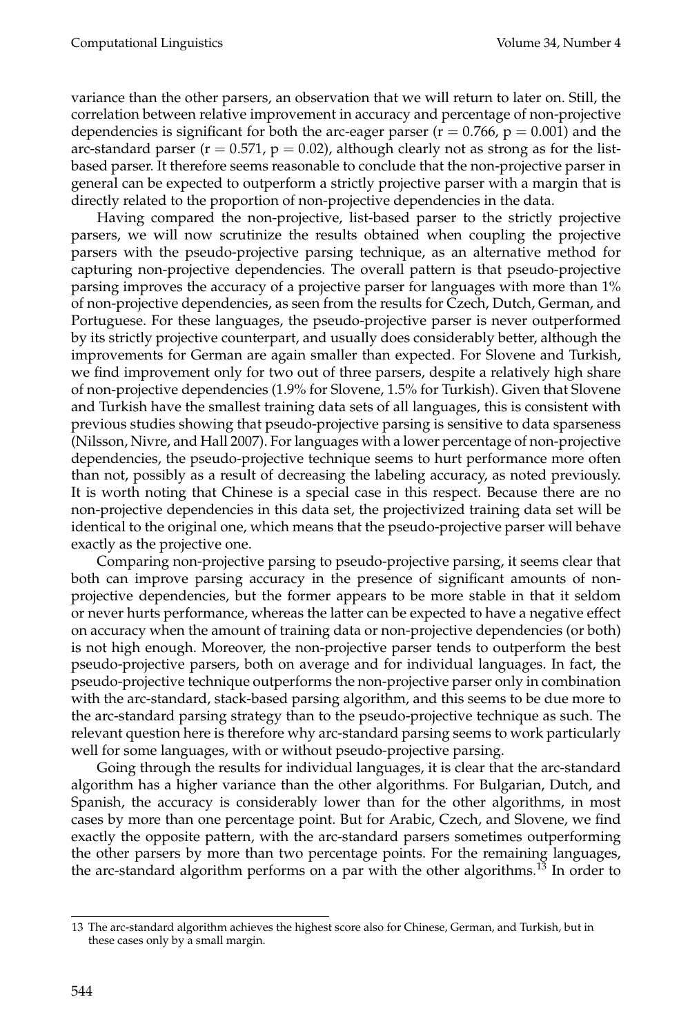variance than the other parsers, an observation that we will return to later on. Still, the correlation between relative improvement in accuracy and percentage of non-projective dependencies is significant for both the arc-eager parser ($r = 0.766$, $p = 0.001$) and the arc-standard parser ($r = 0.571$, $p = 0.02$), although clearly not as strong as for the list-based parser. It therefore seems reasonable to conclude that the non-projective parser in general can be expected to outperform a strictly projective parser with a margin that is directly related to the proportion of non-projective dependencies in the data.

Having compared the non-projective, list-based parser to the strictly projective parsers, we will now scrutinize the results obtained when coupling the projective parsers with the pseudo-projective parsing technique, as an alternative method for capturing non-projective dependencies. The overall pattern is that pseudo-projective parsing improves the accuracy of a projective parser for languages with more than 1% of non-projective dependencies, as seen from the results for Czech, Dutch, German, and Portuguese. For these languages, the pseudo-projective parser is never outperformed by its strictly projective counterpart, and usually does considerably better, although the improvements for German are again smaller than expected. For Slovene and Turkish, we find improvement only for two out of three parsers, despite a relatively high share of non-projective dependencies (1.9% for Slovene, 1.5% for Turkish). Given that Slovene and Turkish have the smallest training data sets of all languages, this is consistent with previous studies showing that pseudo-projective parsing is sensitive to data sparseness (Nilsson, Nivre, and Hall 2007). For languages with a lower percentage of non-projective dependencies, the pseudo-projective technique seems to hurt performance more often than not, possibly as a result of decreasing the labeling accuracy, as noted previously. It is worth noting that Chinese is a special case in this respect. Because there are no non-projective dependencies in this data set, the projectivized training data set will be identical to the original one, which means that the pseudo-projective parser will behave exactly as the projective one.

Comparing non-projective parsing to pseudo-projective parsing, it seems clear that both can improve parsing accuracy in the presence of significant amounts of non-projective dependencies, but the former appears to be more stable in that it seldom or never hurts performance, whereas the latter can be expected to have a negative effect on accuracy when the amount of training data or non-projective dependencies (or both) is not high enough. Moreover, the non-projective parser tends to outperform the best pseudo-projective parsers, both on average and for individual languages. In fact, the pseudo-projective technique outperforms the non-projective parser only in combination with the arc-standard, stack-based parsing algorithm, and this seems to be due more to the arc-standard parsing strategy than to the pseudo-projective technique as such. The relevant question here is therefore why arc-standard parsing seems to work particularly well for some languages, with or without pseudo-projective parsing.

Going through the results for individual languages, it is clear that the arc-standard algorithm has a higher variance than the other algorithms. For Bulgarian, Dutch, and Spanish, the accuracy is considerably lower than for the other algorithms, in most cases by more than one percentage point. But for Arabic, Czech, and Slovene, we find exactly the opposite pattern, with the arc-standard parsers sometimes outperforming the other parsers by more than two percentage points. For the remaining languages, the arc-standard algorithm performs on a par with the other algorithms.[13] In order to

13 The arc-standard algorithm achieves the highest score also for Chinese, German, and Turkish, but in these cases only by a small margin.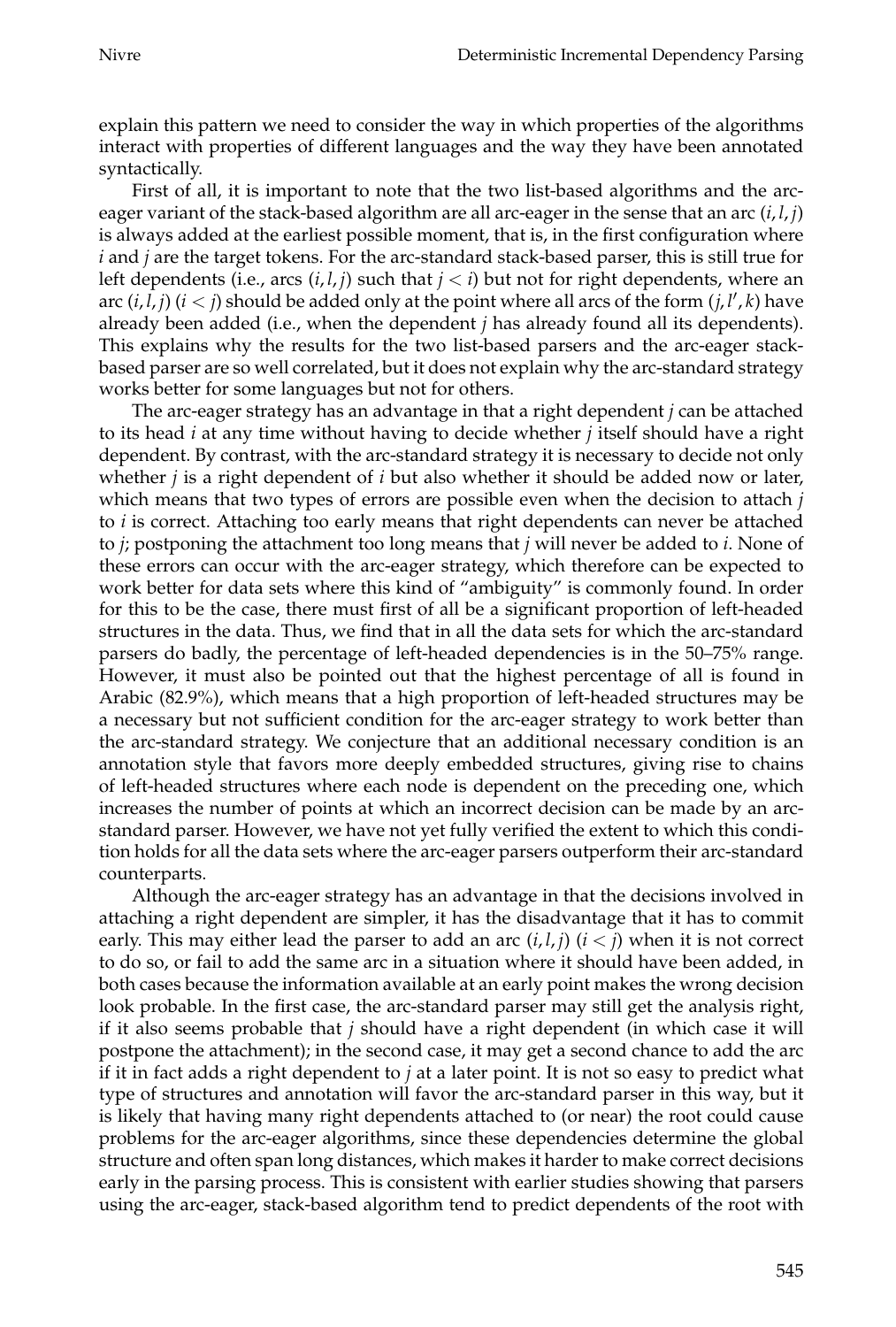explain this pattern we need to consider the way in which properties of the algorithms interact with properties of different languages and the way they have been annotated syntactically.

First of all, it is important to note that the two list-based algorithms and the arc-eager variant of the stack-based algorithm are all arc-eager in the sense that an arc $(i, l, j)$ is always added at the earliest possible moment, that is, in the first configuration where $i$ and $j$ are the target tokens. For the arc-standard stack-based parser, this is still true for left dependents (i.e., arcs $(i, l, j)$ such that $j < i$) but not for right dependents, where an arc $(i, l, j)$ $(i < j)$ should be added only at the point where all arcs of the form $(j, l', k)$ have already been added (i.e., when the dependent $j$ has already found all its dependents). This explains why the results for the two list-based parsers and the arc-eager stack-based parser are so well correlated, but it does not explain why the arc-standard strategy works better for some languages but not for others.

The arc-eager strategy has an advantage in that a right dependent $j$ can be attached to its head $i$ at any time without having to decide whether $j$ itself should have a right dependent. By contrast, with the arc-standard strategy it is necessary to decide not only whether $j$ is a right dependent of $i$ but also whether it should be added now or later, which means that two types of errors are possible even when the decision to attach $j$ to $i$ is correct. Attaching too early means that right dependents can never be attached to $j$; postponing the attachment too long means that $j$ will never be added to $i$. None of these errors can occur with the arc-eager strategy, which therefore can be expected to work better for data sets where this kind of "ambiguity" is commonly found. In order for this to be the case, there must first of all be a significant proportion of left-headed structures in the data. Thus, we find that in all the data sets for which the arc-standard parsers do badly, the percentage of left-headed dependencies is in the 50–75% range. However, it must also be pointed out that the highest percentage of all is found in Arabic (82.9%), which means that a high proportion of left-headed structures may be a necessary but not sufficient condition for the arc-eager strategy to work better than the arc-standard strategy. We conjecture that an additional necessary condition is an annotation style that favors more deeply embedded structures, giving rise to chains of left-headed structures where each node is dependent on the preceding one, which increases the number of points at which an incorrect decision can be made by an arc-standard parser. However, we have not yet fully verified the extent to which this condition holds for all the data sets where the arc-eager parsers outperform their arc-standard counterparts.

Although the arc-eager strategy has an advantage in that the decisions involved in attaching a right dependent are simpler, it has the disadvantage that it has to commit early. This may either lead the parser to add an arc $(i, l, j)$ $(i < j)$ when it is not correct to do so, or fail to add the same arc in a situation where it should have been added, in both cases because the information available at an early point makes the wrong decision look probable. In the first case, the arc-standard parser may still get the analysis right, if it also seems probable that $j$ should have a right dependent (in which case it will postpone the attachment); in the second case, it may get a second chance to add the arc if it in fact adds a right dependent to $j$ at a later point. It is not so easy to predict what type of structures and annotation will favor the arc-standard parser in this way, but it is likely that having many right dependents attached to (or near) the root could cause problems for the arc-eager algorithms, since these dependencies determine the global structure and often span long distances, which makes it harder to make correct decisions early in the parsing process. This is consistent with earlier studies showing that parsers using the arc-eager, stack-based algorithm tend to predict dependents of the root with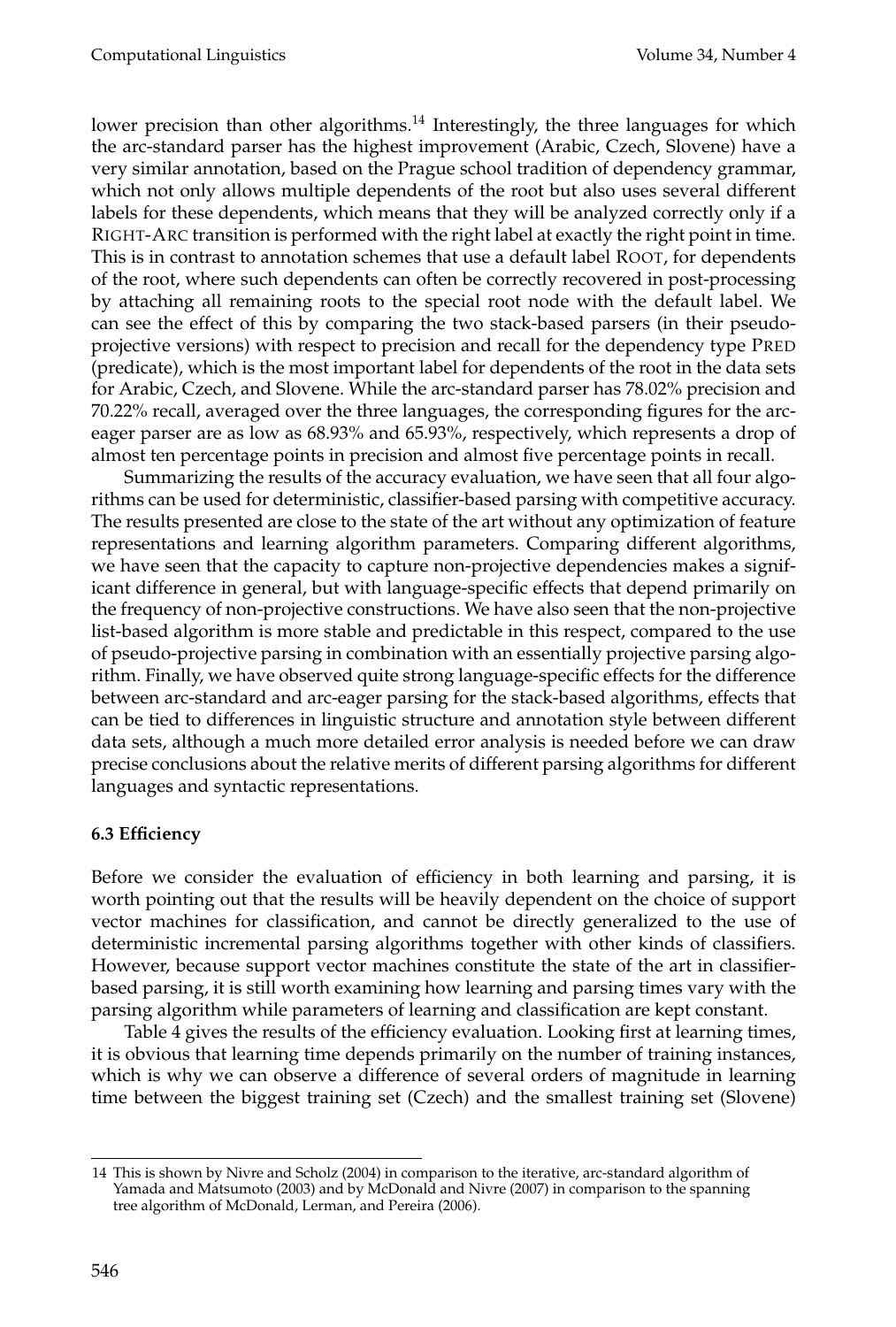lower precision than other algorithms.[14] Interestingly, the three languages for which the arc-standard parser has the highest improvement (Arabic, Czech, Slovene) have a very similar annotation, based on the Prague school tradition of dependency grammar, which not only allows multiple dependents of the root but also uses several different labels for these dependents, which means that they will be analyzed correctly only if a RIGHT-ARC transition is performed with the right label at exactly the right point in time. This is in contrast to annotation schemes that use a default label ROOT, for dependents of the root, where such dependents can often be correctly recovered in post-processing by attaching all remaining roots to the special root node with the default label. We can see the effect of this by comparing the two stack-based parsers (in their pseudo-projective versions) with respect to precision and recall for the dependency type PRED (predicate), which is the most important label for dependents of the root in the data sets for Arabic, Czech, and Slovene. While the arc-standard parser has 78.02% precision and 70.22% recall, averaged over the three languages, the corresponding figures for the arc-eager parser are as low as 68.93% and 65.93%, respectively, which represents a drop of almost ten percentage points in precision and almost five percentage points in recall.

Summarizing the results of the accuracy evaluation, we have seen that all four algorithms can be used for deterministic, classifier-based parsing with competitive accuracy. The results presented are close to the state of the art without any optimization of feature representations and learning algorithm parameters. Comparing different algorithms, we have seen that the capacity to capture non-projective dependencies makes a significant difference in general, but with language-specific effects that depend primarily on the frequency of non-projective constructions. We have also seen that the non-projective list-based algorithm is more stable and predictable in this respect, compared to the use of pseudo-projective parsing in combination with an essentially projective parsing algorithm. Finally, we have observed quite strong language-specific effects for the difference between arc-standard and arc-eager parsing for the stack-based algorithms, effects that can be tied to differences in linguistic structure and annotation style between different data sets, although a much more detailed error analysis is needed before we can draw precise conclusions about the relative merits of different parsing algorithms for different languages and syntactic representations.

### 6.3 Efficiency

Before we consider the evaluation of efficiency in both learning and parsing, it is worth pointing out that the results will be heavily dependent on the choice of support vector machines for classification, and cannot be directly generalized to the use of deterministic incremental parsing algorithms together with other kinds of classifiers. However, because support vector machines constitute the state of the art in classifier-based parsing, it is still worth examining how learning and parsing times vary with the parsing algorithm while parameters of learning and classification are kept constant.

Table 4 gives the results of the efficiency evaluation. Looking first at learning times, it is obvious that learning time depends primarily on the number of training instances, which is why we can observe a difference of several orders of magnitude in learning time between the biggest training set (Czech) and the smallest training set (Slovene)

[14] This is shown by Nivre and Scholz (2004) in comparison to the iterative, arc-standard algorithm of Yamada and Matsumoto (2003) and by McDonald and Nivre (2007) in comparison to the spanning tree algorithm of McDonald, Lerman, and Pereira (2006).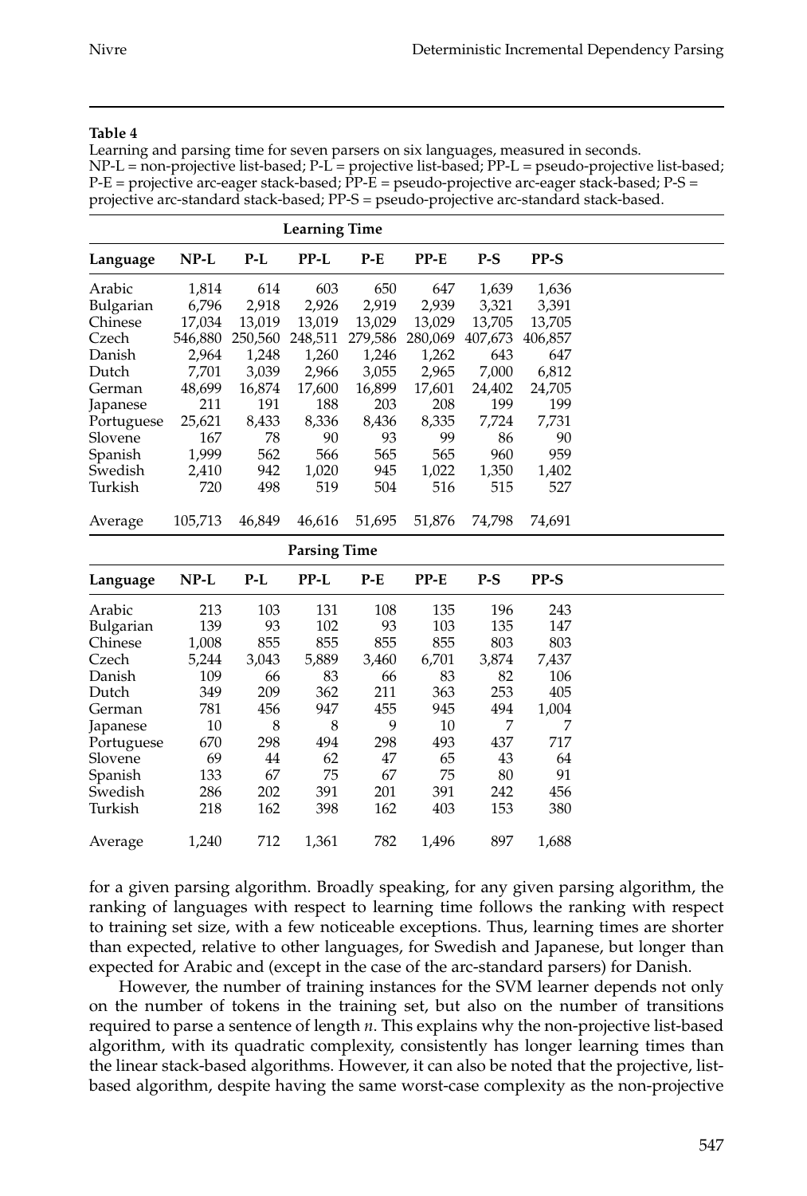**Table 4**

Learning and parsing time for seven parsers on six languages, measured in seconds. NP-L = non-projective list-based; P-L = projective list-based; PP-L = pseudo-projective list-based; P-E = projective arc-eager stack-based; PP-E = pseudo-projective arc-eager stack-based; P-S = projective arc-standard stack-based; PP-S = pseudo-projective arc-standard stack-based.

| **Learning Time** | | | | | | | |
|---|---|---|---|---|---|---|---|
| **Language** | **NP-L** | **P-L** | **PP-L** | **P-E** | **PP-E** | **P-S** | **PP-S** |
| Arabic | 1,814 | 614 | 603 | 650 | 647 | 1,639 | 1,636 |
| Bulgarian | 6,796 | 2,918 | 2,926 | 2,919 | 2,939 | 3,321 | 3,391 |
| Chinese | 17,034 | 13,019 | 13,019 | 13,029 | 13,029 | 13,705 | 13,705 |
| Czech | 546,880 | 250,560 | 248,511 | 279,586 | 280,069 | 407,673 | 406,857 |
| Danish | 2,964 | 1,248 | 1,260 | 1,246 | 1,262 | 643 | 647 |
| Dutch | 7,701 | 3,039 | 2,966 | 3,055 | 2,965 | 7,000 | 6,812 |
| German | 48,699 | 16,874 | 17,600 | 16,899 | 17,601 | 24,402 | 24,705 |
| Japanese | 211 | 191 | 188 | 203 | 208 | 199 | 199 |
| Portuguese | 25,621 | 8,433 | 8,336 | 8,436 | 8,335 | 7,724 | 7,731 |
| Slovene | 167 | 78 | 90 | 93 | 99 | 86 | 90 |
| Spanish | 1,999 | 562 | 566 | 565 | 565 | 960 | 959 |
| Swedish | 2,410 | 942 | 1,020 | 945 | 1,022 | 1,350 | 1,402 |
| Turkish | 720 | 498 | 519 | 504 | 516 | 515 | 527 |
| Average | 105,713 | 46,849 | 46,616 | 51,695 | 51,876 | 74,798 | 74,691 |

| **Parsing Time** | | | | | | | |
|---|---|---|---|---|---|---|---|
| **Language** | **NP-L** | **P-L** | **PP-L** | **P-E** | **PP-E** | **P-S** | **PP-S** |
| Arabic | 213 | 103 | 131 | 108 | 135 | 196 | 243 |
| Bulgarian | 139 | 93 | 102 | 93 | 103 | 135 | 147 |
| Chinese | 1,008 | 855 | 855 | 855 | 855 | 803 | 803 |
| Czech | 5,244 | 3,043 | 5,889 | 3,460 | 6,701 | 3,874 | 7,437 |
| Danish | 109 | 66 | 83 | 66 | 83 | 82 | 106 |
| Dutch | 349 | 209 | 362 | 211 | 363 | 253 | 405 |
| German | 781 | 456 | 947 | 455 | 945 | 494 | 1,004 |
| Japanese | 10 | 8 | 8 | 9 | 10 | 7 | 7 |
| Portuguese | 670 | 298 | 494 | 298 | 493 | 437 | 717 |
| Slovene | 69 | 44 | 62 | 47 | 65 | 43 | 64 |
| Spanish | 133 | 67 | 75 | 67 | 75 | 80 | 91 |
| Swedish | 286 | 202 | 391 | 201 | 391 | 242 | 456 |
| Turkish | 218 | 162 | 398 | 162 | 403 | 153 | 380 |
| Average | 1,240 | 712 | 1,361 | 782 | 1,496 | 897 | 1,688 |

for a given parsing algorithm. Broadly speaking, for any given parsing algorithm, the ranking of languages with respect to learning time follows the ranking with respect to training set size, with a few noticeable exceptions. Thus, learning times are shorter than expected, relative to other languages, for Swedish and Japanese, but longer than expected for Arabic and (except in the case of the arc-standard parsers) for Danish.

However, the number of training instances for the SVM learner depends not only on the number of tokens in the training set, but also on the number of transitions required to parse a sentence of length $n$. This explains why the non-projective list-based algorithm, with its quadratic complexity, consistently has longer learning times than the linear stack-based algorithms. However, it can also be noted that the projective, list-based algorithm, despite having the same worst-case complexity as the non-projective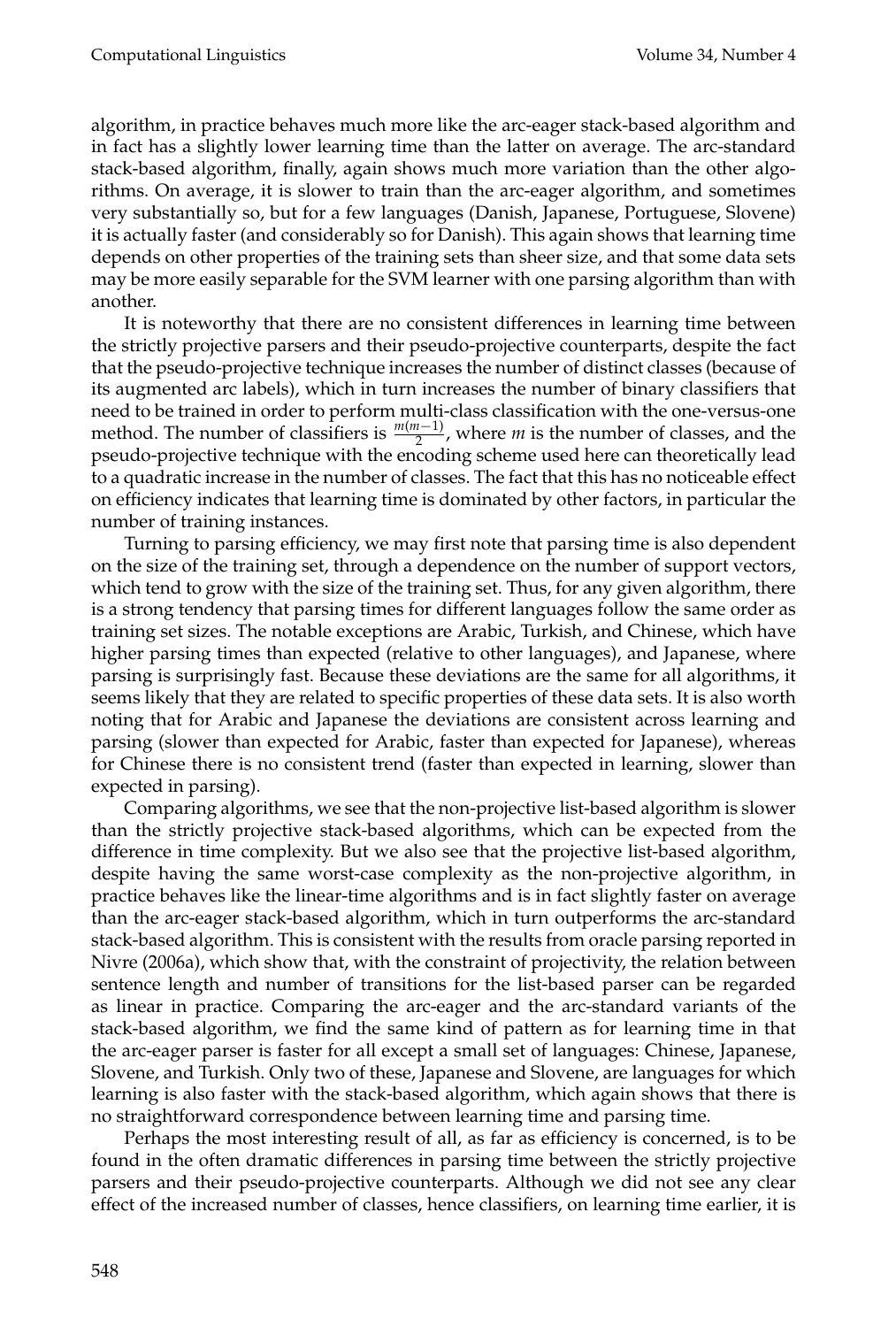algorithm, in practice behaves much more like the arc-eager stack-based algorithm and in fact has a slightly lower learning time than the latter on average. The arc-standard stack-based algorithm, finally, again shows much more variation than the other algorithms. On average, it is slower to train than the arc-eager algorithm, and sometimes very substantially so, but for a few languages (Danish, Japanese, Portuguese, Slovene) it is actually faster (and considerably so for Danish). This again shows that learning time depends on other properties of the training sets than sheer size, and that some data sets may be more easily separable for the SVM learner with one parsing algorithm than with another.

It is noteworthy that there are no consistent differences in learning time between the strictly projective parsers and their pseudo-projective counterparts, despite the fact that the pseudo-projective technique increases the number of distinct classes (because of its augmented arc labels), which in turn increases the number of binary classifiers that need to be trained in order to perform multi-class classification with the one-versus-one method. The number of classifiers is $\frac{m(m-1)}{2}$, where $m$ is the number of classes, and the pseudo-projective technique with the encoding scheme used here can theoretically lead to a quadratic increase in the number of classes. The fact that this has no noticeable effect on efficiency indicates that learning time is dominated by other factors, in particular the number of training instances.

Turning to parsing efficiency, we may first note that parsing time is also dependent on the size of the training set, through a dependence on the number of support vectors, which tend to grow with the size of the training set. Thus, for any given algorithm, there is a strong tendency that parsing times for different languages follow the same order as training set sizes. The notable exceptions are Arabic, Turkish, and Chinese, which have higher parsing times than expected (relative to other languages), and Japanese, where parsing is surprisingly fast. Because these deviations are the same for all algorithms, it seems likely that they are related to specific properties of these data sets. It is also worth noting that for Arabic and Japanese the deviations are consistent across learning and parsing (slower than expected for Arabic, faster than expected for Japanese), whereas for Chinese there is no consistent trend (faster than expected in learning, slower than expected in parsing).

Comparing algorithms, we see that the non-projective list-based algorithm is slower than the strictly projective stack-based algorithms, which can be expected from the difference in time complexity. But we also see that the projective list-based algorithm, despite having the same worst-case complexity as the non-projective algorithm, in practice behaves like the linear-time algorithms and is in fact slightly faster on average than the arc-eager stack-based algorithm, which in turn outperforms the arc-standard stack-based algorithm. This is consistent with the results from oracle parsing reported in Nivre (2006a), which show that, with the constraint of projectivity, the relation between sentence length and number of transitions for the list-based parser can be regarded as linear in practice. Comparing the arc-eager and the arc-standard variants of the stack-based algorithm, we find the same kind of pattern as for learning time in that the arc-eager parser is faster for all except a small set of languages: Chinese, Japanese, Slovene, and Turkish. Only two of these, Japanese and Slovene, are languages for which learning is also faster with the stack-based algorithm, which again shows that there is no straightforward correspondence between learning time and parsing time.

Perhaps the most interesting result of all, as far as efficiency is concerned, is to be found in the often dramatic differences in parsing time between the strictly projective parsers and their pseudo-projective counterparts. Although we did not see any clear effect of the increased number of classes, hence classifiers, on learning time earlier, it is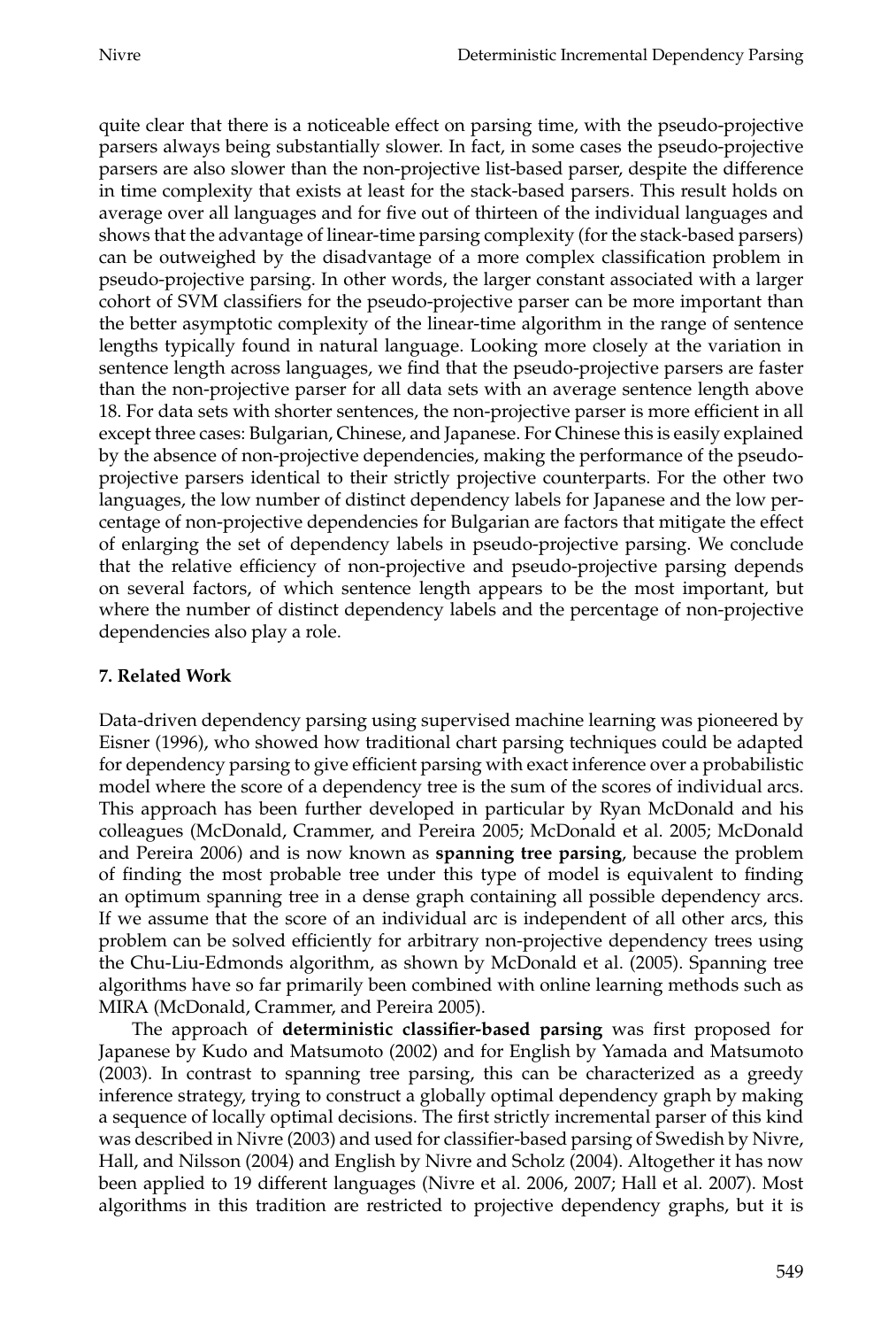quite clear that there is a noticeable effect on parsing time, with the pseudo-projective parsers always being substantially slower. In fact, in some cases the pseudo-projective parsers are also slower than the non-projective list-based parser, despite the difference in time complexity that exists at least for the stack-based parsers. This result holds on average over all languages and for five out of thirteen of the individual languages and shows that the advantage of linear-time parsing complexity (for the stack-based parsers) can be outweighed by the disadvantage of a more complex classification problem in pseudo-projective parsing. In other words, the larger constant associated with a larger cohort of SVM classifiers for the pseudo-projective parser can be more important than the better asymptotic complexity of the linear-time algorithm in the range of sentence lengths typically found in natural language. Looking more closely at the variation in sentence length across languages, we find that the pseudo-projective parsers are faster than the non-projective parser for all data sets with an average sentence length above 18. For data sets with shorter sentences, the non-projective parser is more efficient in all except three cases: Bulgarian, Chinese, and Japanese. For Chinese this is easily explained by the absence of non-projective dependencies, making the performance of the pseudo-projective parsers identical to their strictly projective counterparts. For the other two languages, the low number of distinct dependency labels for Japanese and the low percentage of non-projective dependencies for Bulgarian are factors that mitigate the effect of enlarging the set of dependency labels in pseudo-projective parsing. We conclude that the relative efficiency of non-projective and pseudo-projective parsing depends on several factors, of which sentence length appears to be the most important, but where the number of distinct dependency labels and the percentage of non-projective dependencies also play a role.

## 7. Related Work

Data-driven dependency parsing using supervised machine learning was pioneered by Eisner (1996), who showed how traditional chart parsing techniques could be adapted for dependency parsing to give efficient parsing with exact inference over a probabilistic model where the score of a dependency tree is the sum of the scores of individual arcs. This approach has been further developed in particular by Ryan McDonald and his colleagues (McDonald, Crammer, and Pereira 2005; McDonald et al. 2005; McDonald and Pereira 2006) and is now known as **spanning tree parsing**, because the problem of finding the most probable tree under this type of model is equivalent to finding an optimum spanning tree in a dense graph containing all possible dependency arcs. If we assume that the score of an individual arc is independent of all other arcs, this problem can be solved efficiently for arbitrary non-projective dependency trees using the Chu-Liu-Edmonds algorithm, as shown by McDonald et al. (2005). Spanning tree algorithms have so far primarily been combined with online learning methods such as MIRA (McDonald, Crammer, and Pereira 2005).

The approach of **deterministic classifier-based parsing** was first proposed for Japanese by Kudo and Matsumoto (2002) and for English by Yamada and Matsumoto (2003). In contrast to spanning tree parsing, this can be characterized as a greedy inference strategy, trying to construct a globally optimal dependency graph by making a sequence of locally optimal decisions. The first strictly incremental parser of this kind was described in Nivre (2003) and used for classifier-based parsing of Swedish by Nivre, Hall, and Nilsson (2004) and English by Nivre and Scholz (2004). Altogether it has now been applied to 19 different languages (Nivre et al. 2006, 2007; Hall et al. 2007). Most algorithms in this tradition are restricted to projective dependency graphs, but it is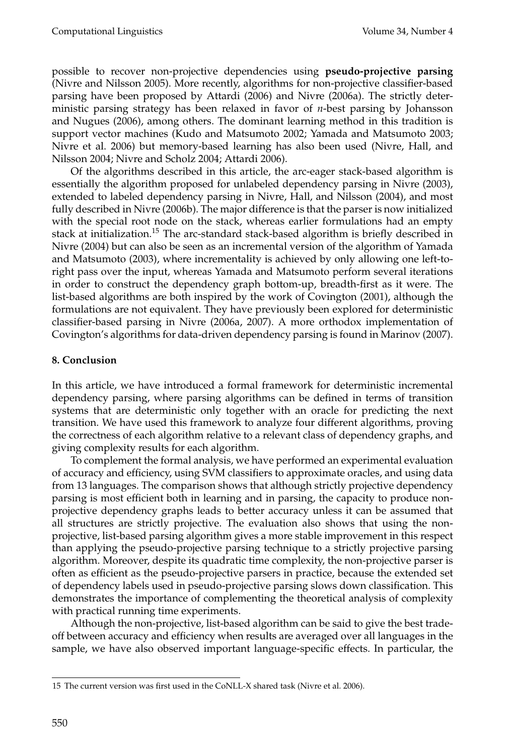possible to recover non-projective dependencies using **pseudo-projective parsing** (Nivre and Nilsson 2005). More recently, algorithms for non-projective classifier-based parsing have been proposed by Attardi (2006) and Nivre (2006a). The strictly deterministic parsing strategy has been relaxed in favor of *n*-best parsing by Johansson and Nugues (2006), among others. The dominant learning method in this tradition is support vector machines (Kudo and Matsumoto 2002; Yamada and Matsumoto 2003; Nivre et al. 2006) but memory-based learning has also been used (Nivre, Hall, and Nilsson 2004; Nivre and Scholz 2004; Attardi 2006).

Of the algorithms described in this article, the arc-eager stack-based algorithm is essentially the algorithm proposed for unlabeled dependency parsing in Nivre (2003), extended to labeled dependency parsing in Nivre, Hall, and Nilsson (2004), and most fully described in Nivre (2006b). The major difference is that the parser is now initialized with the special root node on the stack, whereas earlier formulations had an empty stack at initialization.[15] The arc-standard stack-based algorithm is briefly described in Nivre (2004) but can also be seen as an incremental version of the algorithm of Yamada and Matsumoto (2003), where incrementality is achieved by only allowing one left-to-right pass over the input, whereas Yamada and Matsumoto perform several iterations in order to construct the dependency graph bottom-up, breadth-first as it were. The list-based algorithms are both inspired by the work of Covington (2001), although the formulations are not equivalent. They have previously been explored for deterministic classifier-based parsing in Nivre (2006a, 2007). A more orthodox implementation of Covington's algorithms for data-driven dependency parsing is found in Marinov (2007).

## 8. Conclusion

In this article, we have introduced a formal framework for deterministic incremental dependency parsing, where parsing algorithms can be defined in terms of transition systems that are deterministic only together with an oracle for predicting the next transition. We have used this framework to analyze four different algorithms, proving the correctness of each algorithm relative to a relevant class of dependency graphs, and giving complexity results for each algorithm.

To complement the formal analysis, we have performed an experimental evaluation of accuracy and efficiency, using SVM classifiers to approximate oracles, and using data from 13 languages. The comparison shows that although strictly projective dependency parsing is most efficient both in learning and in parsing, the capacity to produce non-projective dependency graphs leads to better accuracy unless it can be assumed that all structures are strictly projective. The evaluation also shows that using the non-projective, list-based parsing algorithm gives a more stable improvement in this respect than applying the pseudo-projective parsing technique to a strictly projective parsing algorithm. Moreover, despite its quadratic time complexity, the non-projective parser is often as efficient as the pseudo-projective parsers in practice, because the extended set of dependency labels used in pseudo-projective parsing slows down classification. This demonstrates the importance of complementing the theoretical analysis of complexity with practical running time experiments.

Although the non-projective, list-based algorithm can be said to give the best trade-off between accuracy and efficiency when results are averaged over all languages in the sample, we have also observed important language-specific effects. In particular, the

15 The current version was first used in the CoNLL-X shared task (Nivre et al. 2006).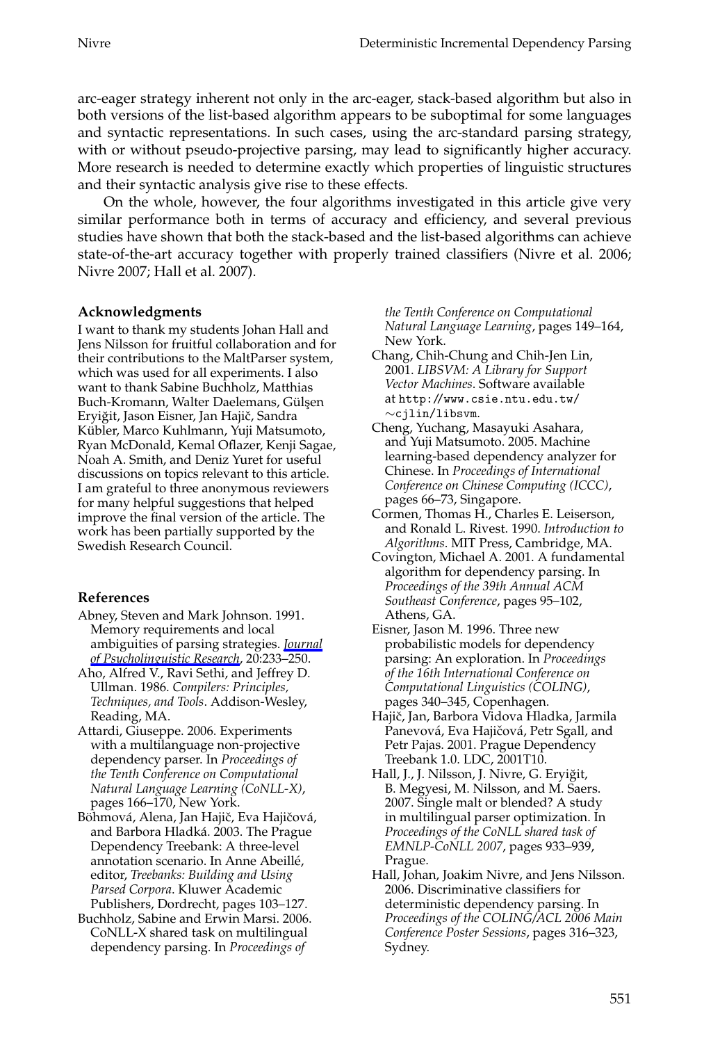arc-eager strategy inherent not only in the arc-eager, stack-based algorithm but also in both versions of the list-based algorithm appears to be suboptimal for some languages and syntactic representations. In such cases, using the arc-standard parsing strategy, with or without pseudo-projective parsing, may lead to significantly higher accuracy. More research is needed to determine exactly which properties of linguistic structures and their syntactic analysis give rise to these effects.

On the whole, however, the four algorithms investigated in this article give very similar performance both in terms of accuracy and efficiency, and several previous studies have shown that both the stack-based and the list-based algorithms can achieve state-of-the-art accuracy together with properly trained classifiers (Nivre et al. 2006; Nivre 2007; Hall et al. 2007).

### Acknowledgments

I want to thank my students Johan Hall and Jens Nilsson for fruitful collaboration and for their contributions to the MaltParser system, which was used for all experiments. I also want to thank Sabine Buchholz, Matthias Buch-Kromann, Walter Daelemans, Gülşen Eryiğit, Jason Eisner, Jan Hajič, Sandra Kübler, Marco Kuhlmann, Yuji Matsumoto, Ryan McDonald, Kemal Oflazer, Kenji Sagae, Noah A. Smith, and Deniz Yuret for useful discussions on topics relevant to this article. I am grateful to three anonymous reviewers for many helpful suggestions that helped improve the final version of the article. The work has been partially supported by the Swedish Research Council.

### References

Abney, Steven and Mark Johnson. 1991. Memory requirements and local ambiguities of parsing strategies. *Journal of Psycholinguistic Research*, 20:233–250.

Aho, Alfred V., Ravi Sethi, and Jeffrey D. Ullman. 1986. *Compilers: Principles, Techniques, and Tools*. Addison-Wesley, Reading, MA.

Attardi, Giuseppe. 2006. Experiments with a multilanguage non-projective dependency parser. In *Proceedings of the Tenth Conference on Computational Natural Language Learning (CoNLL-X)*, pages 166–170, New York.

Böhmová, Alena, Jan Hajič, Eva Hajičová, and Barbora Hladká. 2003. The Prague Dependency Treebank: A three-level annotation scenario. In Anne Abeillé, editor, *Treebanks: Building and Using Parsed Corpora*. Kluwer Academic Publishers, Dordrecht, pages 103–127.

Buchholz, Sabine and Erwin Marsi. 2006. CoNLL-X shared task on multilingual dependency parsing. In *Proceedings of the Tenth Conference on Computational Natural Language Learning*, pages 149–164, New York.

Chang, Chih-Chung and Chih-Jen Lin, 2001. *LIBSVM: A Library for Support Vector Machines*. Software available at http://www.csie.ntu.edu.tw/~cjlin/libsvm.

Cheng, Yuchang, Masayuki Asahara, and Yuji Matsumoto. 2005. Machine learning-based dependency analyzer for Chinese. In *Proceedings of International Conference on Chinese Computing (ICCC)*, pages 66–73, Singapore.

Cormen, Thomas H., Charles E. Leiserson, and Ronald L. Rivest. 1990. *Introduction to Algorithms*. MIT Press, Cambridge, MA.

Covington, Michael A. 2001. A fundamental algorithm for dependency parsing. In *Proceedings of the 39th Annual ACM Southeast Conference*, pages 95–102, Athens, GA.

Eisner, Jason M. 1996. Three new probabilistic models for dependency parsing: An exploration. In *Proceedings of the 16th International Conference on Computational Linguistics (COLING)*, pages 340–345, Copenhagen.

Hajič, Jan, Barbora Vidova Hladka, Jarmila Panevová, Eva Hajičová, Petr Sgall, and Petr Pajas. 2001. Prague Dependency Treebank 1.0. LDC, 2001T10.

Hall, J., J. Nilsson, J. Nivre, G. Eryiğit, B. Megyesi, M. Nilsson, and M. Saers. 2007. Single malt or blended? A study in multilingual parser optimization. In *Proceedings of the CoNLL shared task of EMNLP-CoNLL 2007*, pages 933–939, Prague.

Hall, Johan, Joakim Nivre, and Jens Nilsson. 2006. Discriminative classifiers for deterministic dependency parsing. In *Proceedings of the COLING/ACL 2006 Main Conference Poster Sessions*, pages 316–323, Sydney.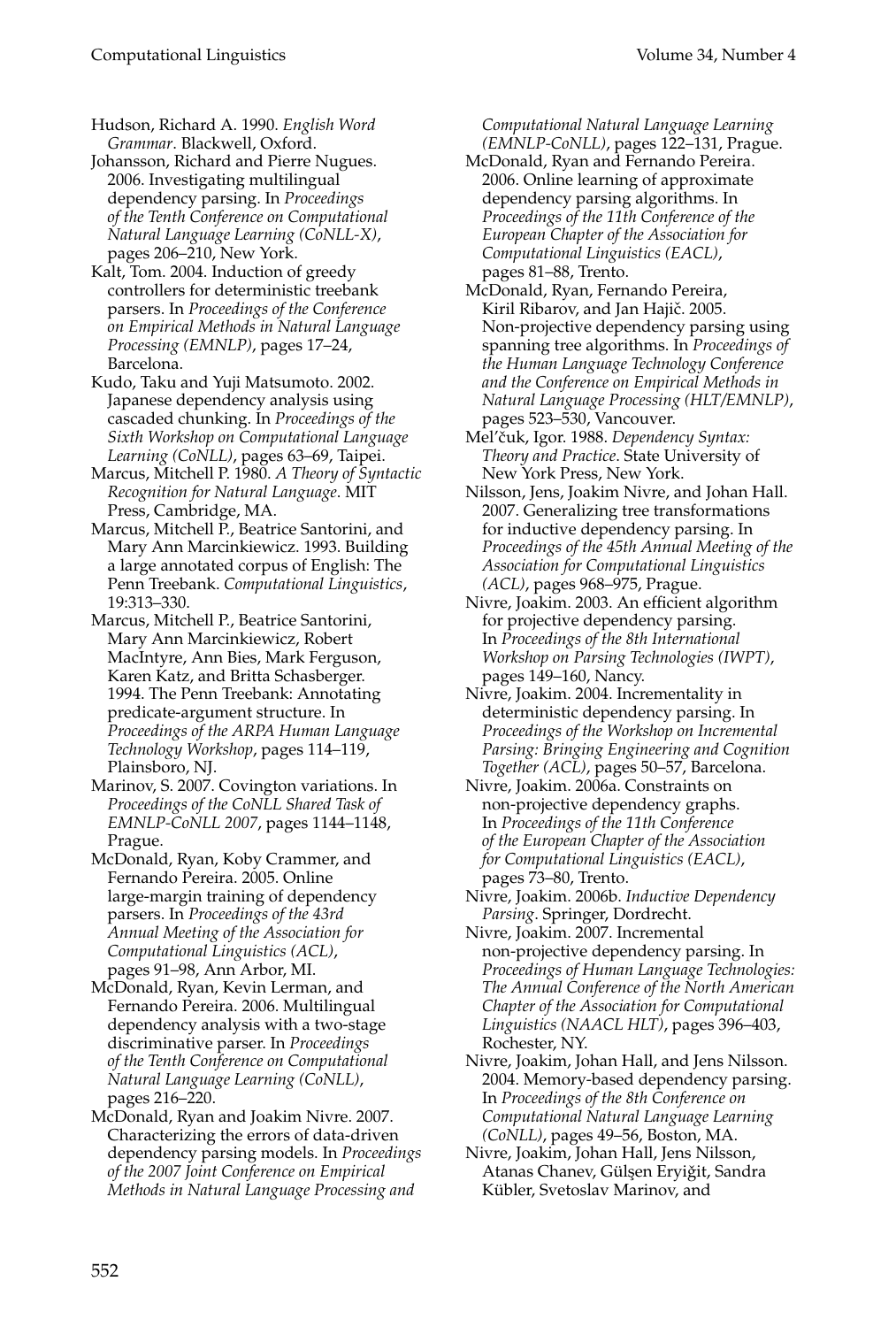Hudson, Richard A. 1990. *English Word Grammar*. Blackwell, Oxford.

Johansson, Richard and Pierre Nugues. 2006. Investigating multilingual dependency parsing. In *Proceedings of the Tenth Conference on Computational Natural Language Learning (CoNLL-X)*, pages 206–210, New York.

Kalt, Tom. 2004. Induction of greedy controllers for deterministic treebank parsers. In *Proceedings of the Conference on Empirical Methods in Natural Language Processing (EMNLP)*, pages 17–24, Barcelona.

Kudo, Taku and Yuji Matsumoto. 2002. Japanese dependency analysis using cascaded chunking. In *Proceedings of the Sixth Workshop on Computational Language Learning (CoNLL)*, pages 63–69, Taipei.

Marcus, Mitchell P. 1980. *A Theory of Syntactic Recognition for Natural Language*. MIT Press, Cambridge, MA.

Marcus, Mitchell P., Beatrice Santorini, and Mary Ann Marcinkiewicz. 1993. Building a large annotated corpus of English: The Penn Treebank. *Computational Linguistics*, 19:313–330.

Marcus, Mitchell P., Beatrice Santorini, Mary Ann Marcinkiewicz, Robert MacIntyre, Ann Bies, Mark Ferguson, Karen Katz, and Britta Schasberger. 1994. The Penn Treebank: Annotating predicate-argument structure. In *Proceedings of the ARPA Human Language Technology Workshop*, pages 114–119, Plainsboro, NJ.

Marinov, S. 2007. Covington variations. In *Proceedings of the CoNLL Shared Task of EMNLP-CoNLL 2007*, pages 1144–1148, Prague.

McDonald, Ryan, Koby Crammer, and Fernando Pereira. 2005. Online large-margin training of dependency parsers. In *Proceedings of the 43rd Annual Meeting of the Association for Computational Linguistics (ACL)*, pages 91–98, Ann Arbor, MI.

McDonald, Ryan, Kevin Lerman, and Fernando Pereira. 2006. Multilingual dependency analysis with a two-stage discriminative parser. In *Proceedings of the Tenth Conference on Computational Natural Language Learning (CoNLL)*, pages 216–220.

McDonald, Ryan and Joakim Nivre. 2007. Characterizing the errors of data-driven dependency parsing models. In *Proceedings of the 2007 Joint Conference on Empirical Methods in Natural Language Processing and Computational Natural Language Learning (EMNLP-CoNLL)*, pages 122–131, Prague.

McDonald, Ryan and Fernando Pereira. 2006. Online learning of approximate dependency parsing algorithms. In *Proceedings of the 11th Conference of the European Chapter of the Association for Computational Linguistics (EACL)*, pages 81–88, Trento.

McDonald, Ryan, Fernando Pereira, Kiril Ribarov, and Jan Hajič. 2005. Non-projective dependency parsing using spanning tree algorithms. In *Proceedings of the Human Language Technology Conference and the Conference on Empirical Methods in Natural Language Processing (HLT/EMNLP)*, pages 523–530, Vancouver.

Mel'čuk, Igor. 1988. *Dependency Syntax: Theory and Practice*. State University of New York Press, New York.

Nilsson, Jens, Joakim Nivre, and Johan Hall. 2007. Generalizing tree transformations for inductive dependency parsing. In *Proceedings of the 45th Annual Meeting of the Association for Computational Linguistics (ACL)*, pages 968–975, Prague.

Nivre, Joakim. 2003. An efficient algorithm for projective dependency parsing. In *Proceedings of the 8th International Workshop on Parsing Technologies (IWPT)*, pages 149–160, Nancy.

Nivre, Joakim. 2004. Incrementality in deterministic dependency parsing. In *Proceedings of the Workshop on Incremental Parsing: Bringing Engineering and Cognition Together (ACL)*, pages 50–57, Barcelona.

Nivre, Joakim. 2006a. Constraints on non-projective dependency graphs. In *Proceedings of the 11th Conference of the European Chapter of the Association for Computational Linguistics (EACL)*, pages 73–80, Trento.

Nivre, Joakim. 2006b. *Inductive Dependency Parsing*. Springer, Dordrecht.

Nivre, Joakim. 2007. Incremental non-projective dependency parsing. In *Proceedings of Human Language Technologies: The Annual Conference of the North American Chapter of the Association for Computational Linguistics (NAACL HLT)*, pages 396–403, Rochester, NY.

Nivre, Joakim, Johan Hall, and Jens Nilsson. 2004. Memory-based dependency parsing. In *Proceedings of the 8th Conference on Computational Natural Language Learning (CoNLL)*, pages 49–56, Boston, MA.

Nivre, Joakim, Johan Hall, Jens Nilsson, Atanas Chanev, Gülşen Eryiğit, Sandra Kübler, Svetoslav Marinov, and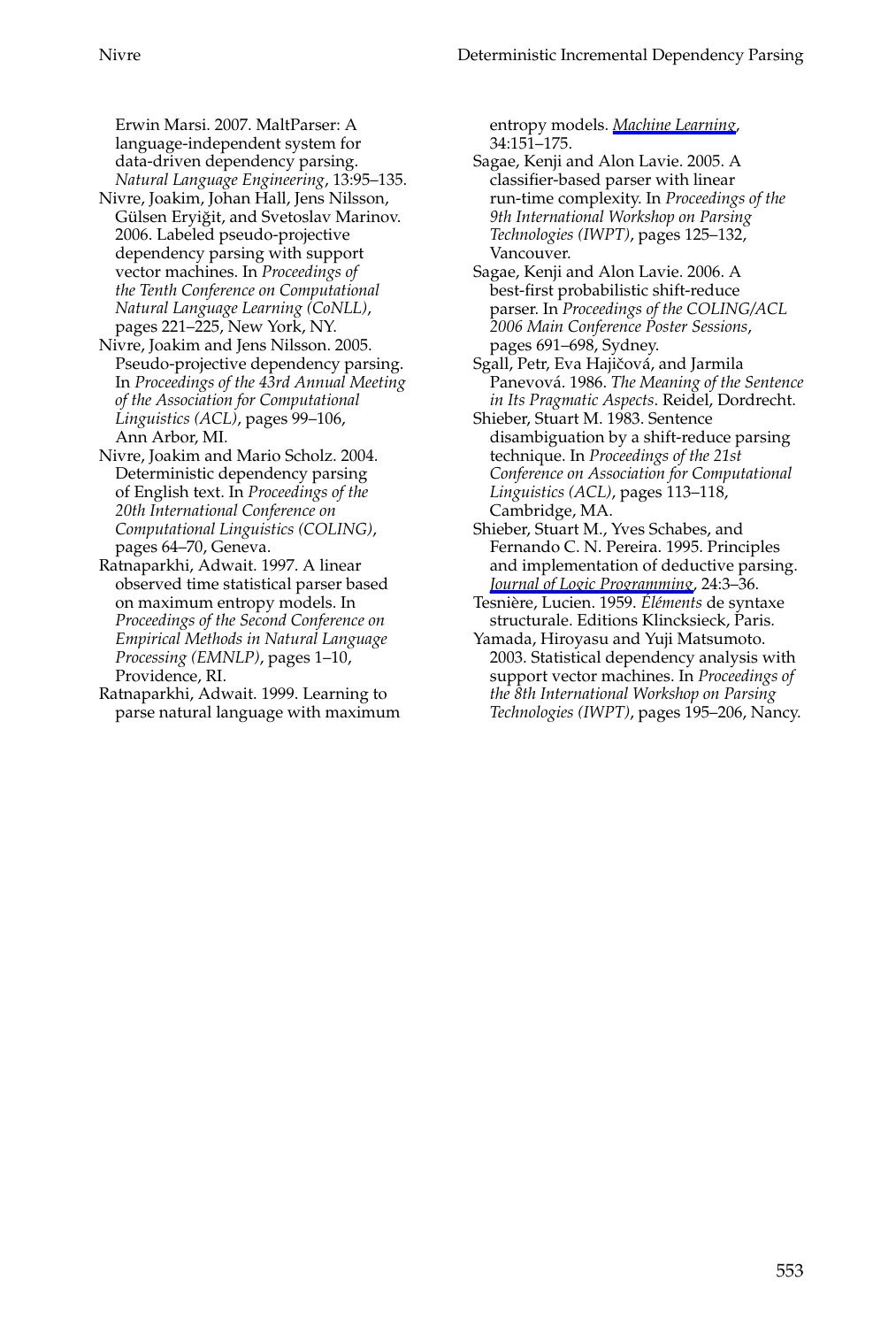Erwin Marsi. 2007. MaltParser: A language-independent system for data-driven dependency parsing. *Natural Language Engineering*, 13:95–135.

Nivre, Joakim, Johan Hall, Jens Nilsson, Gülsen Eryiğit, and Svetoslav Marinov. 2006. Labeled pseudo-projective dependency parsing with support vector machines. In *Proceedings of the Tenth Conference on Computational Natural Language Learning (CoNLL)*, pages 221–225, New York, NY.

Nivre, Joakim and Jens Nilsson. 2005. Pseudo-projective dependency parsing. In *Proceedings of the 43rd Annual Meeting of the Association for Computational Linguistics (ACL)*, pages 99–106, Ann Arbor, MI.

Nivre, Joakim and Mario Scholz. 2004. Deterministic dependency parsing of English text. In *Proceedings of the 20th International Conference on Computational Linguistics (COLING)*, pages 64–70, Geneva.

Ratnaparkhi, Adwait. 1997. A linear observed time statistical parser based on maximum entropy models. In *Proceedings of the Second Conference on Empirical Methods in Natural Language Processing (EMNLP)*, pages 1–10, Providence, RI.

Ratnaparkhi, Adwait. 1999. Learning to parse natural language with maximum entropy models. *Machine Learning*, 34:151–175.

Sagae, Kenji and Alon Lavie. 2005. A classifier-based parser with linear run-time complexity. In *Proceedings of the 9th International Workshop on Parsing Technologies (IWPT)*, pages 125–132, Vancouver.

Sagae, Kenji and Alon Lavie. 2006. A best-first probabilistic shift-reduce parser. In *Proceedings of the COLING/ACL 2006 Main Conference Poster Sessions*, pages 691–698, Sydney.

Sgall, Petr, Eva Hajičová, and Jarmila Panevová. 1986. *The Meaning of the Sentence in Its Pragmatic Aspects*. Reidel, Dordrecht.

Shieber, Stuart M. 1983. Sentence disambiguation by a shift-reduce parsing technique. In *Proceedings of the 21st Conference on Association for Computational Linguistics (ACL)*, pages 113–118, Cambridge, MA.

Shieber, Stuart M., Yves Schabes, and Fernando C. N. Pereira. 1995. Principles and implementation of deductive parsing. *Journal of Logic Programming*, 24:3–36.

Tesnière, Lucien. 1959. *Éléments* de syntaxe structurale. Editions Klincksieck, Paris.

Yamada, Hiroyasu and Yuji Matsumoto. 2003. Statistical dependency analysis with support vector machines. In *Proceedings of the 8th International Workshop on Parsing Technologies (IWPT)*, pages 195–206, Nancy.